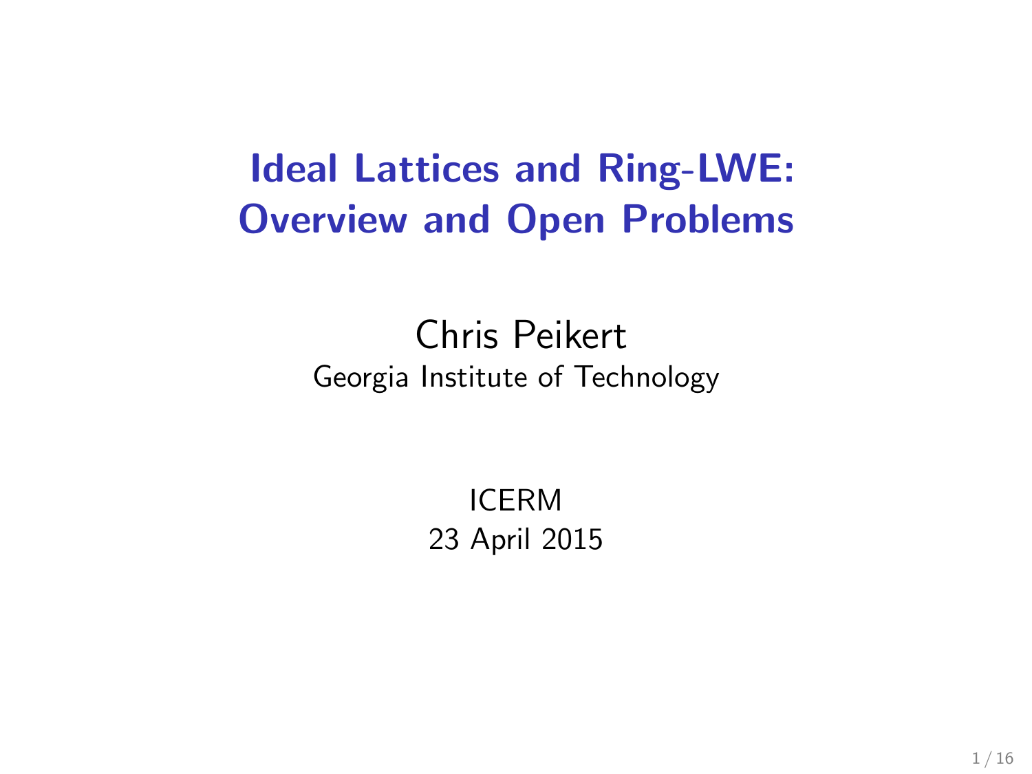# Ideal Lattices and Ring-LWE: Overview and Open Problems

Chris Peikert
Georgia Institute of Technology

ICERM
23 April 2015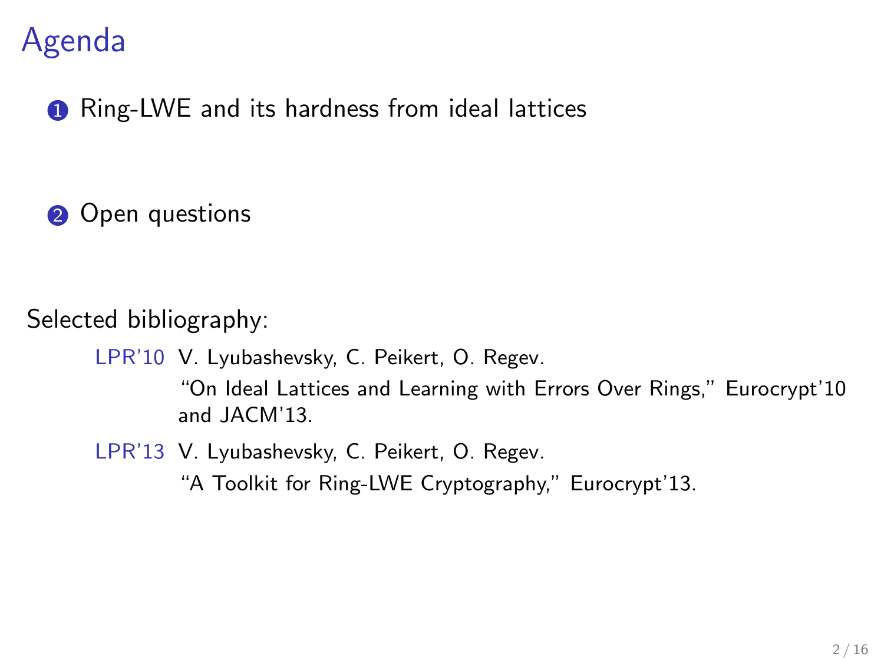# Agenda

1. Ring-LWE and its hardness from ideal lattices

2. Open questions

Selected bibliography:

- LPR'10 V. Lyubashevsky, C. Peikert, O. Regev.
  "On Ideal Lattices and Learning with Errors Over Rings," Eurocrypt'10 and JACM'13.
- LPR'13 V. Lyubashevsky, C. Peikert, O. Regev.
  "A Toolkit for Ring-LWE Cryptography," Eurocrypt'13.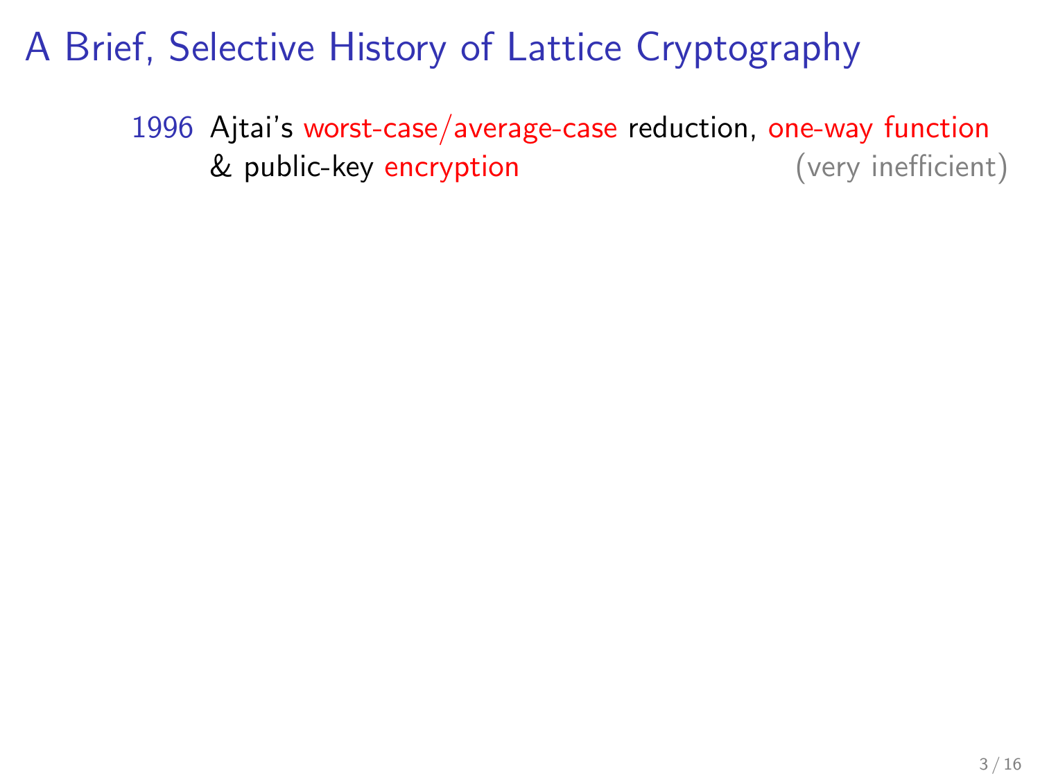# A Brief, Selective History of Lattice Cryptography

1996 Ajtai's worst-case/average-case reduction, one-way function & public-key encryption (very inefficient)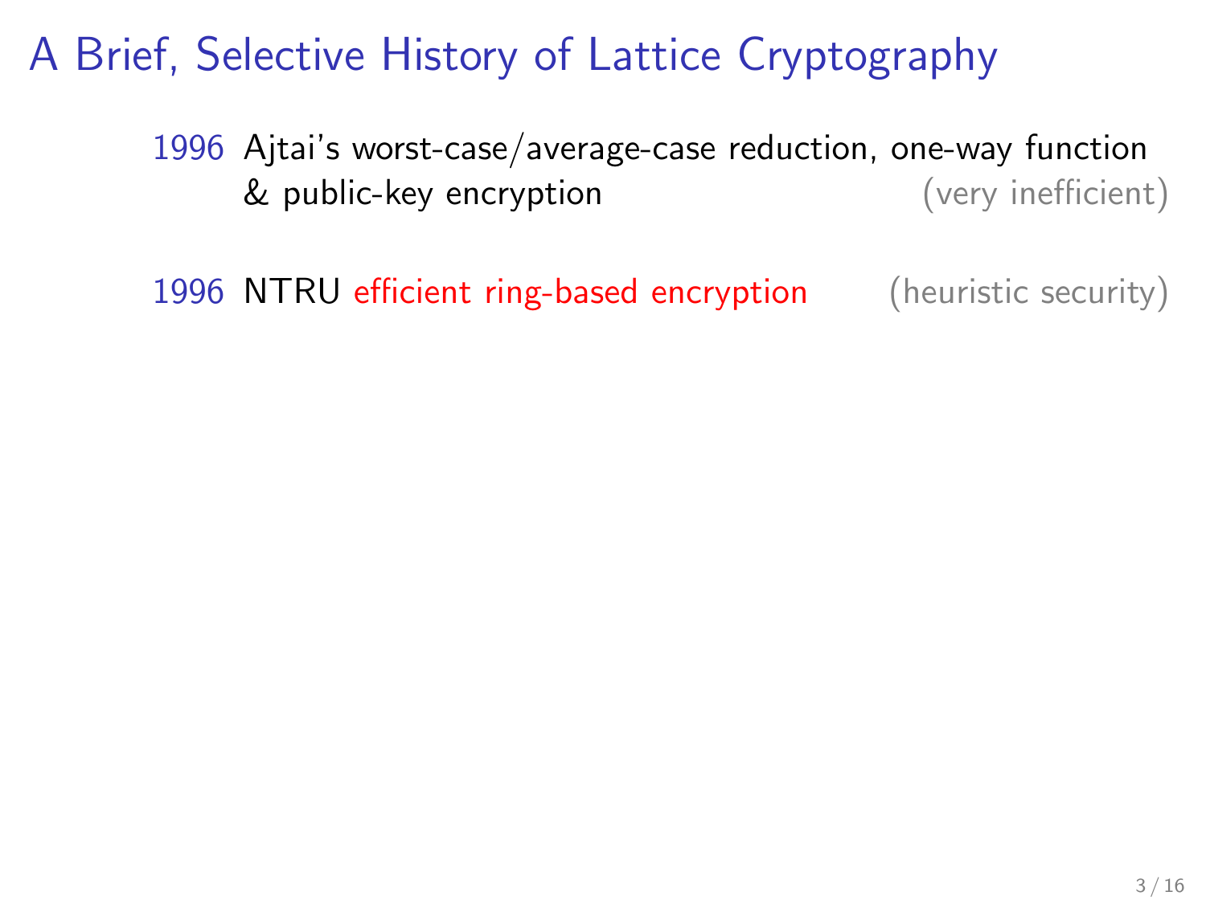# A Brief, Selective History of Lattice Cryptography

- 1996 Ajtai's worst-case/average-case reduction, one-way function & public-key encryption (very inefficient)
- 1996 NTRU efficient ring-based encryption (heuristic security)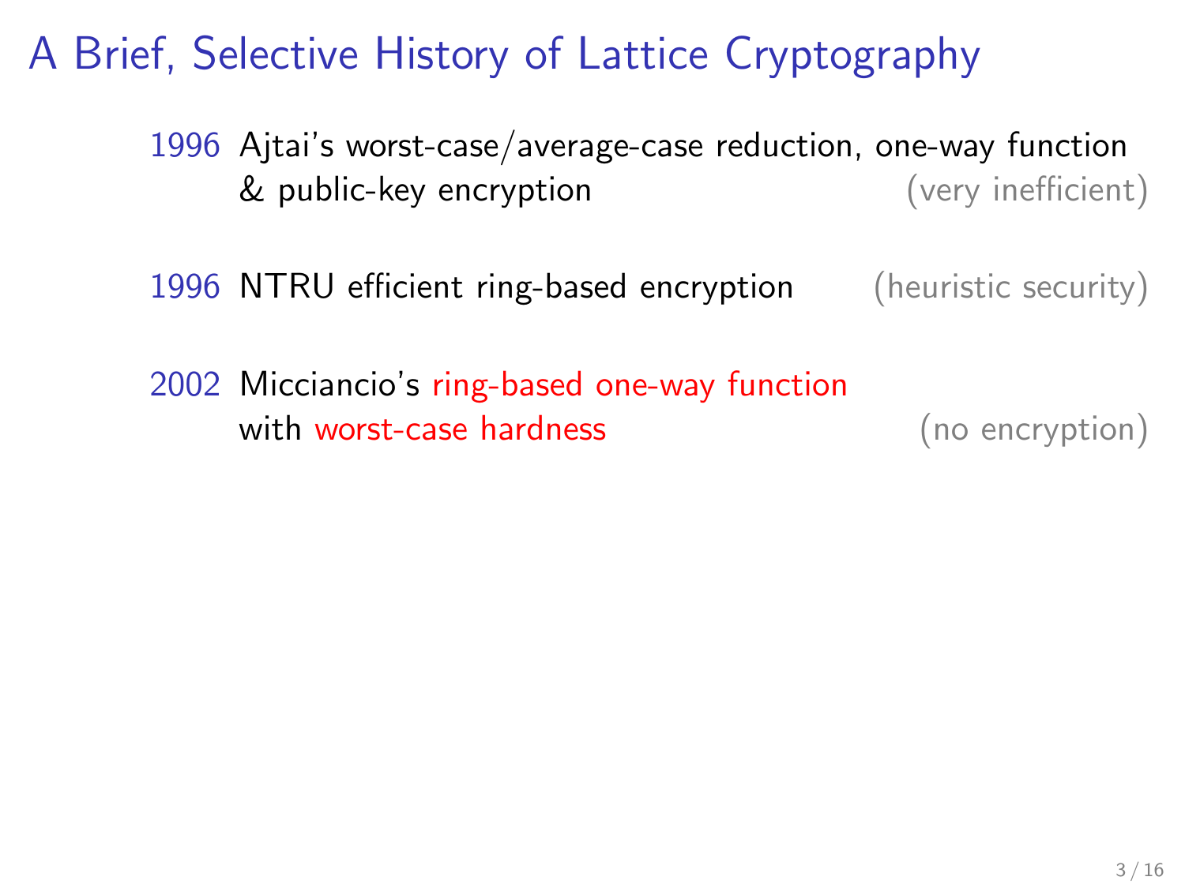# A Brief, Selective History of Lattice Cryptography

1996 Ajtai's worst-case/average-case reduction, one-way function & public-key encryption (very inefficient)

1996 NTRU efficient ring-based encryption (heuristic security)

2002 Micciancio's ring-based one-way function with worst-case hardness (no encryption)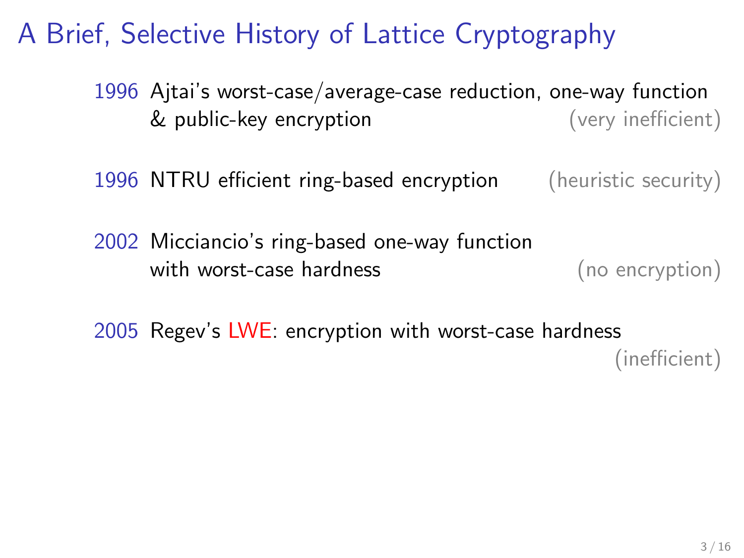# A Brief, Selective History of Lattice Cryptography

- 1996 Ajtai's worst-case/average-case reduction, one-way function & public-key encryption (very inefficient)

- 1996 NTRU efficient ring-based encryption (heuristic security)

- 2002 Micciancio's ring-based one-way function with worst-case hardness (no encryption)

- 2005 Regev's LWE: encryption with worst-case hardness (inefficient)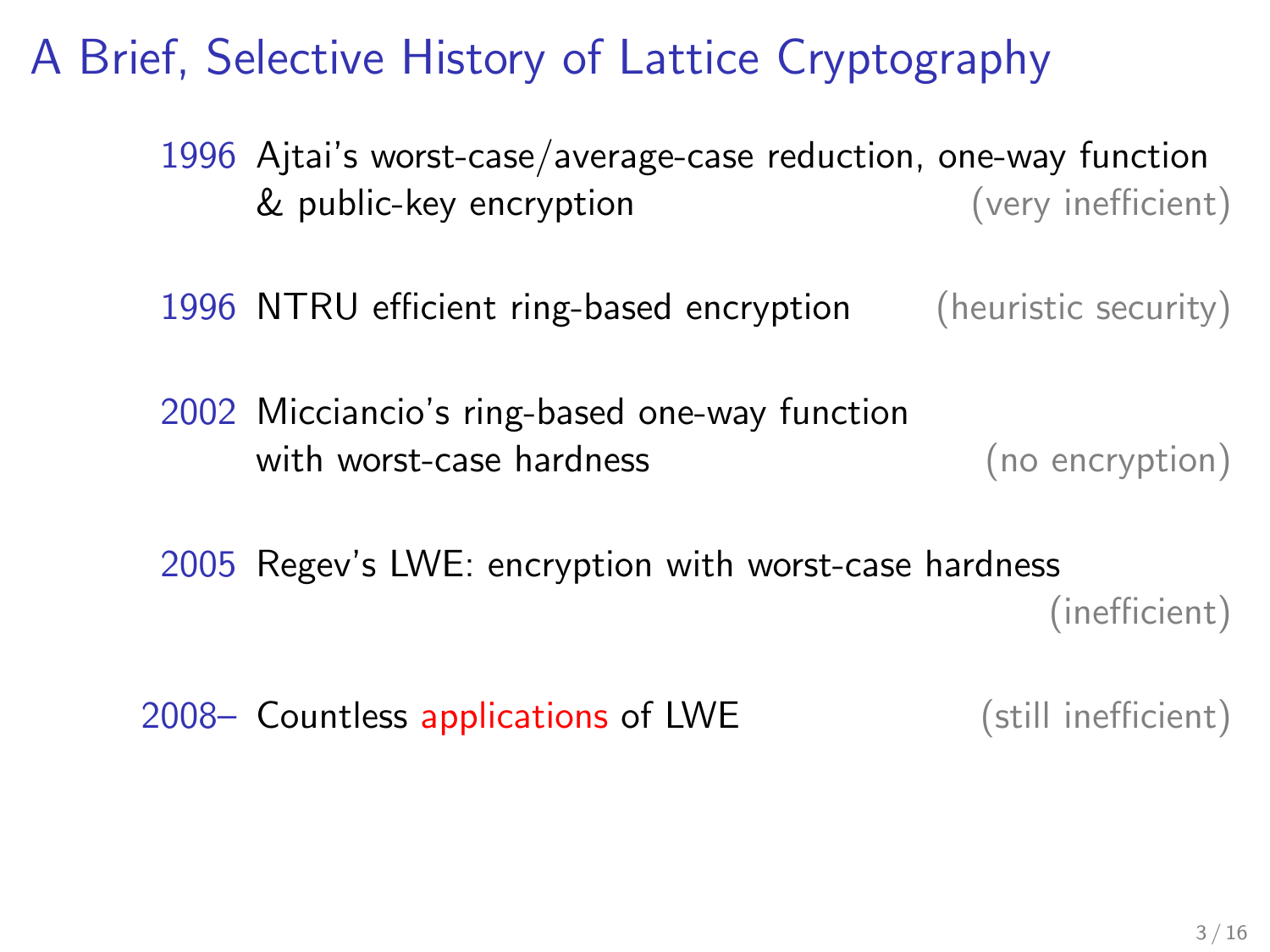# A Brief, Selective History of Lattice Cryptography

- **1996** Ajtai's worst-case/average-case reduction, one-way function & public-key encryption (very inefficient)
- **1996** NTRU efficient ring-based encryption (heuristic security)
- **2002** Micciancio's ring-based one-way function with worst-case hardness (no encryption)
- **2005** Regev's LWE: encryption with worst-case hardness (inefficient)
- **2008–** Countless applications of LWE (still inefficient)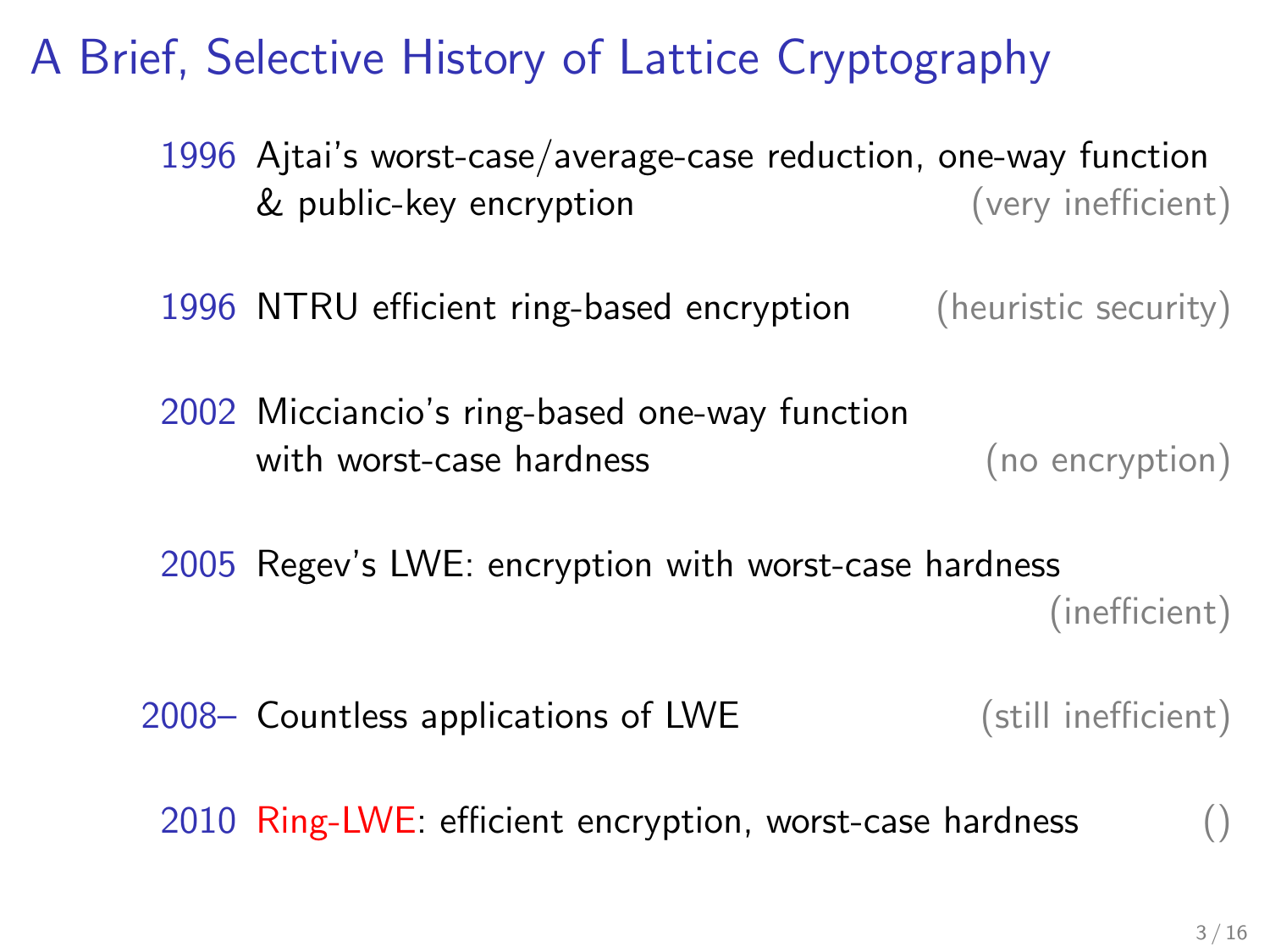# A Brief, Selective History of Lattice Cryptography

- 1996 Ajtai's worst-case/average-case reduction, one-way function & public-key encryption (very inefficient)

- 1996 NTRU efficient ring-based encryption (heuristic security)

- 2002 Micciancio's ring-based one-way function with worst-case hardness (no encryption)

- 2005 Regev's LWE: encryption with worst-case hardness (inefficient)

- 2008– Countless applications of LWE (still inefficient)

- 2010 Ring-LWE: efficient encryption, worst-case hardness ()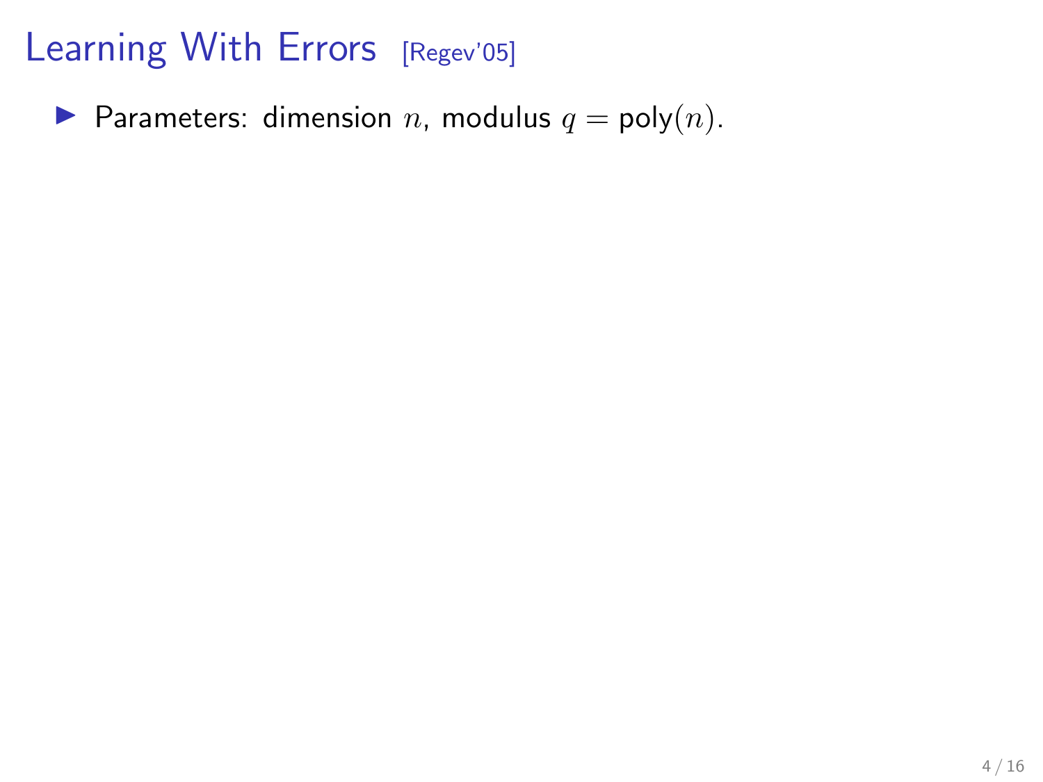# Learning With Errors [Regev'05]

- Parameters: dimension $n$, modulus $q = \mathsf{poly}(n)$.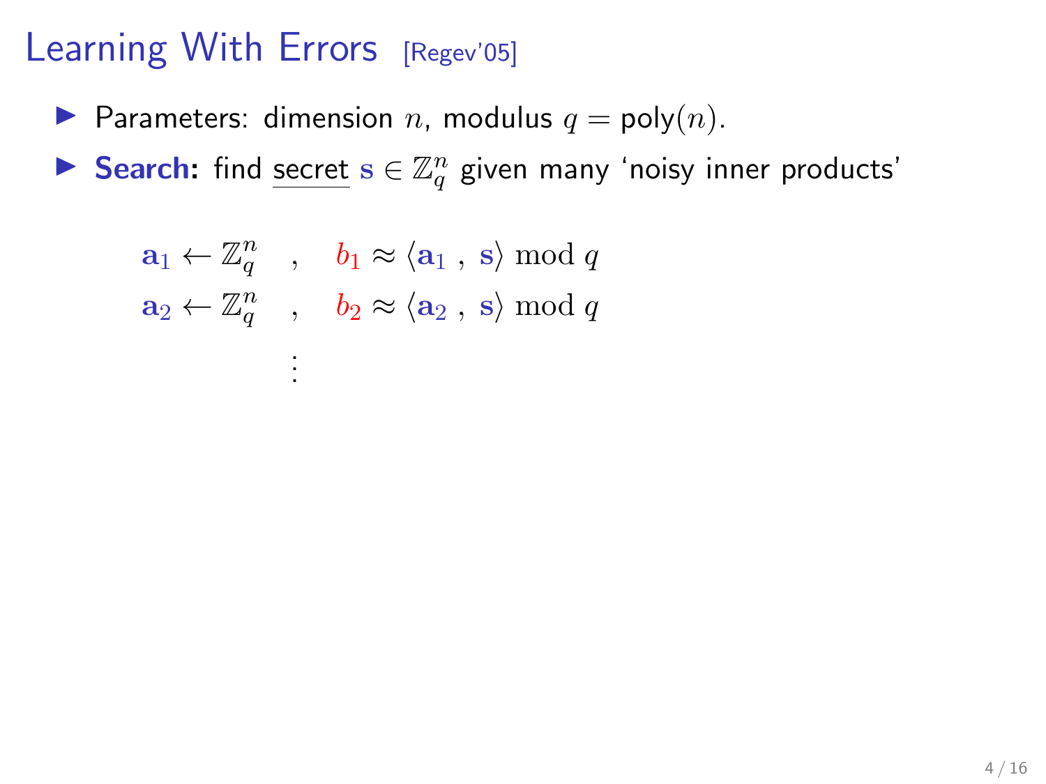# Learning With Errors [Regev'05]

- Parameters: dimension $n$, modulus $q = \mathsf{poly}(n)$.
- **Search:** find secret $\mathbf{s} \in \mathbb{Z}_q^n$ given many 'noisy inner products'

$$
\begin{aligned}
\mathbf{a}_1 \leftarrow \mathbb{Z}_q^n \quad &, \quad b_1 \approx \langle \mathbf{a}_1 \, , \, \mathbf{s} \rangle \bmod q \\
\mathbf{a}_2 \leftarrow \mathbb{Z}_q^n \quad &, \quad b_2 \approx \langle \mathbf{a}_2 \, , \, \mathbf{s} \rangle \bmod q \\
&\vdots
\end{aligned}
$$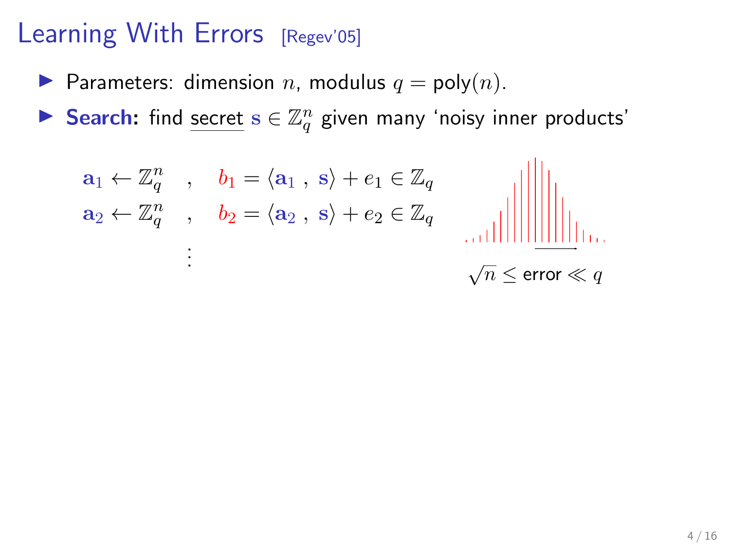# Learning With Errors [Regev'05]

- Parameters: dimension $n$, modulus $q = \mathsf{poly}(n)$.
- **Search:** find secret $\mathbf{s} \in \mathbb{Z}_q^n$ given many 'noisy inner products'

$$\mathbf{a}_1 \leftarrow \mathbb{Z}_q^n \quad , \quad b_1 = \langle \mathbf{a}_1 \, , \, \mathbf{s} \rangle + e_1 \in \mathbb{Z}_q$$

$$\mathbf{a}_2 \leftarrow \mathbb{Z}_q^n \quad , \quad b_2 = \langle \mathbf{a}_2 \, , \, \mathbf{s} \rangle + e_2 \in \mathbb{Z}_q$$

$$\vdots$$

$\sqrt{n} \leq \text{error} \ll q$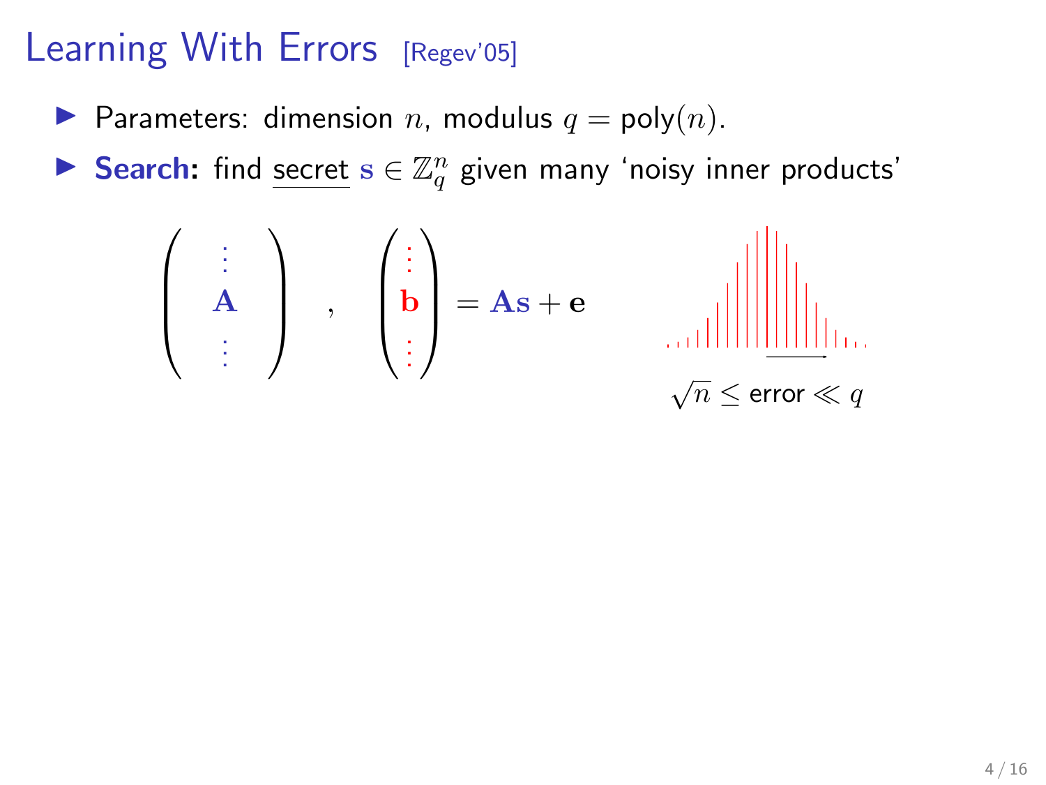# Learning With Errors [Regev'05]

- Parameters: dimension $n$, modulus $q = \mathrm{poly}(n)$.
- **Search:** find secret $\mathbf{s} \in \mathbb{Z}_q^n$ given many 'noisy inner products'

$$\begin{pmatrix} \vdots \\ \mathbf{A} \\ \vdots \end{pmatrix}, \quad \begin{pmatrix} \vdots \\ \mathbf{b} \\ \vdots \end{pmatrix} = \mathbf{A}\mathbf{s} + \mathbf{e}$$

$\sqrt{n} \leq \text{error} \ll q$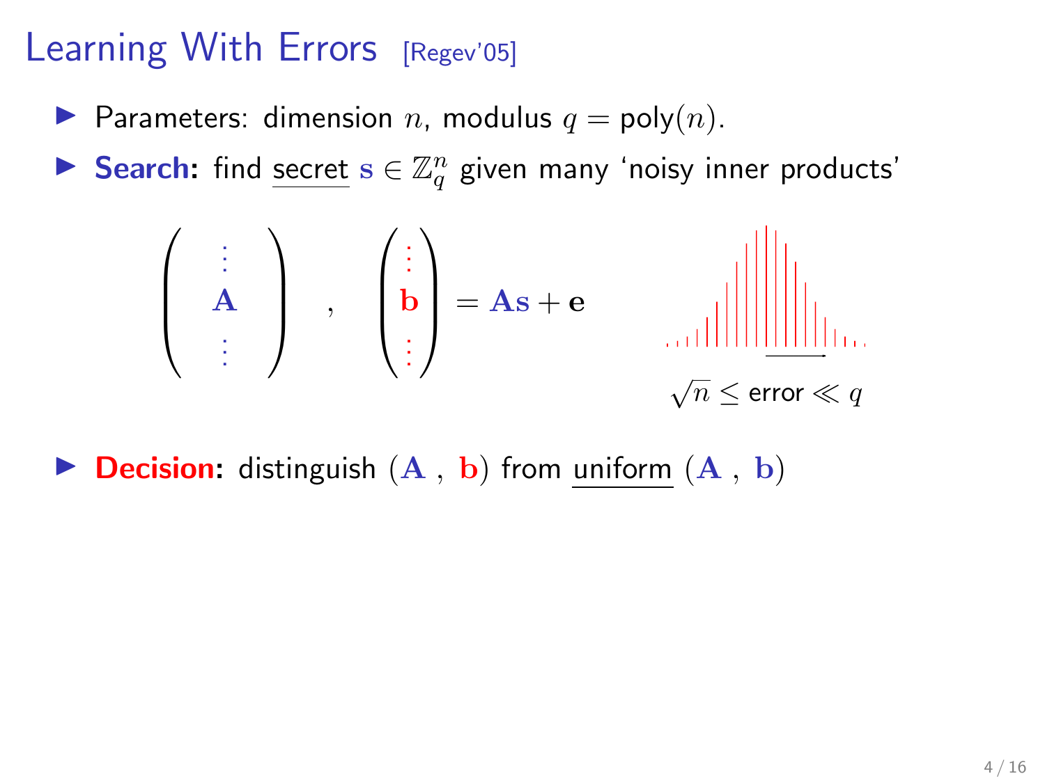# Learning With Errors [Regev'05]

- Parameters: dimension $n$, modulus $q = \text{poly}(n)$.
- **Search:** find <u>secret</u> $\mathbf{s} \in \mathbb{Z}_q^n$ given many 'noisy inner products'

$$\begin{pmatrix} \vdots \\ \mathbf{A} \\ \vdots \end{pmatrix} , \quad \begin{pmatrix} \vdots \\ \mathbf{b} \\ \vdots \end{pmatrix} = \mathbf{A}\mathbf{s} + \mathbf{e}$$

$\sqrt{n} \leq \text{error} \ll q$

- **Decision:** distinguish $(\mathbf{A} , \mathbf{b})$ from <u>uniform</u> $(\mathbf{A} , \mathbf{b})$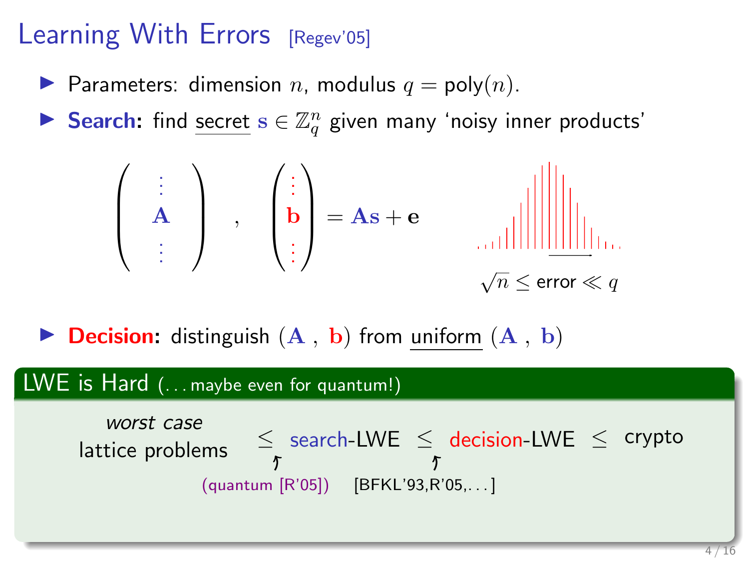# Learning With Errors [Regev'05]

- Parameters: dimension $n$, modulus $q = \text{poly}(n)$.
- **Search:** find secret $\mathbf{s} \in \mathbb{Z}_q^n$ given many 'noisy inner products'

$$\begin{pmatrix} \vdots \\ \mathbf{A} \\ \vdots \end{pmatrix} \quad , \quad \begin{pmatrix} \vdots \\ \mathbf{b} \\ \vdots \end{pmatrix} = \mathbf{A}\mathbf{s} + \mathbf{e}$$

$\sqrt{n} \leq \text{error} \ll q$

- **Decision:** distinguish $(\mathbf{A}\ ,\ \mathbf{b})$ from uniform $(\mathbf{A}\ ,\ \mathbf{b})$

**LWE is Hard** (... maybe even for quantum!)

*worst case* lattice problems $\leq$ search-LWE $\leq$ decision-LWE $\leq$ crypto

(quantum [R'05]) [BFKL'93,R'05,...]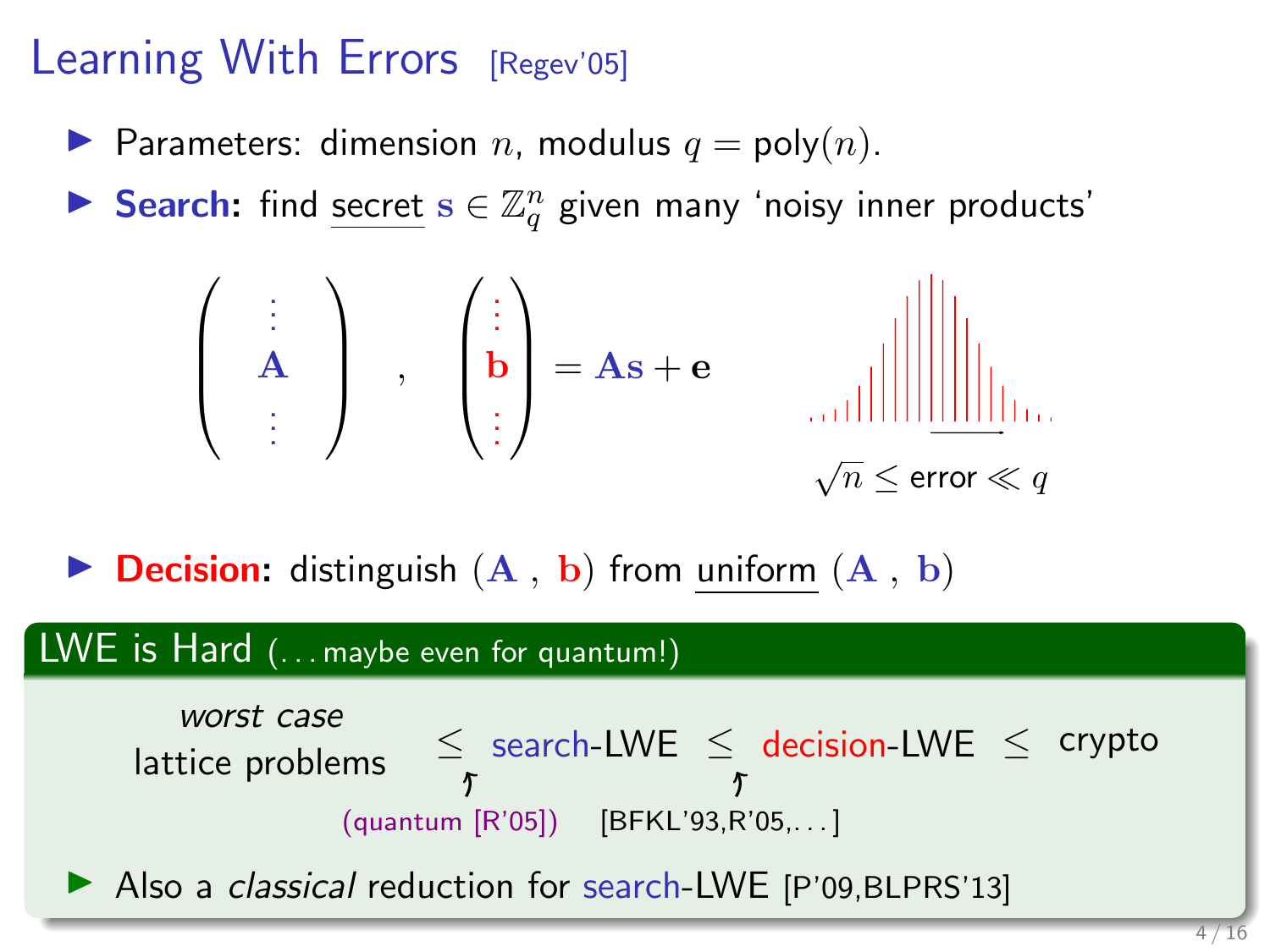# Learning With Errors [Regev'05]

- Parameters: dimension $n$, modulus $q = \text{poly}(n)$.
- **Search:** find secret $\mathbf{s} \in \mathbb{Z}_q^n$ given many 'noisy inner products'

$$\left( \begin{array}{c} \vdots \\ \mathbf{A} \\ \vdots \end{array} \right), \quad \left( \begin{array}{c} \vdots \\ \mathbf{b} \\ \vdots \end{array} \right) = \mathbf{A}\mathbf{s} + \mathbf{e}$$

$\sqrt{n} \leq \text{error} \ll q$

- **Decision:** distinguish $(\mathbf{A}, \mathbf{b})$ from uniform $(\mathbf{A}, \mathbf{b})$

**LWE is Hard** (... maybe even for quantum!)

*worst case* lattice problems $\leq$ search-LWE $\leq$ decision-LWE $\leq$ crypto

(quantum [R'05]) [BFKL'93,R'05,...]

- Also a *classical* reduction for search-LWE [P'09,BLPRS'13]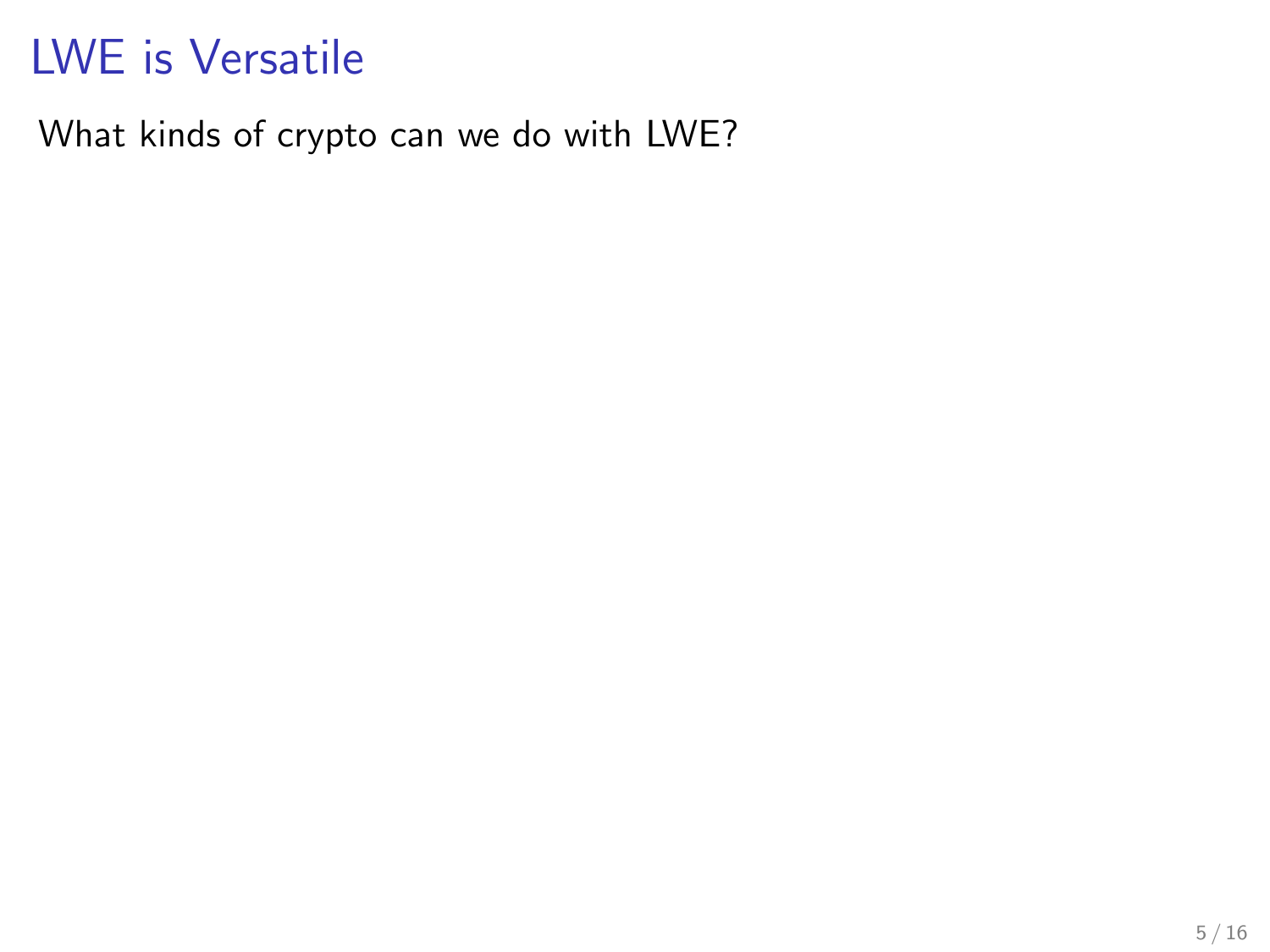# LWE is Versatile

What kinds of crypto can we do with LWE?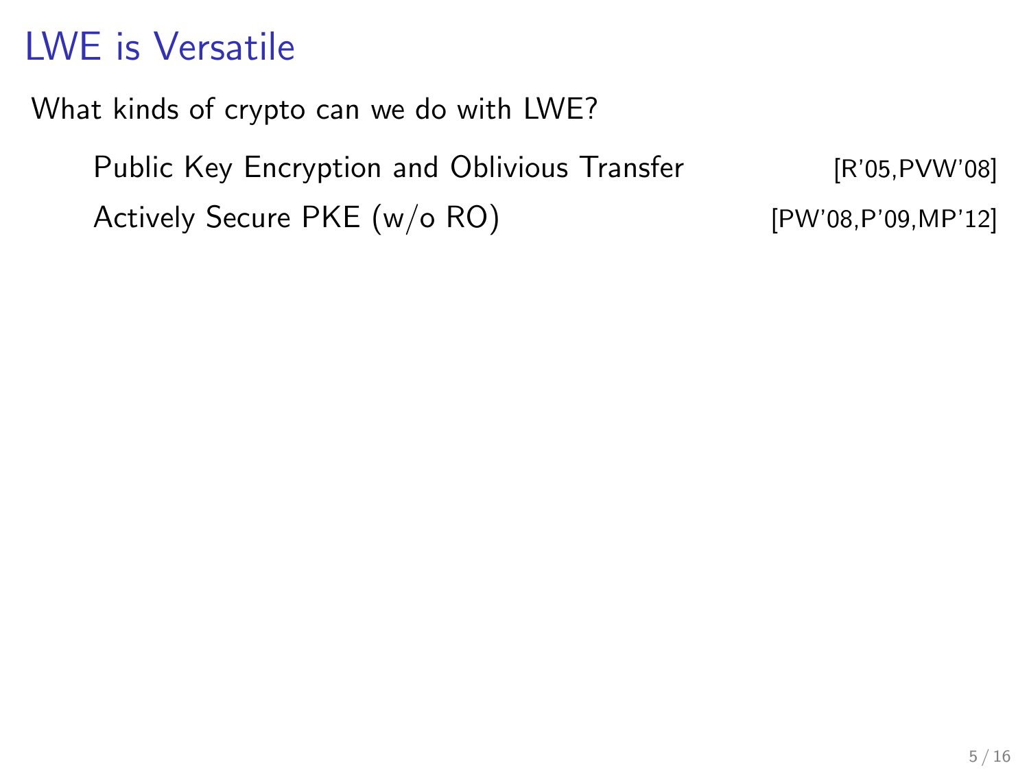# LWE is Versatile

What kinds of crypto can we do with LWE?

- Public Key Encryption and Oblivious Transfer [R'05,PVW'08]
- Actively Secure PKE (w/o RO) [PW'08,P'09,MP'12]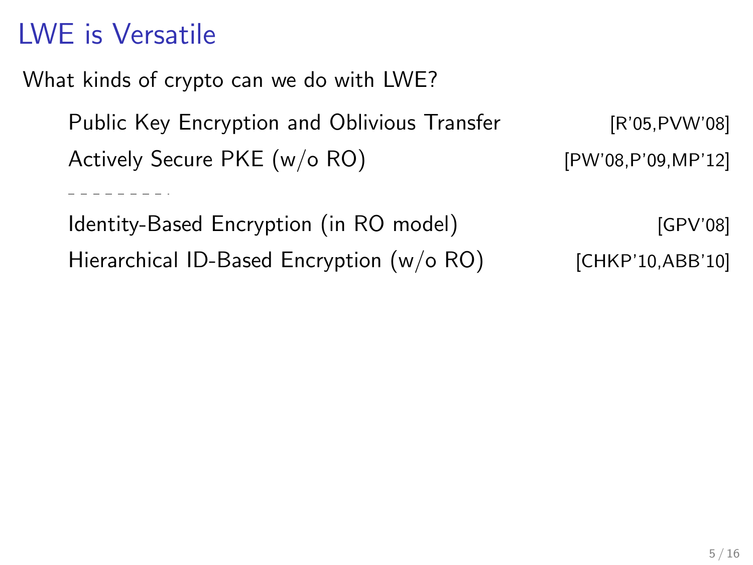# LWE is Versatile

What kinds of crypto can we do with LWE?

- Public Key Encryption and Oblivious Transfer [R'05,PVW'08]
- Actively Secure PKE (w/o RO) [PW'08,P'09,MP'12]

---

- Identity-Based Encryption (in RO model) [GPV'08]
- Hierarchical ID-Based Encryption (w/o RO) [CHKP'10,ABB'10]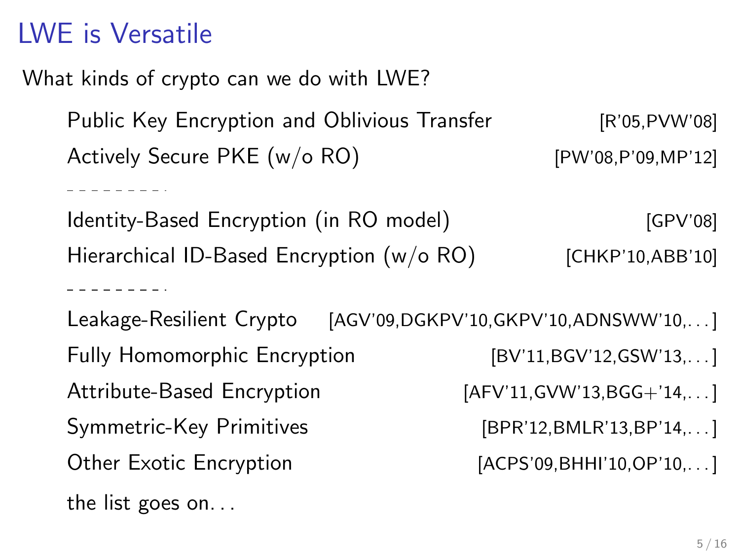# LWE is Versatile

What kinds of crypto can we do with LWE?

| | |
|---|---|
| Public Key Encryption and Oblivious Transfer | [R'05,PVW'08] |
| Actively Secure PKE (w/o RO) | [PW'08,P'09,MP'12] |
| Identity-Based Encryption (in RO model) | [GPV'08] |
| Hierarchical ID-Based Encryption (w/o RO) | [CHKP'10,ABB'10] |
| Leakage-Resilient Crypto | [AGV'09,DGKPV'10,GKPV'10,ADNSWW'10,...] |
| Fully Homomorphic Encryption | [BV'11,BGV'12,GSW'13,...] |
| Attribute-Based Encryption | [AFV'11,GVW'13,BGG+'14,...] |
| Symmetric-Key Primitives | [BPR'12,BMLR'13,BP'14,...] |
| Other Exotic Encryption | [ACPS'09,BHHI'10,OP'10,...] |

the list goes on...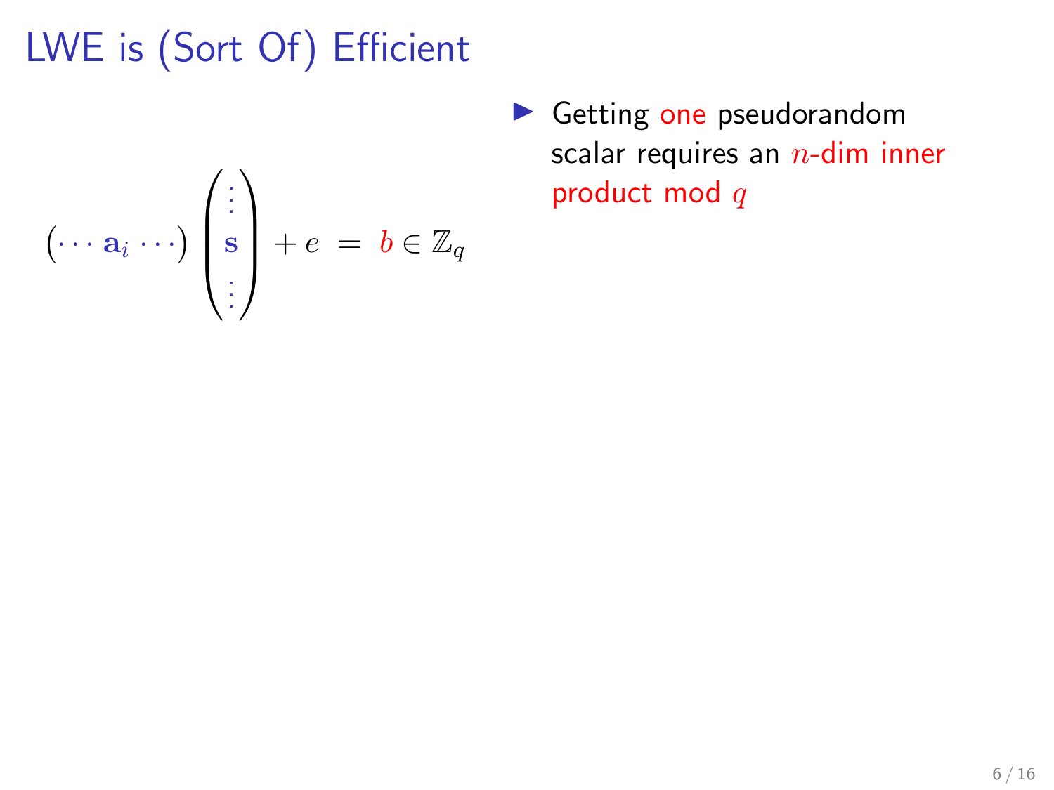# LWE is (Sort Of) Efficient

$$(\cdots \mathbf{a}_i \cdots) \begin{pmatrix} \vdots \\ \mathbf{s} \\ \vdots \end{pmatrix} + e \;=\; b \in \mathbb{Z}_q$$

- Getting one pseudorandom scalar requires an $n$-dim inner product mod $q$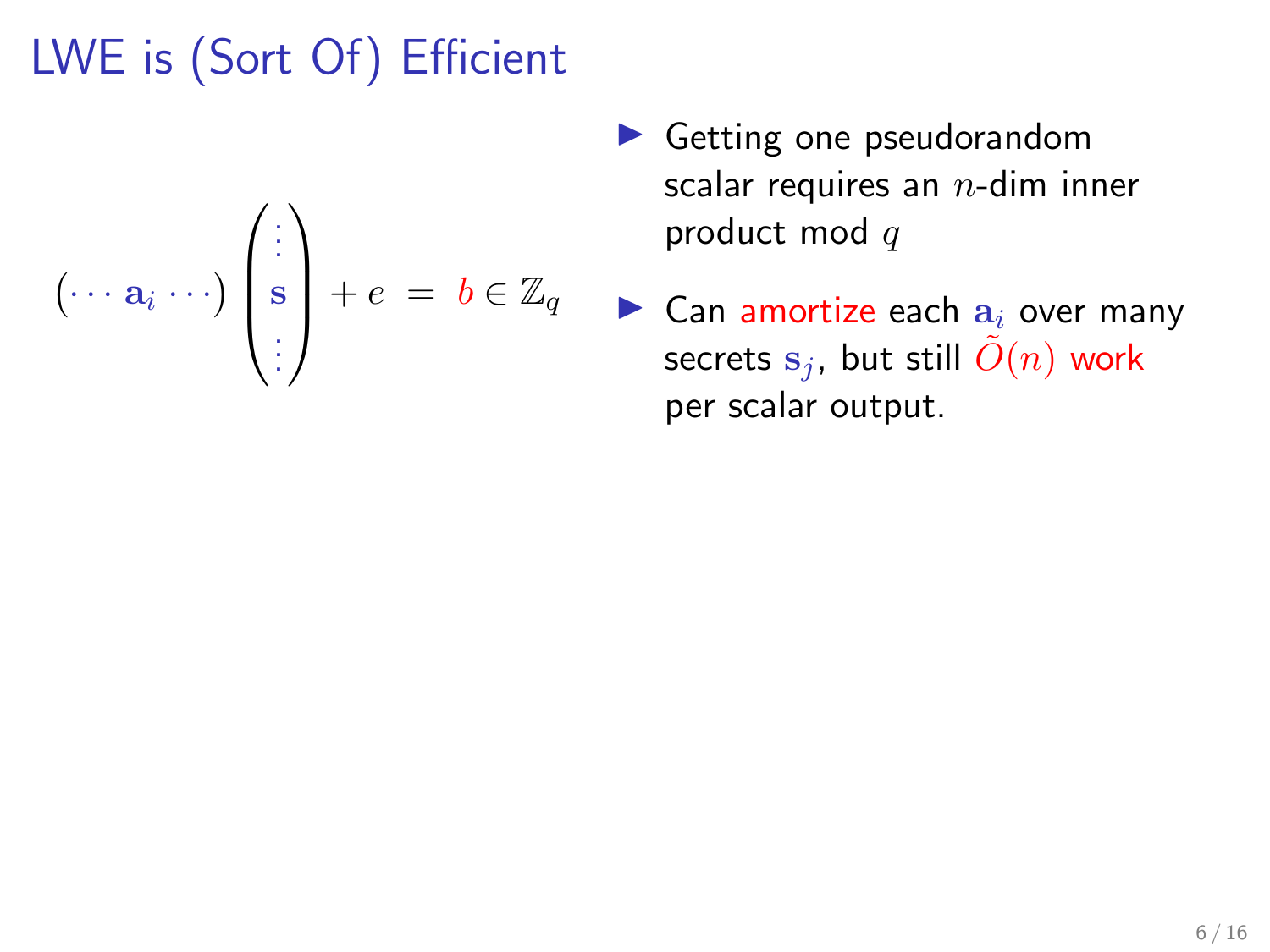# LWE is (Sort Of) Efficient

$$\left( \cdots \mathbf{a}_i \cdots \right) \begin{pmatrix} \vdots \\ \mathbf{s} \\ \vdots \end{pmatrix} + e \; = \; b \in \mathbb{Z}_q$$

- Getting one pseudorandom scalar requires an $n$-dim inner product mod $q$
- Can amortize each $\mathbf{a}_i$ over many secrets $\mathbf{s}_j$, but still $\tilde{O}(n)$ work per scalar output.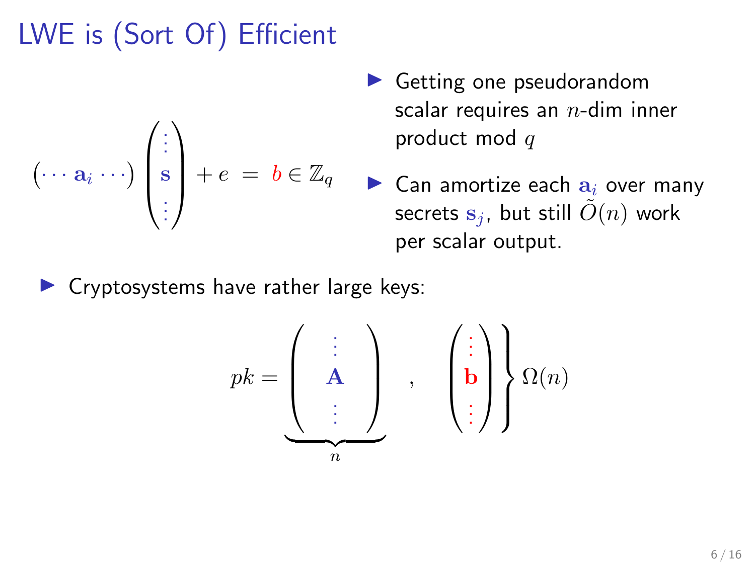# LWE is (Sort Of) Efficient

$$(\cdots \mathbf{a}_i \cdots) \begin{pmatrix} \vdots \\ \mathbf{s} \\ \vdots \end{pmatrix} + e \;=\; b \in \mathbb{Z}_q$$

- Getting one pseudorandom scalar requires an $n$-dim inner product mod $q$
- Can amortize each $\mathbf{a}_i$ over many secrets $\mathbf{s}_j$, but still $\tilde{O}(n)$ work per scalar output.

- Cryptosystems have rather large keys:

$$pk = \left.\underbrace{\begin{pmatrix} \vdots \\ \mathbf{A} \\ \vdots \end{pmatrix}}_{n} \quad , \quad \begin{pmatrix} \vdots \\ \mathbf{b} \\ \vdots \end{pmatrix}\right\} \Omega(n)$$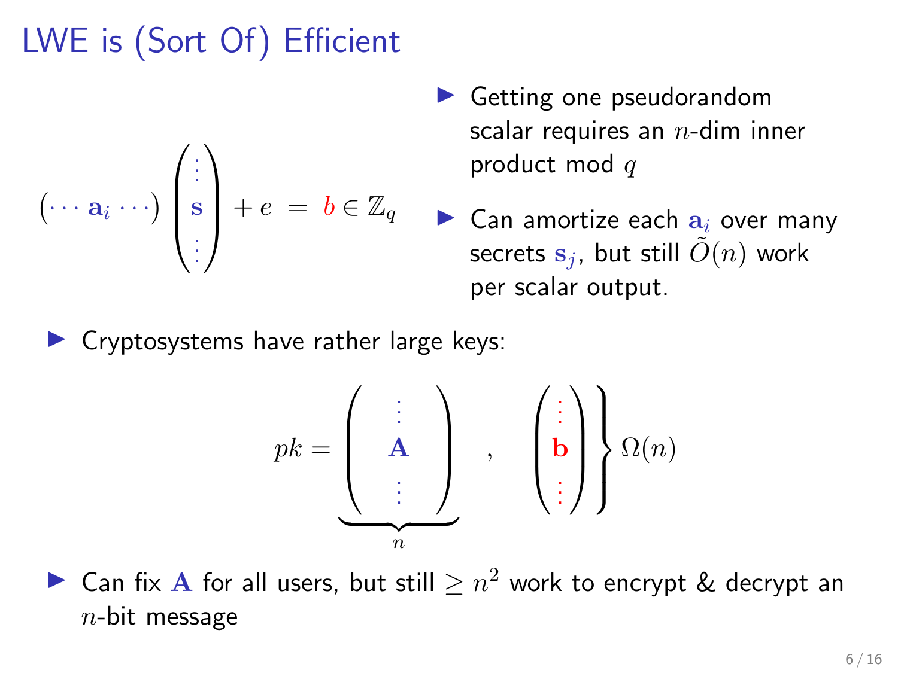# LWE is (Sort Of) Efficient

$$(\cdots \mathbf{a}_i \cdots) \begin{pmatrix} \vdots \\ \mathbf{s} \\ \vdots \end{pmatrix} + e \;=\; b \in \mathbb{Z}_q$$

- Getting one pseudorandom scalar requires an $n$-dim inner product mod $q$
- Can amortize each $\mathbf{a}_i$ over many secrets $\mathbf{s}_j$, but still $\tilde{O}(n)$ work per scalar output.

- Cryptosystems have rather large keys:

$$pk = \underbrace{\begin{pmatrix} \vdots \\ \mathbf{A} \\ \vdots \end{pmatrix}}_{n} \quad , \quad \left.\begin{pmatrix} \vdots \\ \mathbf{b} \\ \vdots \end{pmatrix}\right\} \Omega(n)$$

- Can fix $\mathbf{A}$ for all users, but still $\geq n^2$ work to encrypt & decrypt an $n$-bit message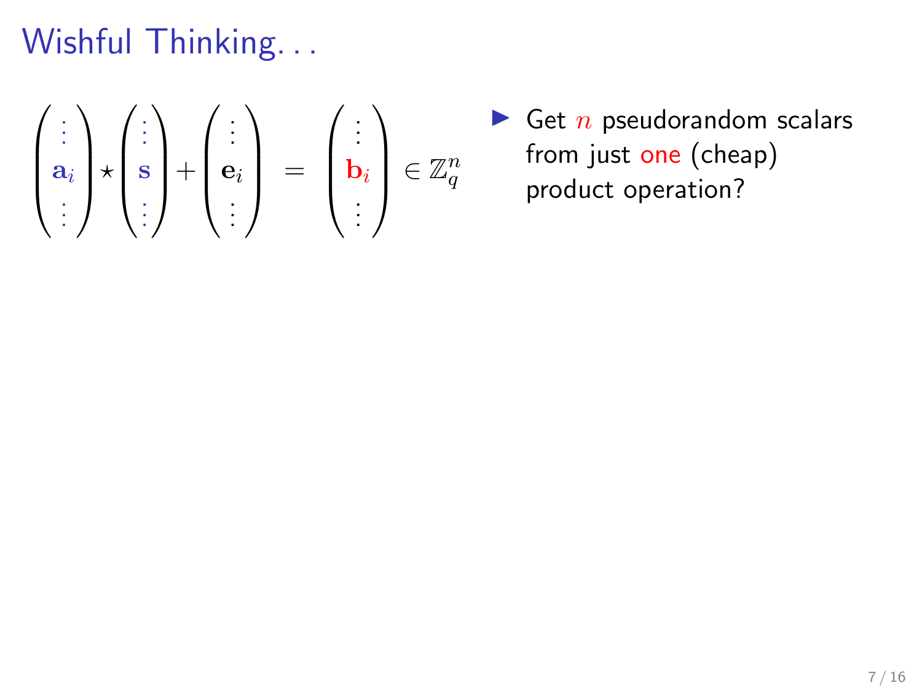# Wishful Thinking...

$$\begin{pmatrix} \vdots \\ \mathbf{a}_i \\ \vdots \end{pmatrix} \star \begin{pmatrix} \vdots \\ \mathbf{s} \\ \vdots \end{pmatrix} + \begin{pmatrix} \vdots \\ \mathbf{e}_i \\ \vdots \end{pmatrix} = \begin{pmatrix} \vdots \\ \mathbf{b}_i \\ \vdots \end{pmatrix} \in \mathbb{Z}_q^n$$

- Get $n$ pseudorandom scalars from just one (cheap) product operation?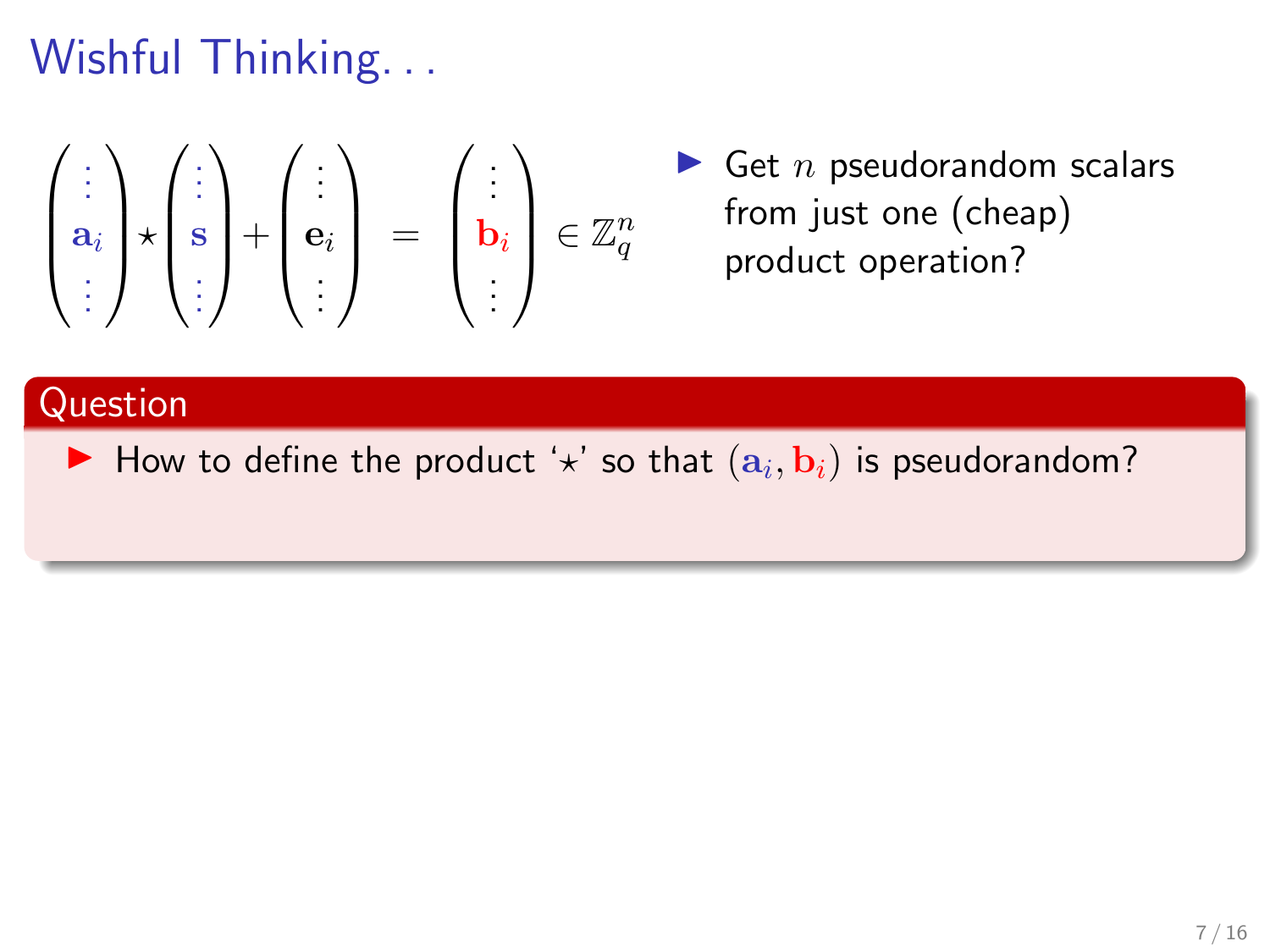# Wishful Thinking...

$$\begin{pmatrix} \vdots \\ \mathbf{a}_i \\ \vdots \end{pmatrix} \star \begin{pmatrix} \vdots \\ \mathbf{s} \\ \vdots \end{pmatrix} + \begin{pmatrix} \vdots \\ \mathbf{e}_i \\ \vdots \end{pmatrix} = \begin{pmatrix} \vdots \\ \mathbf{b}_i \\ \vdots \end{pmatrix} \in \mathbb{Z}_q^n$$

- Get $n$ pseudorandom scalars from just one (cheap) product operation?

**Question**

- How to define the product '$\star$' so that $(\mathbf{a}_i, \mathbf{b}_i)$ is pseudorandom?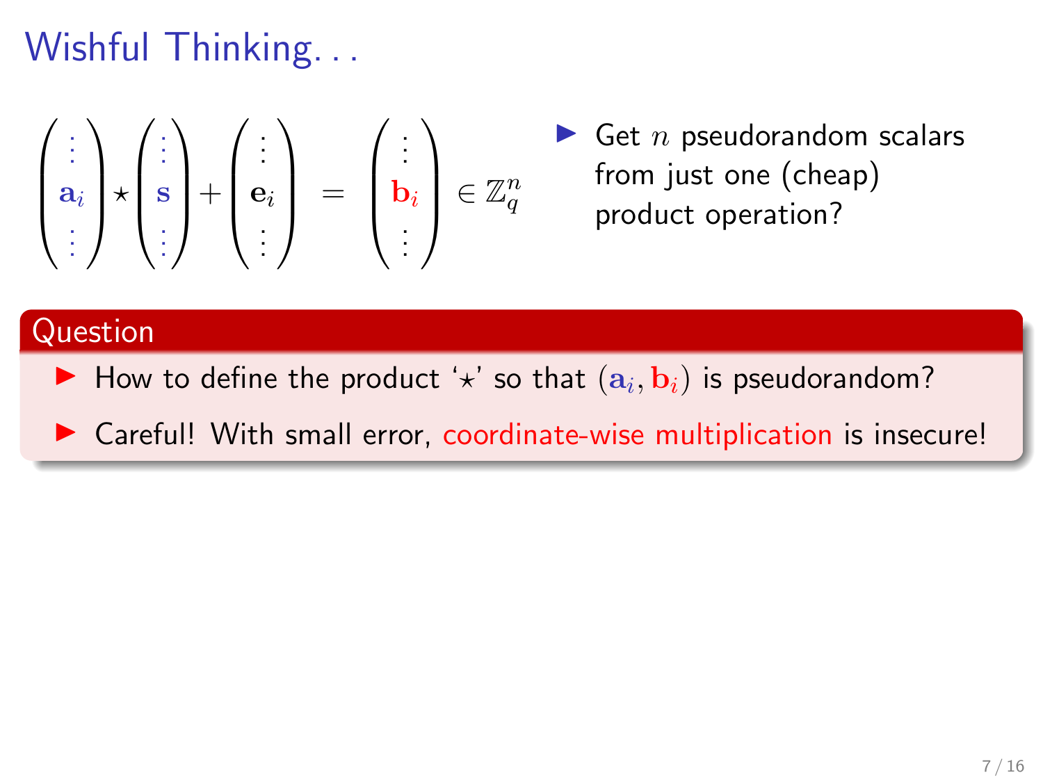# Wishful Thinking...

$$\begin{pmatrix} \vdots \\ \mathbf{a}_i \\ \vdots \end{pmatrix} \star \begin{pmatrix} \vdots \\ \mathbf{s} \\ \vdots \end{pmatrix} + \begin{pmatrix} \vdots \\ \mathbf{e}_i \\ \vdots \end{pmatrix} = \begin{pmatrix} \vdots \\ \mathbf{b}_i \\ \vdots \end{pmatrix} \in \mathbb{Z}_q^n$$

- Get $n$ pseudorandom scalars from just one (cheap) product operation?

## Question

- How to define the product '$\star$' so that $(\mathbf{a}_i, \mathbf{b}_i)$ is pseudorandom?
- Careful! With small error, coordinate-wise multiplication is insecure!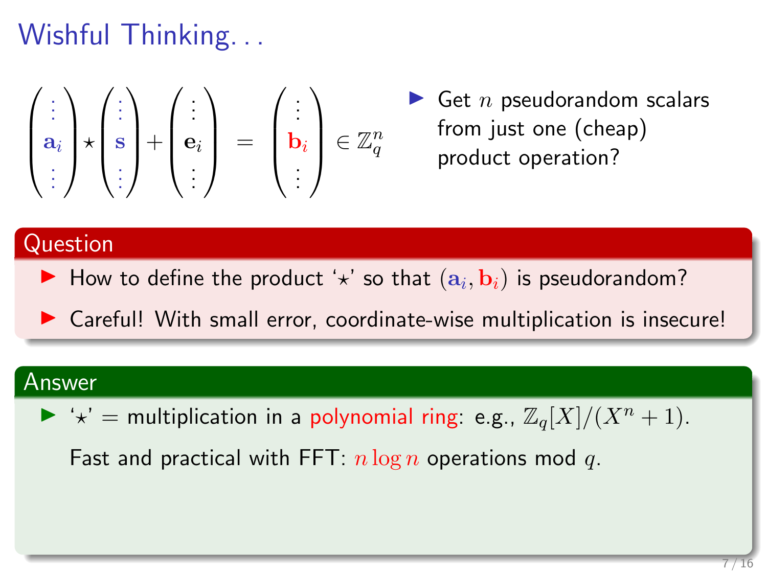# Wishful Thinking...

$$\begin{pmatrix} \vdots \\ \mathbf{a}_i \\ \vdots \end{pmatrix} \star \begin{pmatrix} \vdots \\ \mathbf{s} \\ \vdots \end{pmatrix} + \begin{pmatrix} \vdots \\ \mathbf{e}_i \\ \vdots \end{pmatrix} = \begin{pmatrix} \vdots \\ \mathbf{b}_i \\ \vdots \end{pmatrix} \in \mathbb{Z}_q^n$$

- Get $n$ pseudorandom scalars from just one (cheap) product operation?

## Question

- How to define the product '$\star$' so that $(\mathbf{a}_i, \mathbf{b}_i)$ is pseudorandom?
- Careful! With small error, coordinate-wise multiplication is insecure!

## Answer

- '$\star$' = multiplication in a polynomial ring: e.g., $\mathbb{Z}_q[X]/(X^n + 1)$.

  Fast and practical with FFT: $n \log n$ operations mod $q$.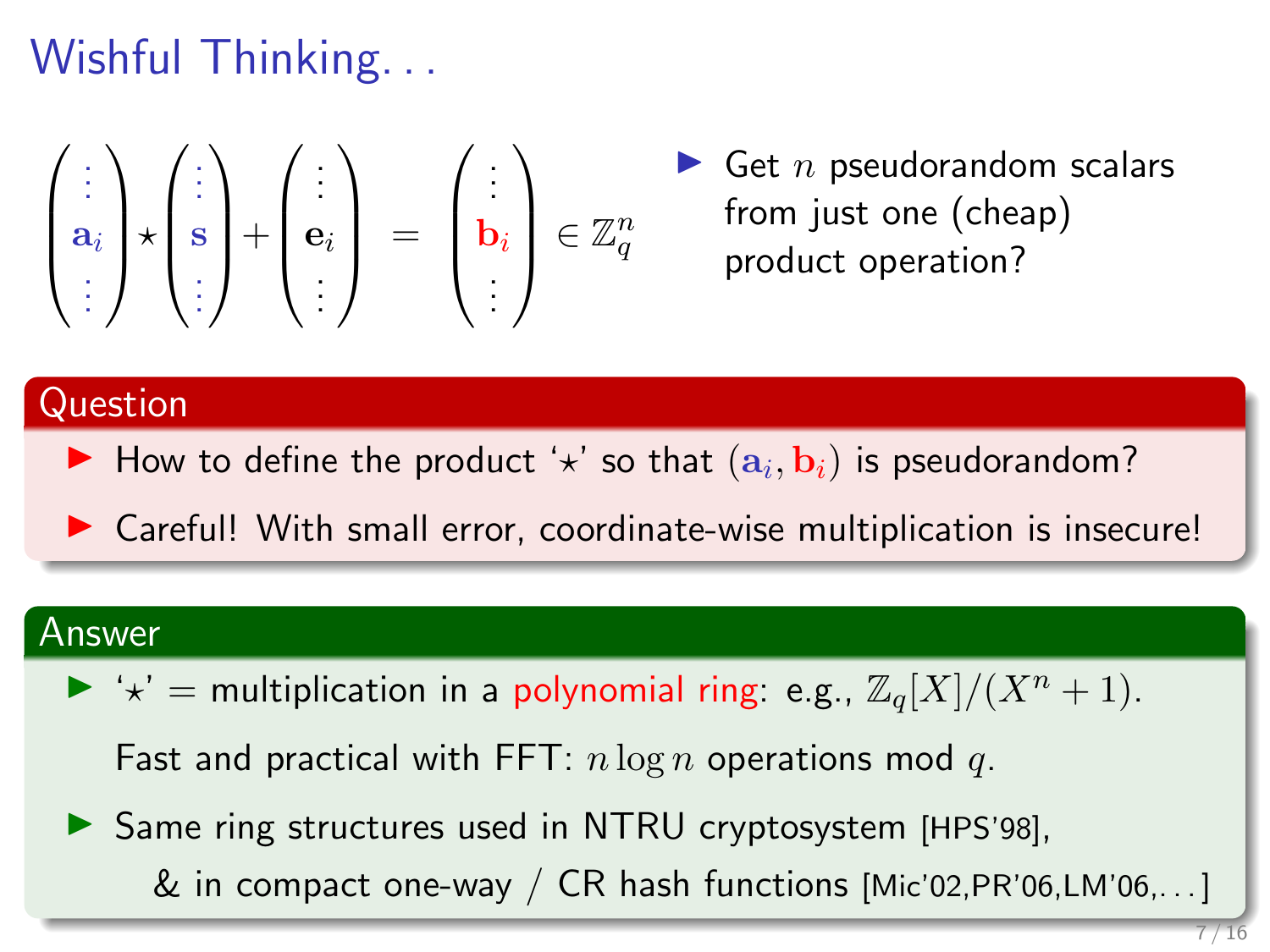# Wishful Thinking...

$$\begin{pmatrix} \vdots \\ \mathbf{a}_i \\ \vdots \end{pmatrix} \star \begin{pmatrix} \vdots \\ \mathbf{s} \\ \vdots \end{pmatrix} + \begin{pmatrix} \vdots \\ \mathbf{e}_i \\ \vdots \end{pmatrix} = \begin{pmatrix} \vdots \\ \mathbf{b}_i \\ \vdots \end{pmatrix} \in \mathbb{Z}_q^n$$

- Get $n$ pseudorandom scalars from just one (cheap) product operation?

## Question

- How to define the product '$\star$' so that $(\mathbf{a}_i, \mathbf{b}_i)$ is pseudorandom?
- Careful! With small error, coordinate-wise multiplication is insecure!

## Answer

- '$\star$' = multiplication in a polynomial ring: e.g., $\mathbb{Z}_q[X]/(X^n + 1)$.

  Fast and practical with FFT: $n \log n$ operations mod $q$.
- Same ring structures used in NTRU cryptosystem [HPS'98],

  & in compact one-way / CR hash functions [Mic'02,PR'06,LM'06,...]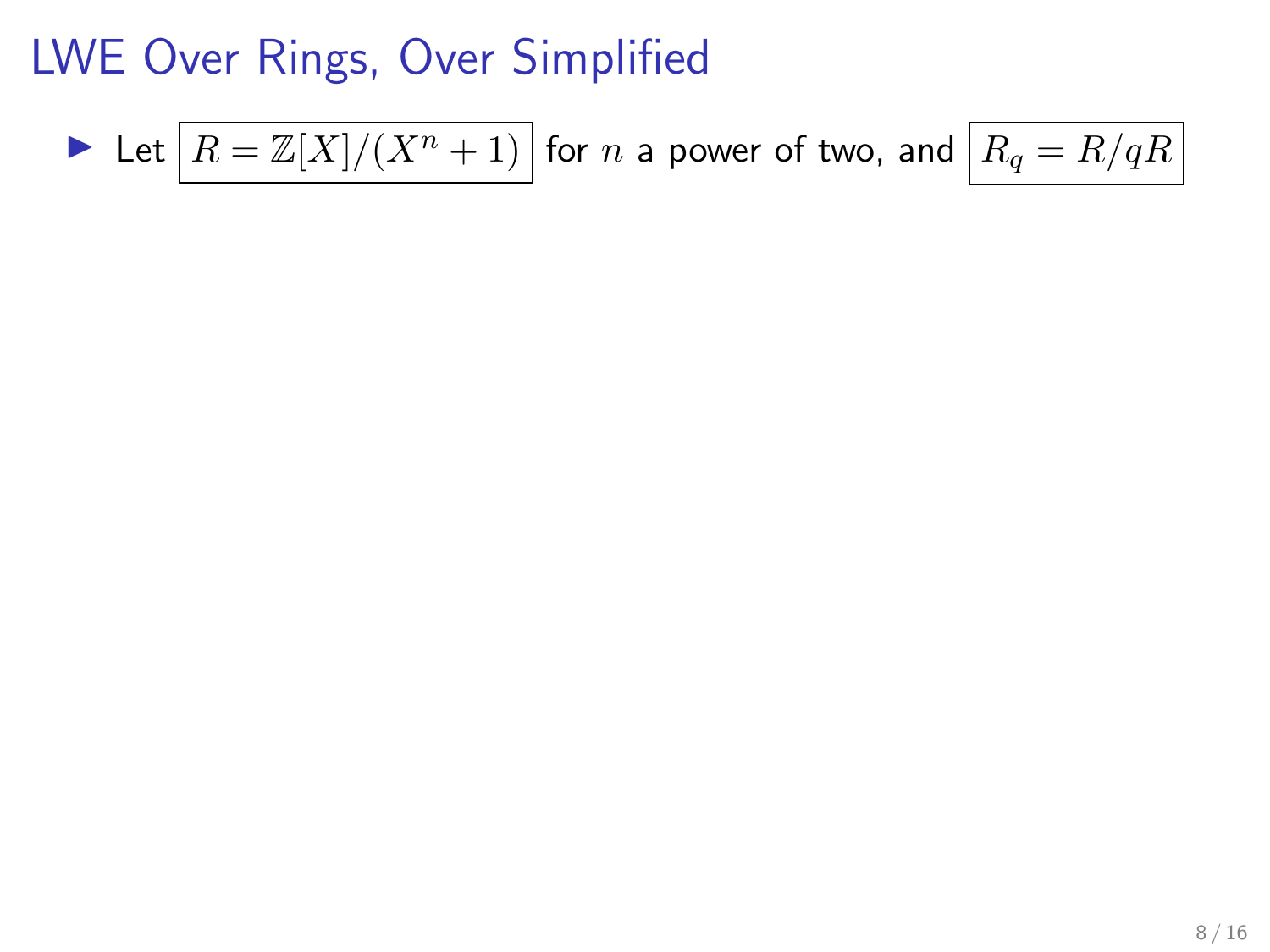# LWE Over Rings, Over Simplified

- Let $\boxed{R = \mathbb{Z}[X]/(X^n + 1)}$ for $n$ a power of two, and $\boxed{R_q = R/qR}$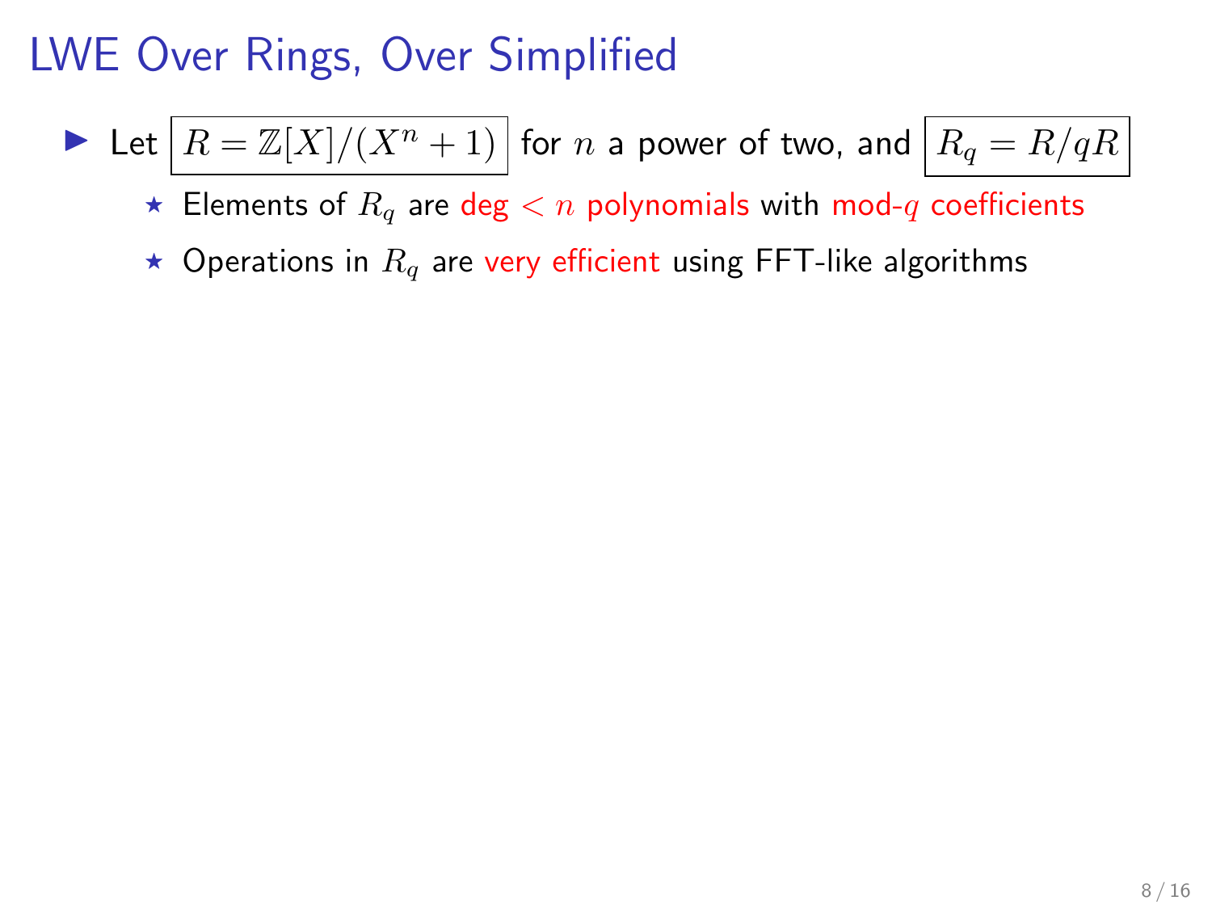# LWE Over Rings, Over Simplified

- Let $\boxed{R = \mathbb{Z}[X]/(X^n + 1)}$ for $n$ a power of two, and $\boxed{R_q = R/qR}$
  - Elements of $R_q$ are deg $< n$ polynomials with mod-$q$ coefficients
  - Operations in $R_q$ are very efficient using FFT-like algorithms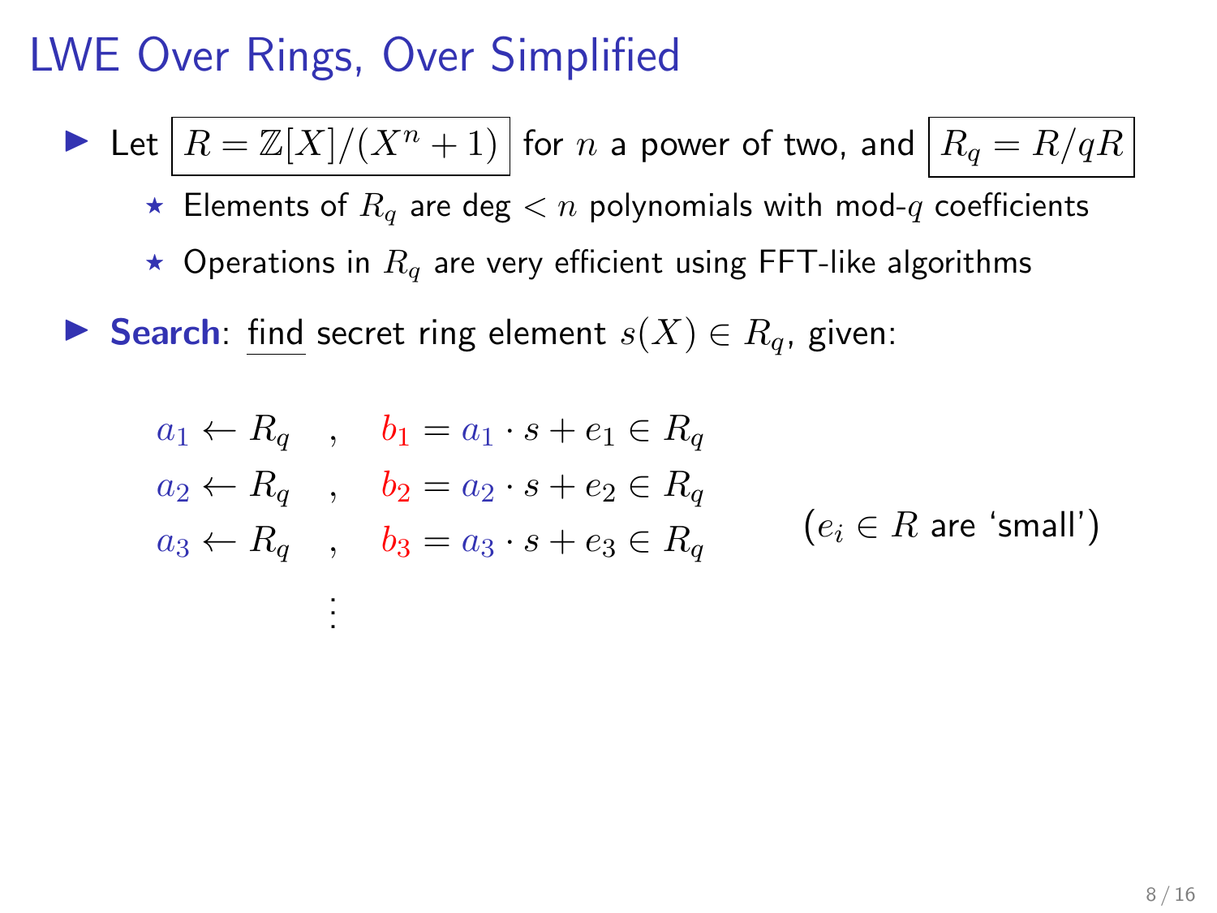# LWE Over Rings, Over Simplified

- Let $\boxed{R = \mathbb{Z}[X]/(X^n + 1)}$ for $n$ a power of two, and $\boxed{R_q = R/qR}$
  - ⋆ Elements of $R_q$ are deg $< n$ polynomials with mod-$q$ coefficients
  - ⋆ Operations in $R_q$ are very efficient using FFT-like algorithms
- **Search**: find secret ring element $s(X) \in R_q$, given:

$$
\begin{aligned}
a_1 \leftarrow R_q \quad &, \quad b_1 = a_1 \cdot s + e_1 \in R_q \\
a_2 \leftarrow R_q \quad &, \quad b_2 = a_2 \cdot s + e_2 \in R_q \\
a_3 \leftarrow R_q \quad &, \quad b_3 = a_3 \cdot s + e_3 \in R_q \\
&\vdots
\end{aligned}
$$

($e_i \in R$ are 'small')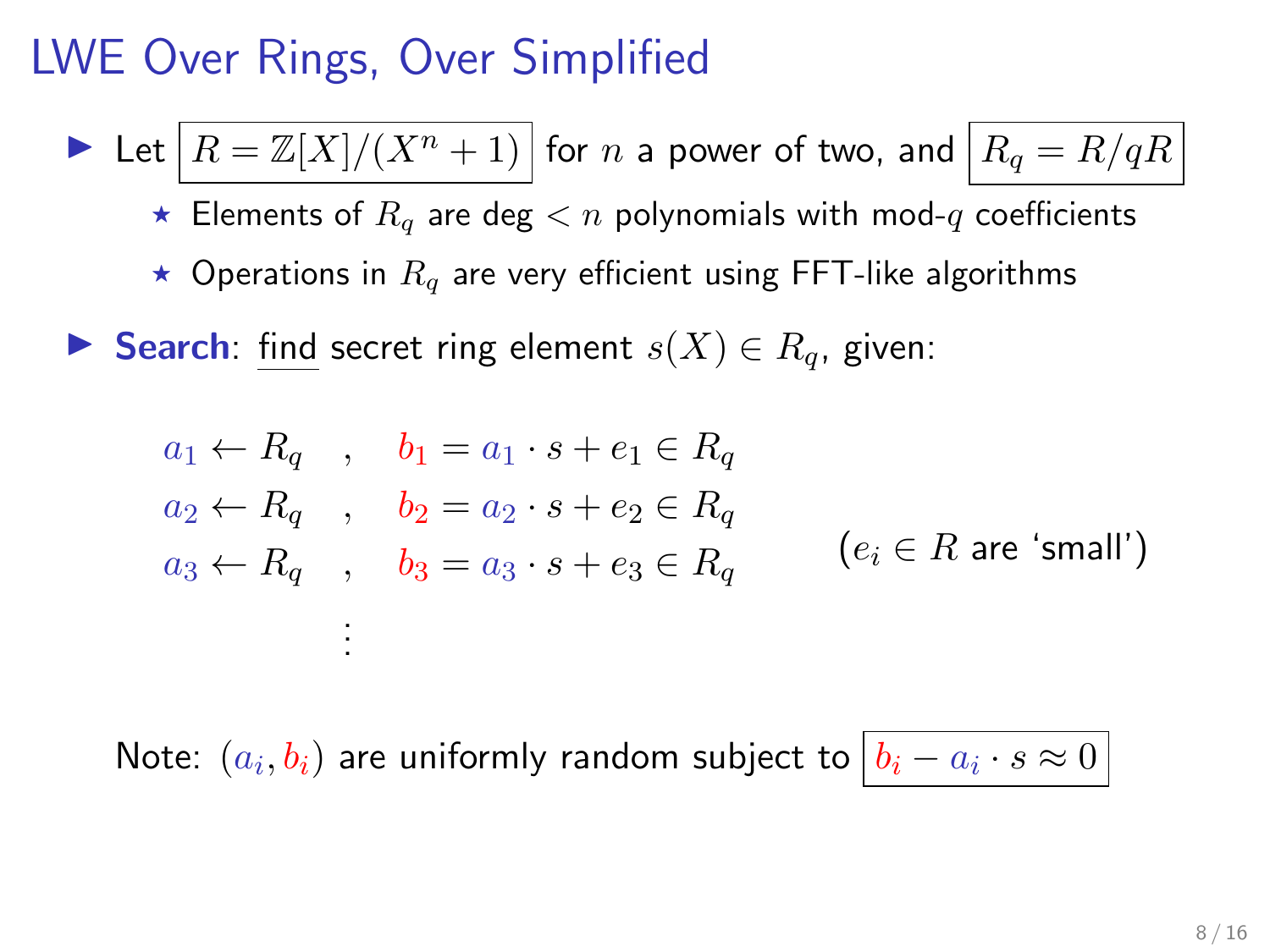# LWE Over Rings, Over Simplified

- Let $\boxed{R = \mathbb{Z}[X]/(X^n + 1)}$ for $n$ a power of two, and $\boxed{R_q = R/qR}$
  - ⋆ Elements of $R_q$ are deg $< n$ polynomials with mod-$q$ coefficients
  - ⋆ Operations in $R_q$ are very efficient using FFT-like algorithms
- **Search**: find secret ring element $s(X) \in R_q$, given:

$$
\begin{array}{lcl}
a_1 \leftarrow R_q & , & b_1 = a_1 \cdot s + e_1 \in R_q \\
a_2 \leftarrow R_q & , & b_2 = a_2 \cdot s + e_2 \in R_q \\
a_3 \leftarrow R_q & , & b_3 = a_3 \cdot s + e_3 \in R_q \\
 & \vdots &
\end{array}
$$

($e_i \in R$ are 'small')

Note: $(a_i, b_i)$ are uniformly random subject to $\boxed{b_i - a_i \cdot s \approx 0}$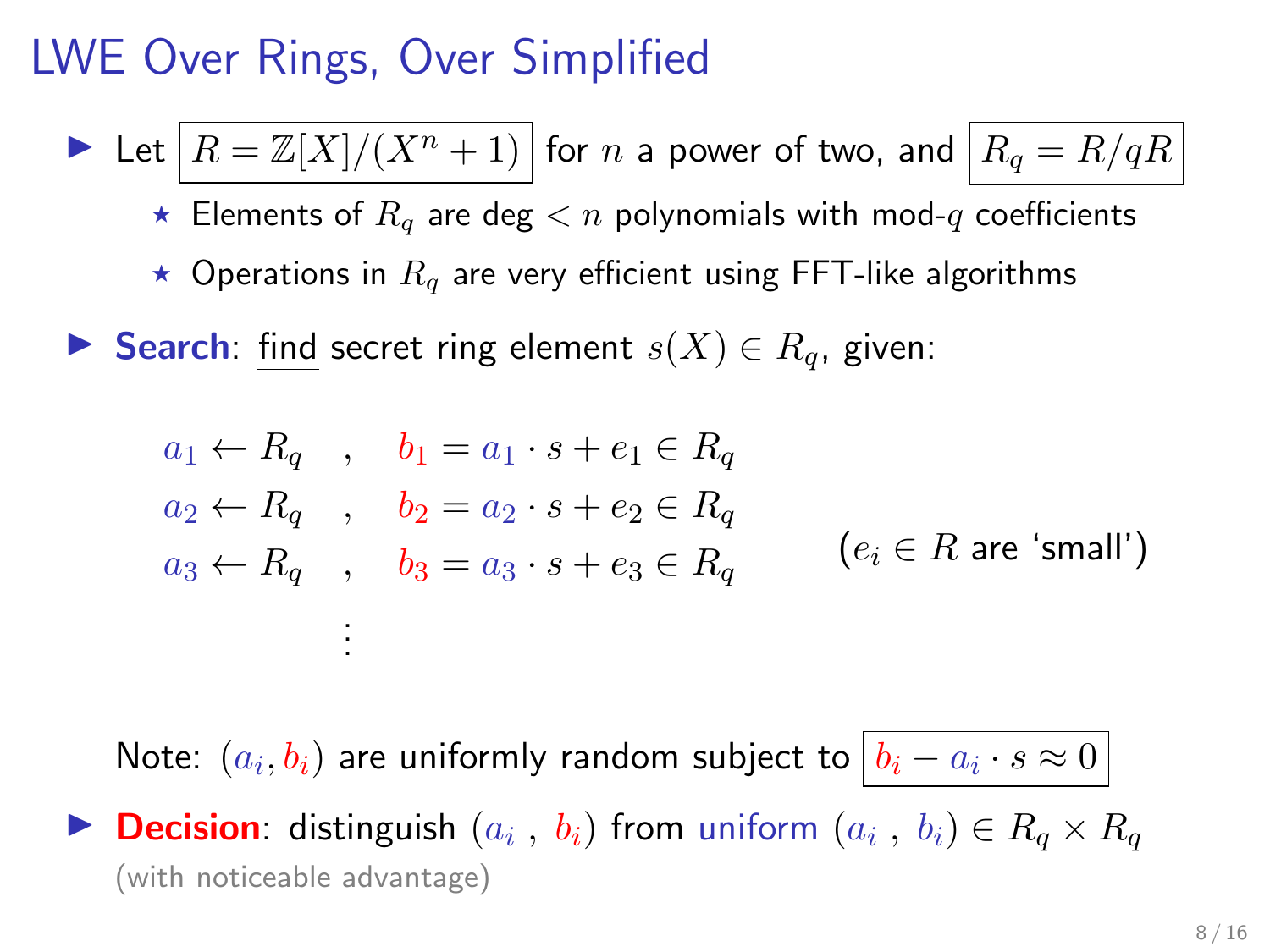# LWE Over Rings, Over Simplified

- Let $\boxed{R = \mathbb{Z}[X]/(X^n + 1)}$ for $n$ a power of two, and $\boxed{R_q = R/qR}$
  - ⋆ Elements of $R_q$ are deg $< n$ polynomials with mod-$q$ coefficients
  - ⋆ Operations in $R_q$ are very efficient using FFT-like algorithms
- **Search**: find secret ring element $s(X) \in R_q$, given:

$$
\begin{array}{lcl}
a_1 \leftarrow R_q & , & b_1 = a_1 \cdot s + e_1 \in R_q \\
a_2 \leftarrow R_q & , & b_2 = a_2 \cdot s + e_2 \in R_q \\
a_3 \leftarrow R_q & , & b_3 = a_3 \cdot s + e_3 \in R_q \\
 & \vdots &
\end{array}
\qquad (e_i \in R \text{ are 'small'})
$$

Note: $(a_i, b_i)$ are uniformly random subject to $\boxed{b_i - a_i \cdot s \approx 0}$

- **Decision**: distinguish $(a_i \,,\, b_i)$ from uniform $(a_i \,,\, b_i) \in R_q \times R_q$ (with noticeable advantage)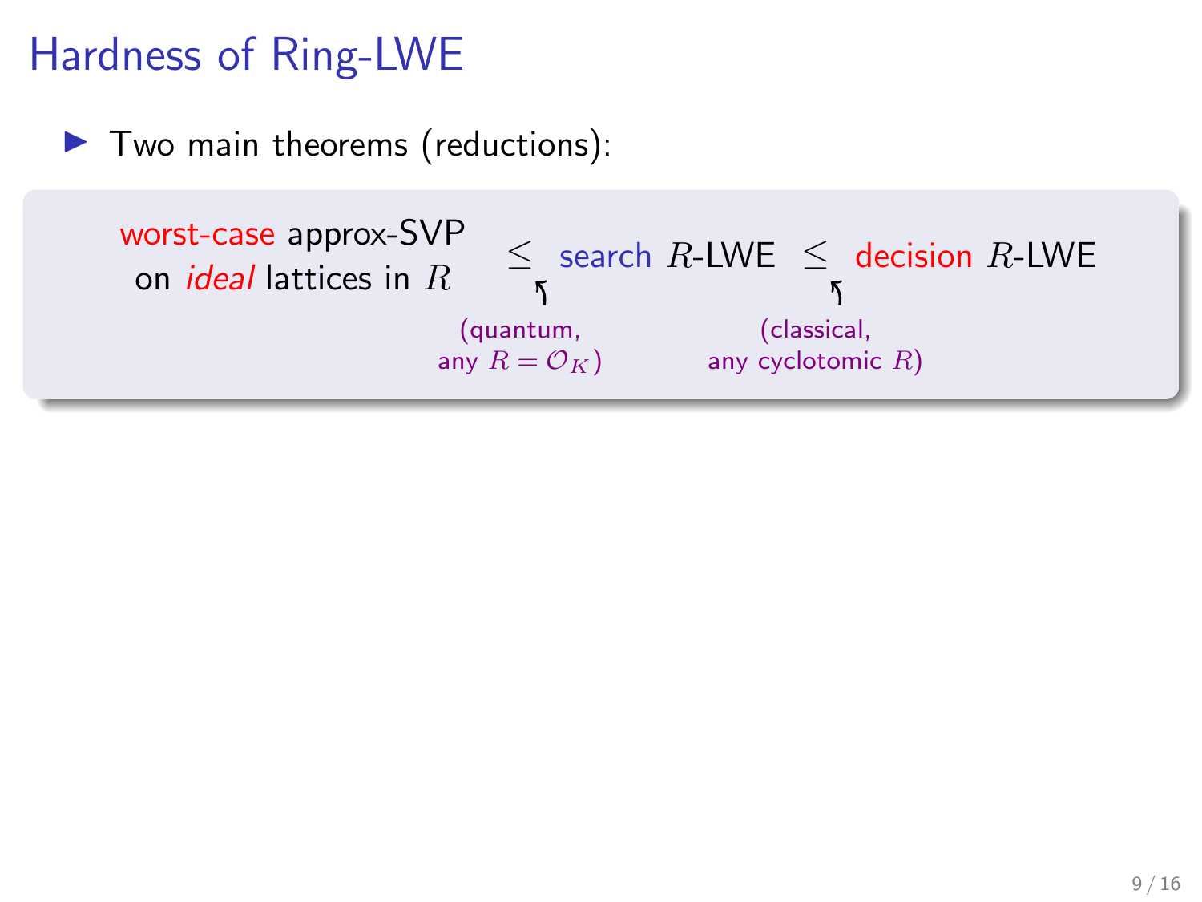# Hardness of Ring-LWE

- Two main theorems (reductions):

> worst-case approx-SVP on *ideal* lattices in $R$ $\leq$ search $R$-LWE $\leq$ decision $R$-LWE
>
> First reduction ($\leq$): (quantum, any $R = \mathcal{O}_K$)
>
> Second reduction ($\leq$): (classical, any cyclotomic $R$)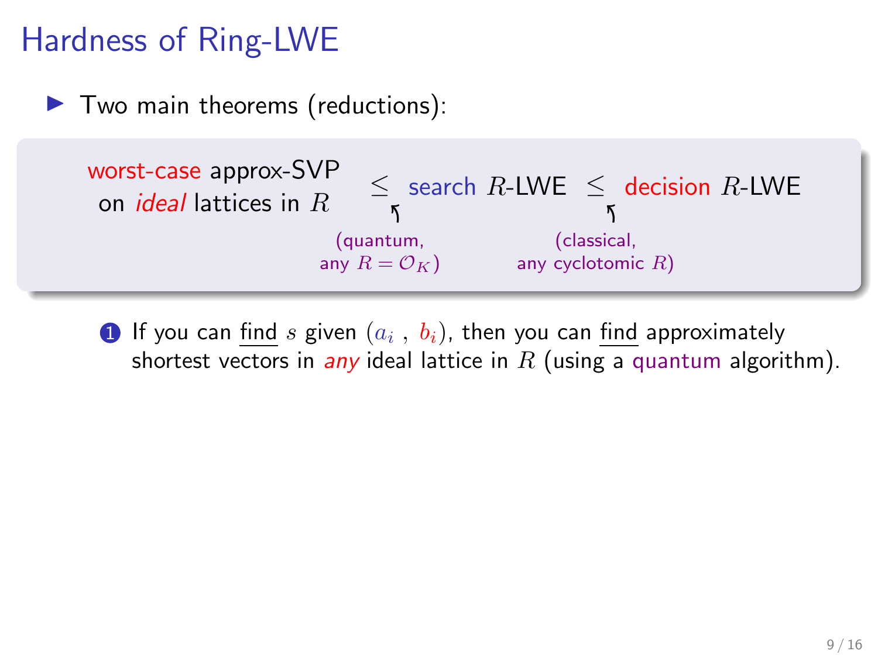# Hardness of Ring-LWE

- Two main theorems (reductions):

> worst-case approx-SVP on *ideal* lattices in $R$ $\leq$ search $R$-LWE $\leq$ decision $R$-LWE
>
> First $\leq$: (quantum, any $R = \mathcal{O}_K$)
>
> Second $\leq$: (classical, any cyclotomic $R$)

1. If you can find $s$ given $(a_i \, , \, b_i)$, then you can find approximately shortest vectors in *any* ideal lattice in $R$ (using a quantum algorithm).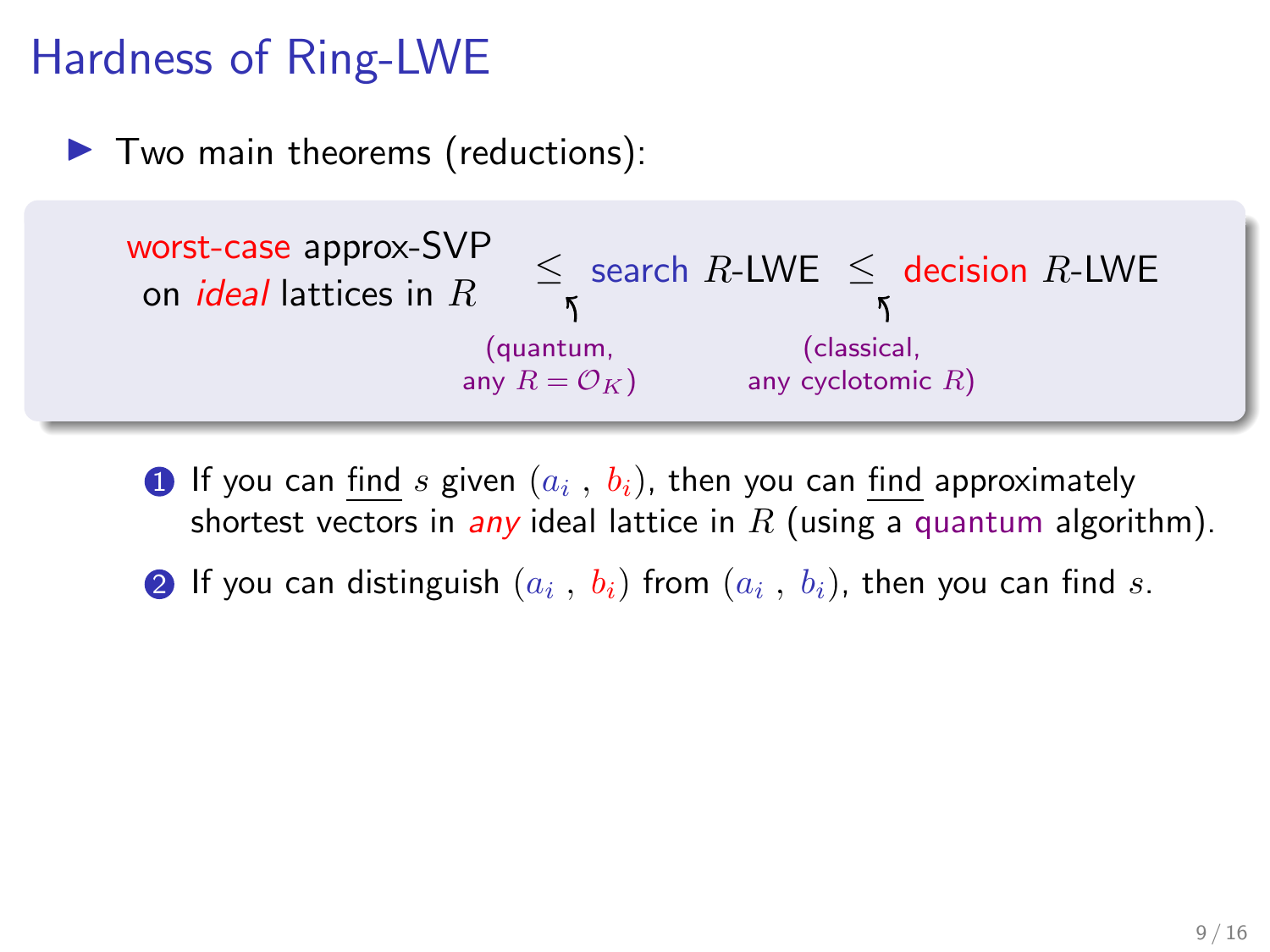# Hardness of Ring-LWE

- Two main theorems (reductions):

> worst-case approx-SVP on *ideal* lattices in $R$ $\leq$ search $R$-LWE $\leq$ decision $R$-LWE
>
> First $\leq$: (quantum, any $R = \mathcal{O}_K$)
>
> Second $\leq$: (classical, any cyclotomic $R$)

1. If you can find $s$ given $(a_i\ ,\ b_i)$, then you can find approximately shortest vectors in *any* ideal lattice in $R$ (using a quantum algorithm).
2. If you can distinguish $(a_i\ ,\ b_i)$ from $(a_i\ ,\ b_i)$, then you can find $s$.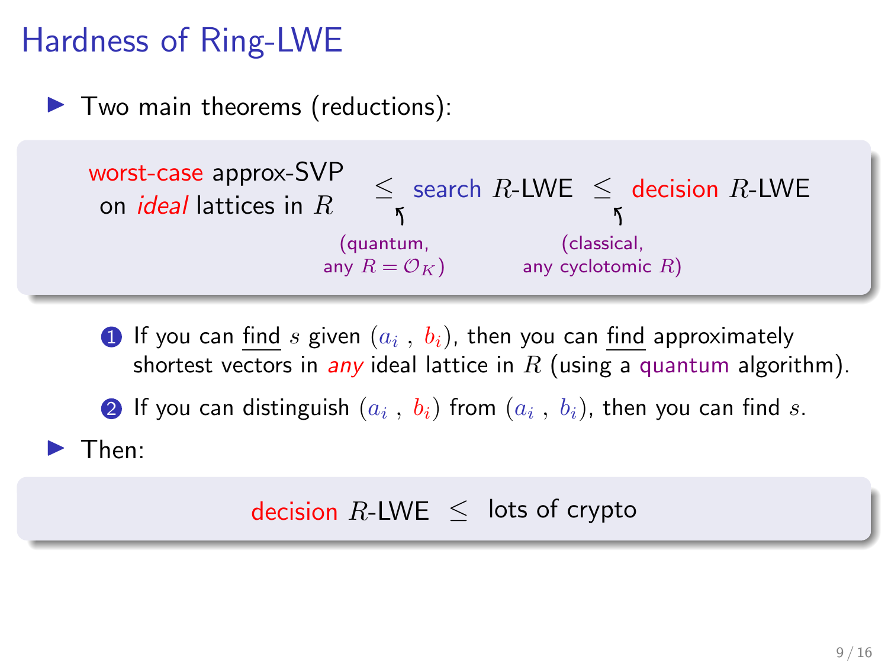# Hardness of Ring-LWE

- Two main theorems (reductions):

worst-case approx-SVP on *ideal* lattices in $R$ $\leq$ search $R$-LWE $\leq$ decision $R$-LWE

(quantum, any $R = \mathcal{O}_K$) (classical, any cyclotomic $R$)

1. If you can find $s$ given $(a_i\ ,\ b_i)$, then you can find approximately shortest vectors in *any* ideal lattice in $R$ (using a quantum algorithm).
2. If you can distinguish $(a_i\ ,\ b_i)$ from $(a_i\ ,\ b_i)$, then you can find $s$.

- Then:

decision $R$-LWE $\leq$ lots of crypto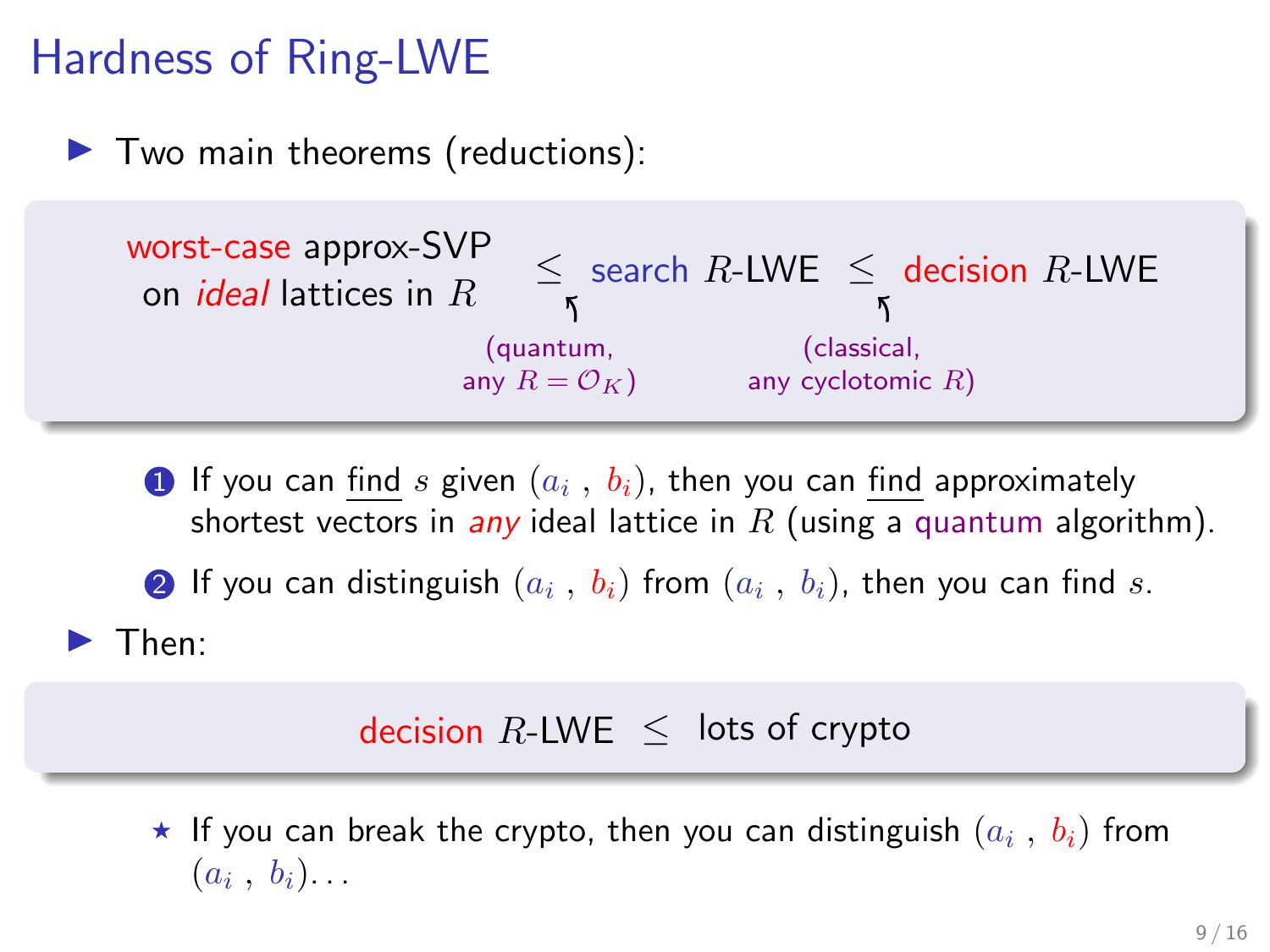# Hardness of Ring-LWE

- Two main theorems (reductions):

> worst-case approx-SVP on *ideal* lattices in $R$ $\leq$ search $R$-LWE $\leq$ decision $R$-LWE
>
> (first $\leq$: quantum, any $R = \mathcal{O}_K$) (second $\leq$: classical, any cyclotomic $R$)

1. If you can find $s$ given $(a_i \, , \, b_i)$, then you can find approximately shortest vectors in *any* ideal lattice in $R$ (using a quantum algorithm).
2. If you can distinguish $(a_i \, , \, b_i)$ from $(a_i \, , \, b_i)$, then you can find $s$.

- Then:

> decision $R$-LWE $\leq$ lots of crypto

- ⋆ If you can break the crypto, then you can distinguish $(a_i \, , \, b_i)$ from $(a_i \, , \, b_i)$...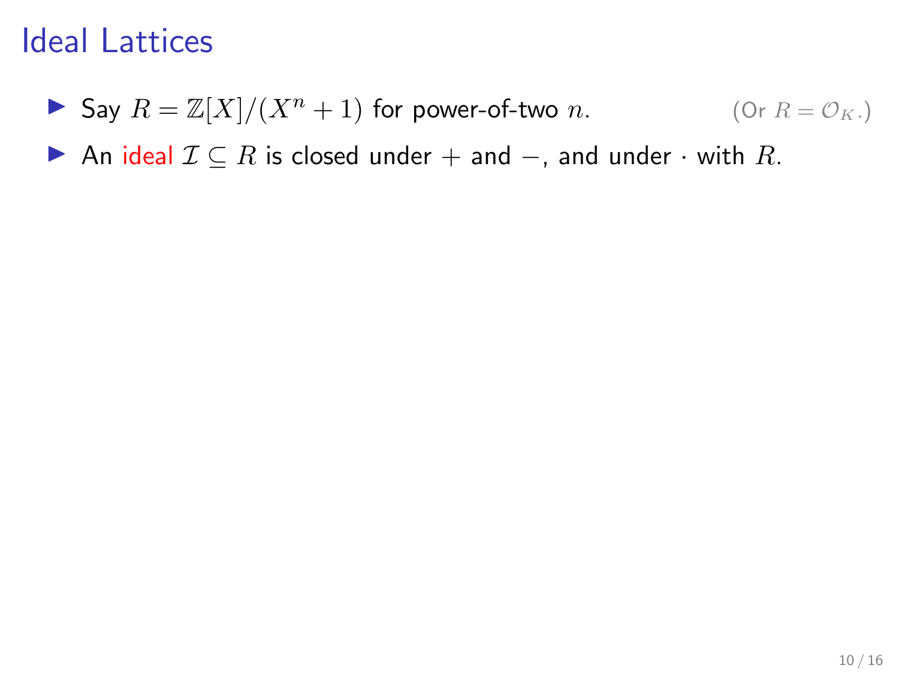# Ideal Lattices

- Say $R = \mathbb{Z}[X]/(X^n + 1)$ for power-of-two $n$. (Or $R = \mathcal{O}_K$.)
- An ideal $\mathcal{I} \subseteq R$ is closed under $+$ and $-$, and under $\cdot$ with $R$.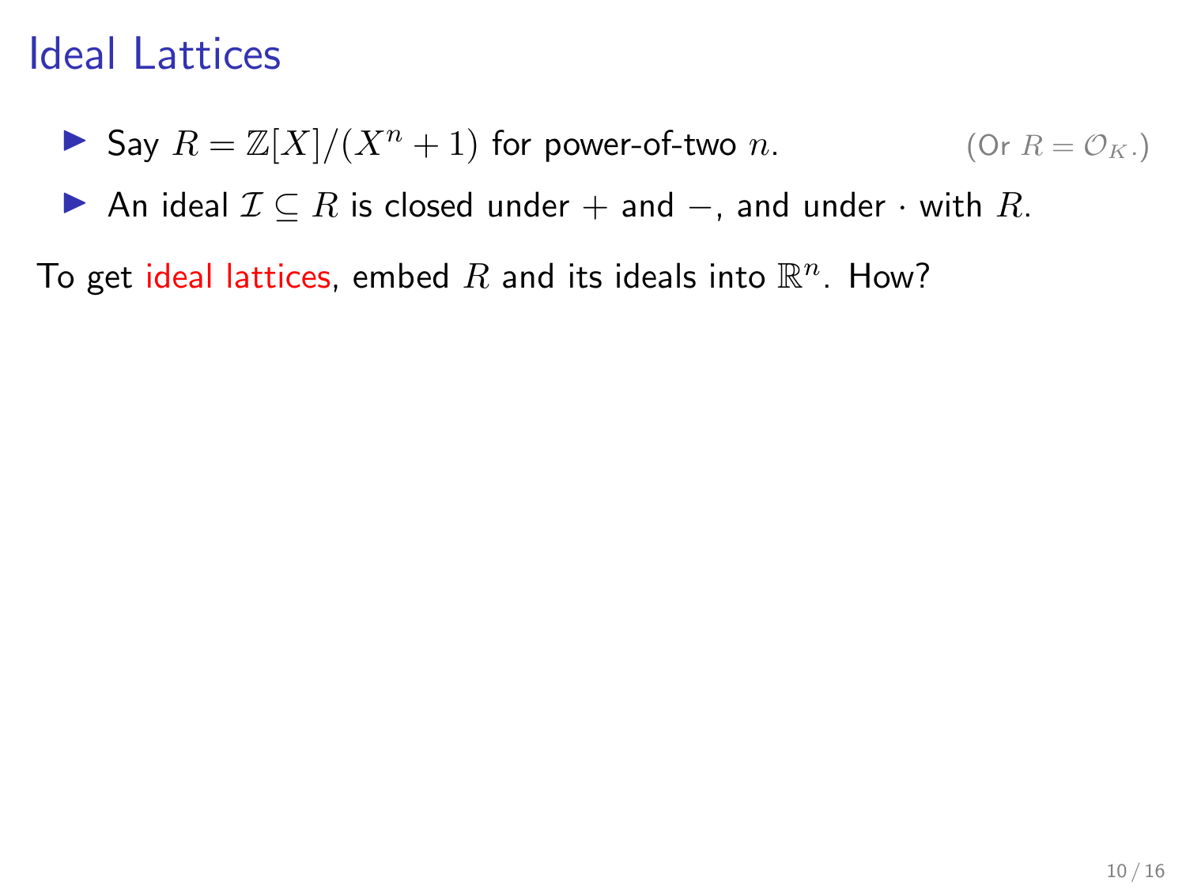# Ideal Lattices

- Say $R = \mathbb{Z}[X]/(X^n + 1)$ for power-of-two $n$. (Or $R = \mathcal{O}_K$.)
- An ideal $\mathcal{I} \subseteq R$ is closed under $+$ and $-$, and under $\cdot$ with $R$.

To get ideal lattices, embed $R$ and its ideals into $\mathbb{R}^n$. How?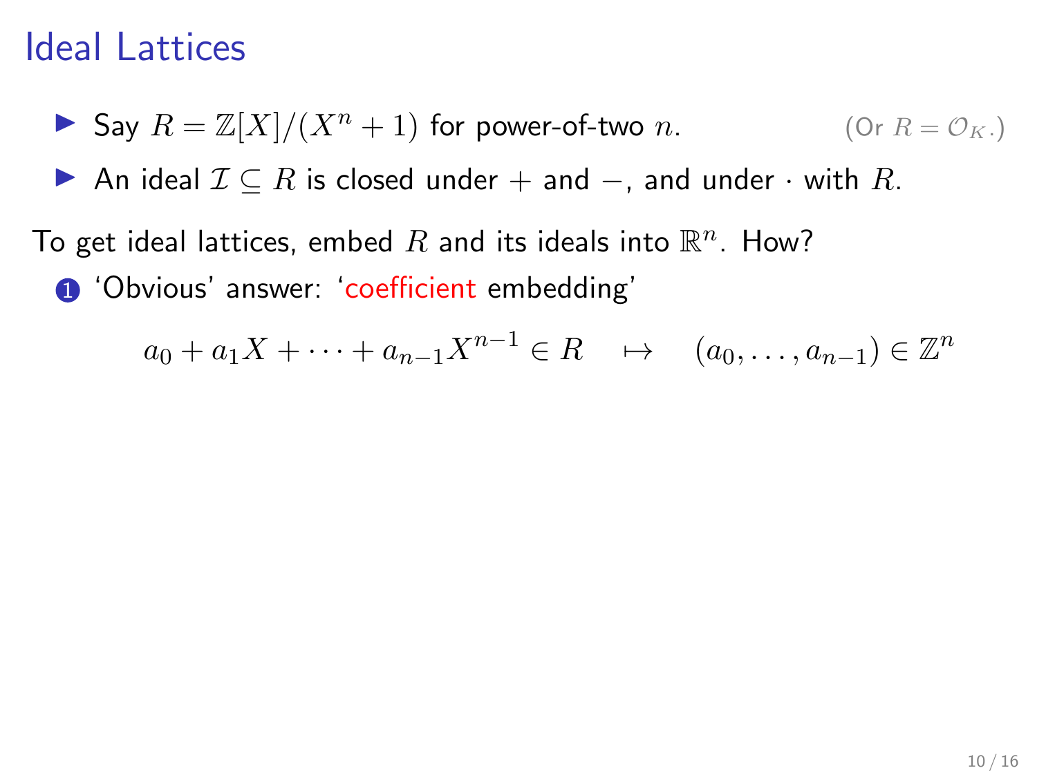# Ideal Lattices

- Say $R = \mathbb{Z}[X]/(X^n + 1)$ for power-of-two $n$. (Or $R = \mathcal{O}_K$.)
- An ideal $\mathcal{I} \subseteq R$ is closed under $+$ and $-$, and under $\cdot$ with $R$.

To get ideal lattices, embed $R$ and its ideals into $\mathbb{R}^n$. How?

1. 'Obvious' answer: 'coefficient embedding'

$$a_0 + a_1 X + \cdots + a_{n-1} X^{n-1} \in R \quad \mapsto \quad (a_0, \ldots, a_{n-1}) \in \mathbb{Z}^n$$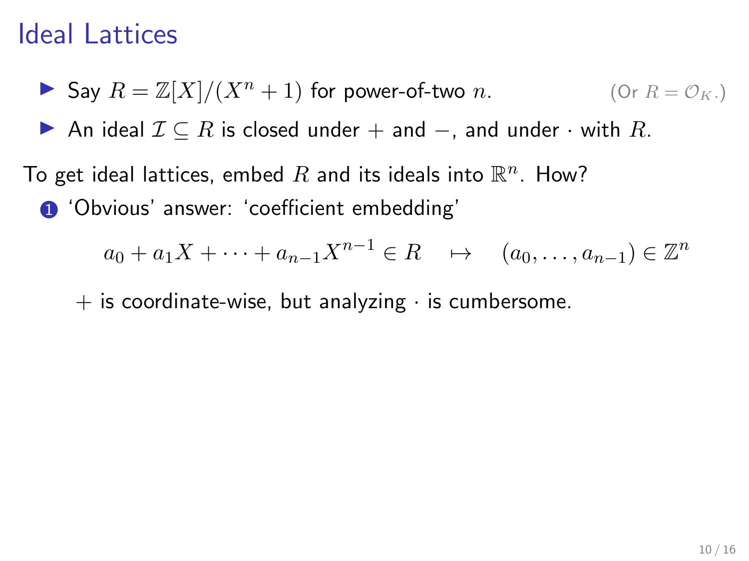# Ideal Lattices

- Say $R = \mathbb{Z}[X]/(X^n + 1)$ for power-of-two $n$. (Or $R = \mathcal{O}_K$.)
- An ideal $\mathcal{I} \subseteq R$ is closed under $+$ and $-$, and under $\cdot$ with $R$.

To get ideal lattices, embed $R$ and its ideals into $\mathbb{R}^n$. How?

1. 'Obvious' answer: 'coefficient embedding'

$$a_0 + a_1 X + \cdots + a_{n-1} X^{n-1} \in R \quad \mapsto \quad (a_0, \ldots, a_{n-1}) \in \mathbb{Z}^n$$

$+$ is coordinate-wise, but analyzing $\cdot$ is cumbersome.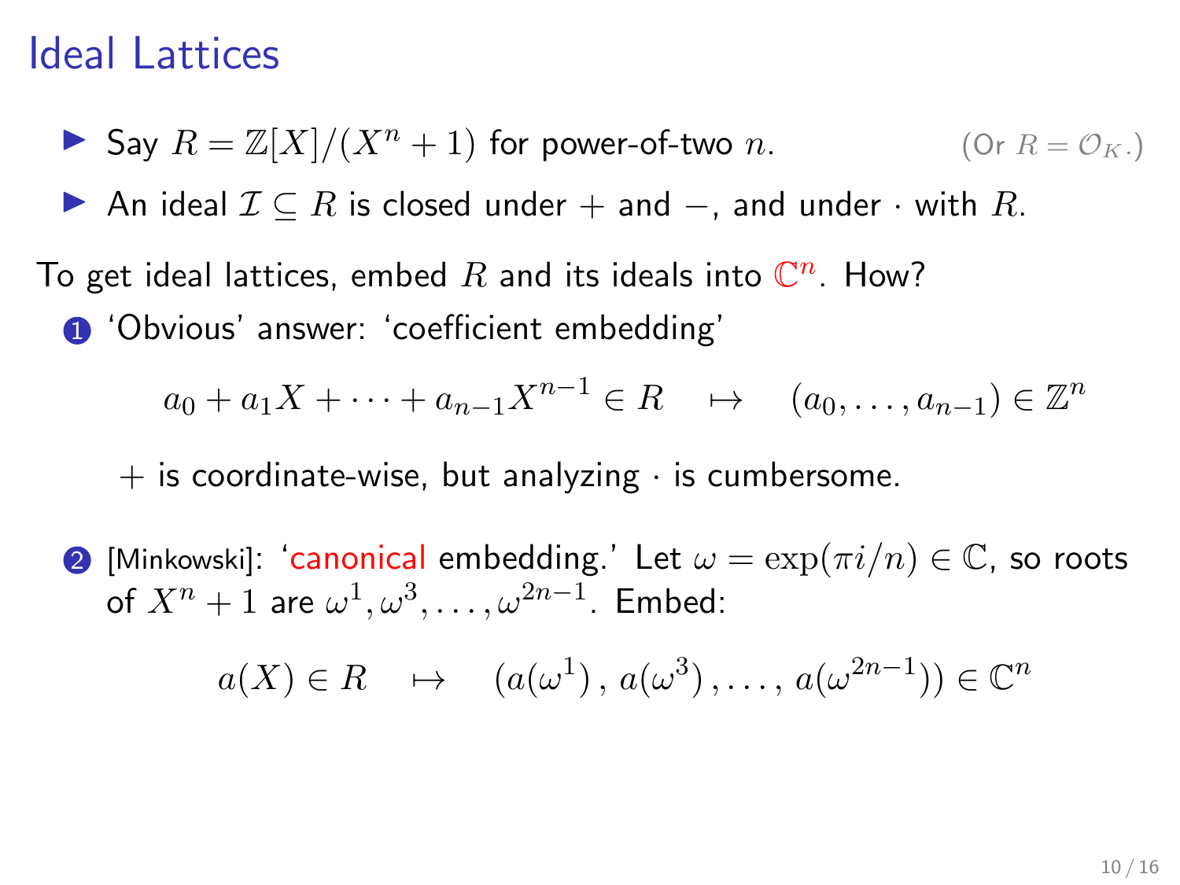# Ideal Lattices

- Say $R = \mathbb{Z}[X]/(X^n + 1)$ for power-of-two $n$. (Or $R = \mathcal{O}_K$.)
- An ideal $\mathcal{I} \subseteq R$ is closed under $+$ and $-$, and under $\cdot$ with $R$.

To get ideal lattices, embed $R$ and its ideals into $\mathbb{C}^n$. How?

1. 'Obvious' answer: 'coefficient embedding'

$$a_0 + a_1 X + \cdots + a_{n-1} X^{n-1} \in R \quad \mapsto \quad (a_0, \ldots, a_{n-1}) \in \mathbb{Z}^n$$

   $+$ is coordinate-wise, but analyzing $\cdot$ is cumbersome.

2. [Minkowski]: 'canonical embedding.' Let $\omega = \exp(\pi i/n) \in \mathbb{C}$, so roots of $X^n + 1$ are $\omega^1, \omega^3, \ldots, \omega^{2n-1}$. Embed:

$$a(X) \in R \quad \mapsto \quad (a(\omega^1), a(\omega^3), \ldots, a(\omega^{2n-1})) \in \mathbb{C}^n$$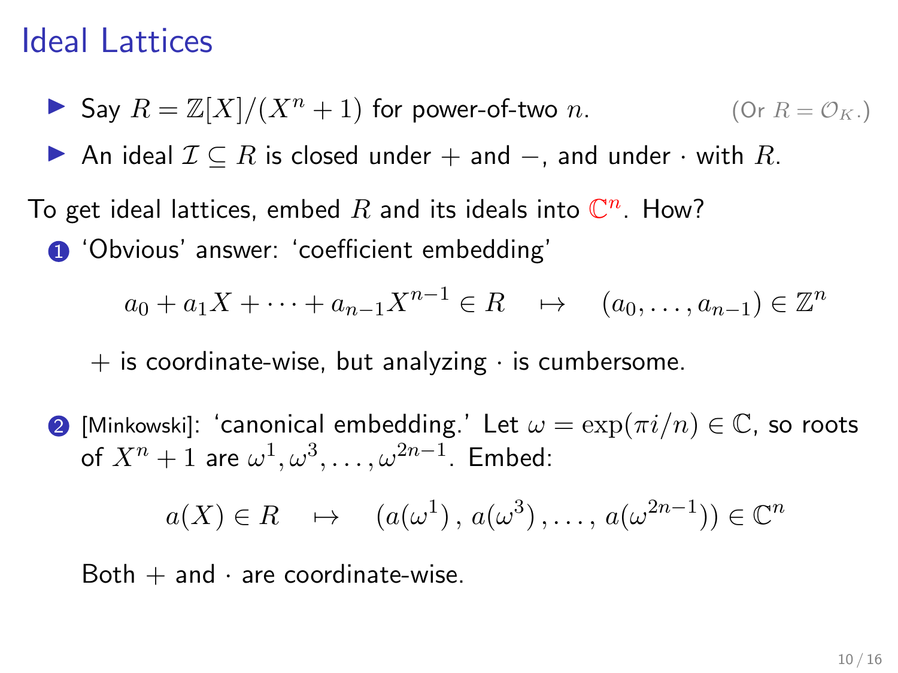# Ideal Lattices

- Say $R = \mathbb{Z}[X]/(X^n + 1)$ for power-of-two $n$. (Or $R = \mathcal{O}_K$.)
- An ideal $\mathcal{I} \subseteq R$ is closed under $+$ and $-$, and under $\cdot$ with $R$.

To get ideal lattices, embed $R$ and its ideals into $\mathbb{C}^n$. How?

1. 'Obvious' answer: 'coefficient embedding'

$$a_0 + a_1 X + \cdots + a_{n-1} X^{n-1} \in R \quad \mapsto \quad (a_0, \ldots, a_{n-1}) \in \mathbb{Z}^n$$

   $+$ is coordinate-wise, but analyzing $\cdot$ is cumbersome.

2. [Minkowski]: 'canonical embedding.' Let $\omega = \exp(\pi i/n) \in \mathbb{C}$, so roots of $X^n + 1$ are $\omega^1, \omega^3, \ldots, \omega^{2n-1}$. Embed:

$$a(X) \in R \quad \mapsto \quad (a(\omega^1)\,,\, a(\omega^3)\,, \ldots,\, a(\omega^{2n-1})) \in \mathbb{C}^n$$

   Both $+$ and $\cdot$ are coordinate-wise.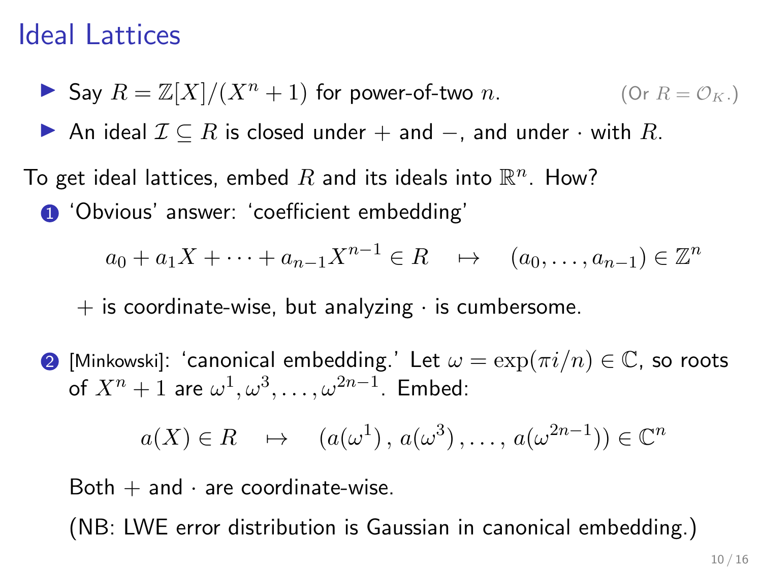# Ideal Lattices

- Say $R = \mathbb{Z}[X]/(X^n + 1)$ for power-of-two $n$. (Or $R = \mathcal{O}_K$.)
- An ideal $\mathcal{I} \subseteq R$ is closed under $+$ and $-$, and under $\cdot$ with $R$.

To get ideal lattices, embed $R$ and its ideals into $\mathbb{R}^n$. How?

1. 'Obvious' answer: 'coefficient embedding'

$$a_0 + a_1 X + \cdots + a_{n-1} X^{n-1} \in R \quad \mapsto \quad (a_0, \ldots, a_{n-1}) \in \mathbb{Z}^n$$

   $+$ is coordinate-wise, but analyzing $\cdot$ is cumbersome.

2. [Minkowski]: 'canonical embedding.' Let $\omega = \exp(\pi i/n) \in \mathbb{C}$, so roots of $X^n + 1$ are $\omega^1, \omega^3, \ldots, \omega^{2n-1}$. Embed:

$$a(X) \in R \quad \mapsto \quad (a(\omega^1), a(\omega^3), \ldots, a(\omega^{2n-1})) \in \mathbb{C}^n$$

   Both $+$ and $\cdot$ are coordinate-wise.

   (NB: LWE error distribution is Gaussian in canonical embedding.)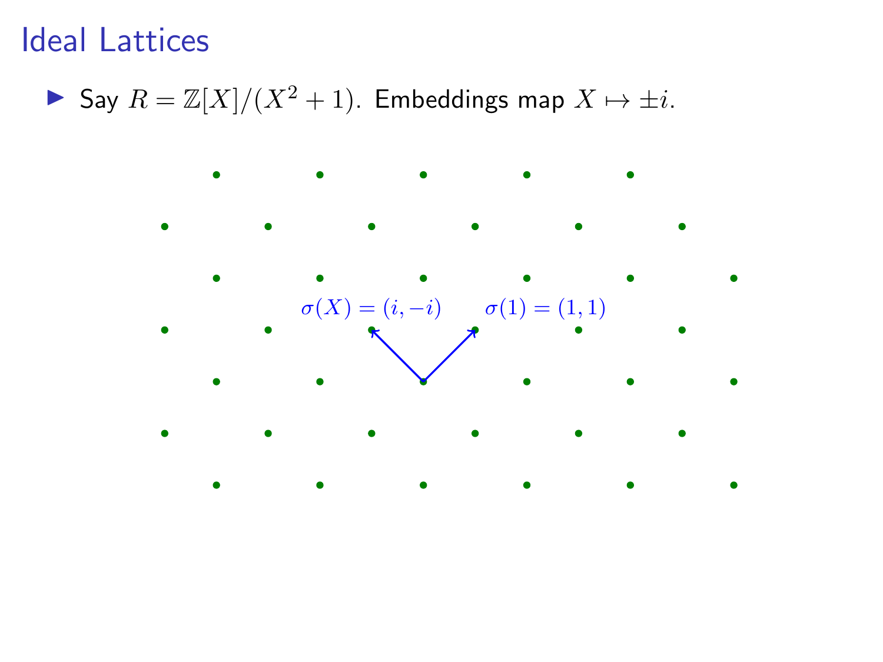# Ideal Lattices

- Say $R = \mathbb{Z}[X]/(X^2+1)$. Embeddings map $X \mapsto \pm i$.

$\sigma(X) = (i, -i)$ $\sigma(1) = (1, 1)$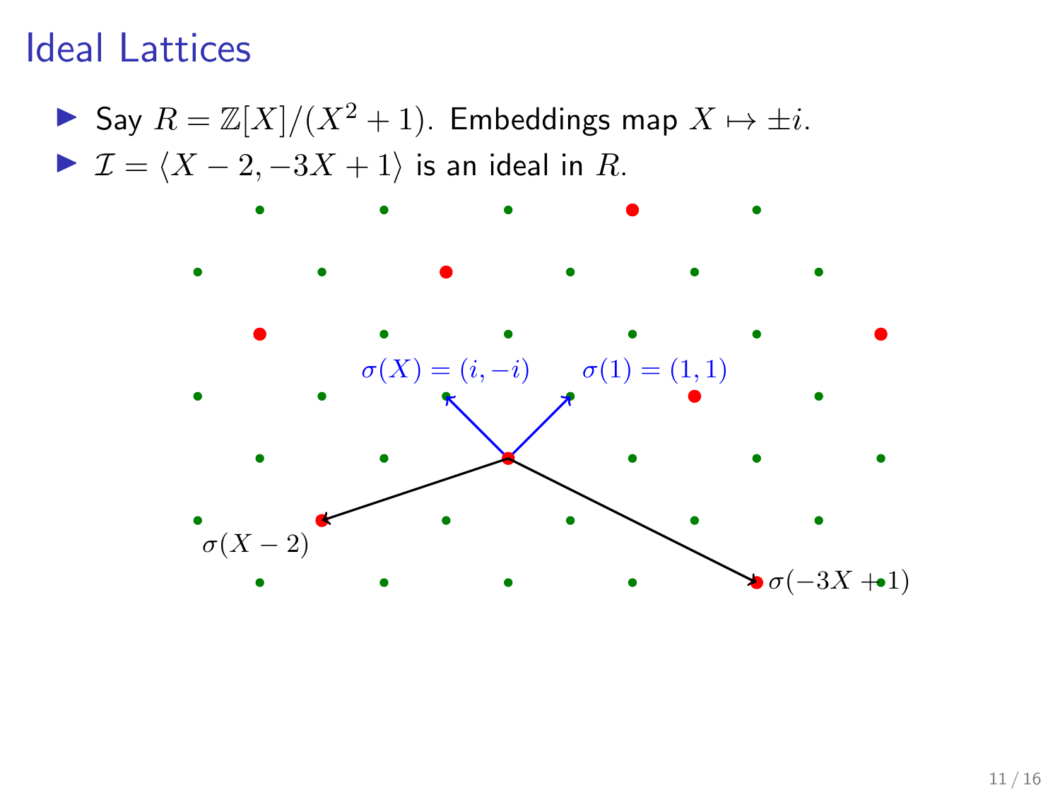# Ideal Lattices

- Say $R = \mathbb{Z}[X]/(X^2+1)$. Embeddings map $X \mapsto \pm i$.
- $\mathcal{I} = \langle X-2, -3X+1 \rangle$ is an ideal in $R$.

$\sigma(X) = (i, -i)$

$\sigma(1) = (1, 1)$

$\sigma(X-2)$

$\sigma(-3X+1)$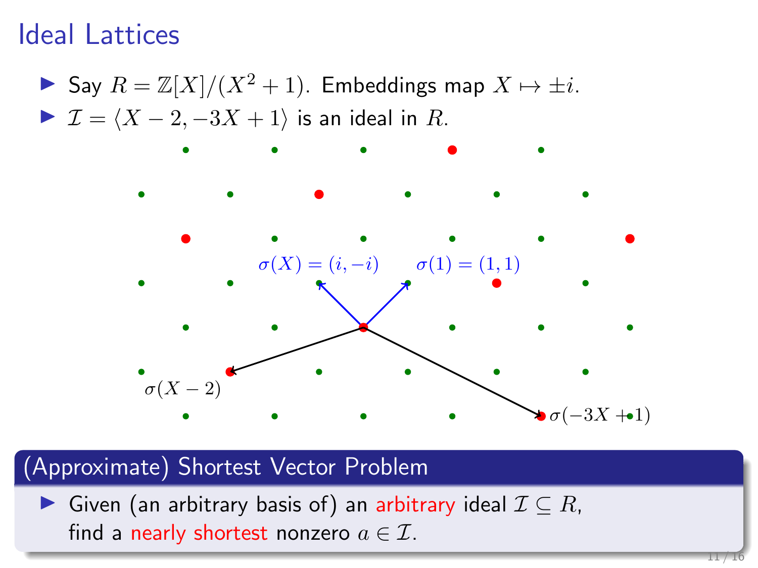# Ideal Lattices

- Say $R = \mathbb{Z}[X]/(X^2+1)$. Embeddings map $X \mapsto \pm i$.
- $\mathcal{I} = \langle X-2, -3X+1 \rangle$ is an ideal in $R$.

$\sigma(X) = (i, -i)$

$\sigma(1) = (1, 1)$

$\sigma(X-2)$

$\sigma(-3X+1)$

## (Approximate) Shortest Vector Problem

- Given (an arbitrary basis of) an arbitrary ideal $\mathcal{I} \subseteq R$, find a nearly shortest nonzero $a \in \mathcal{I}$.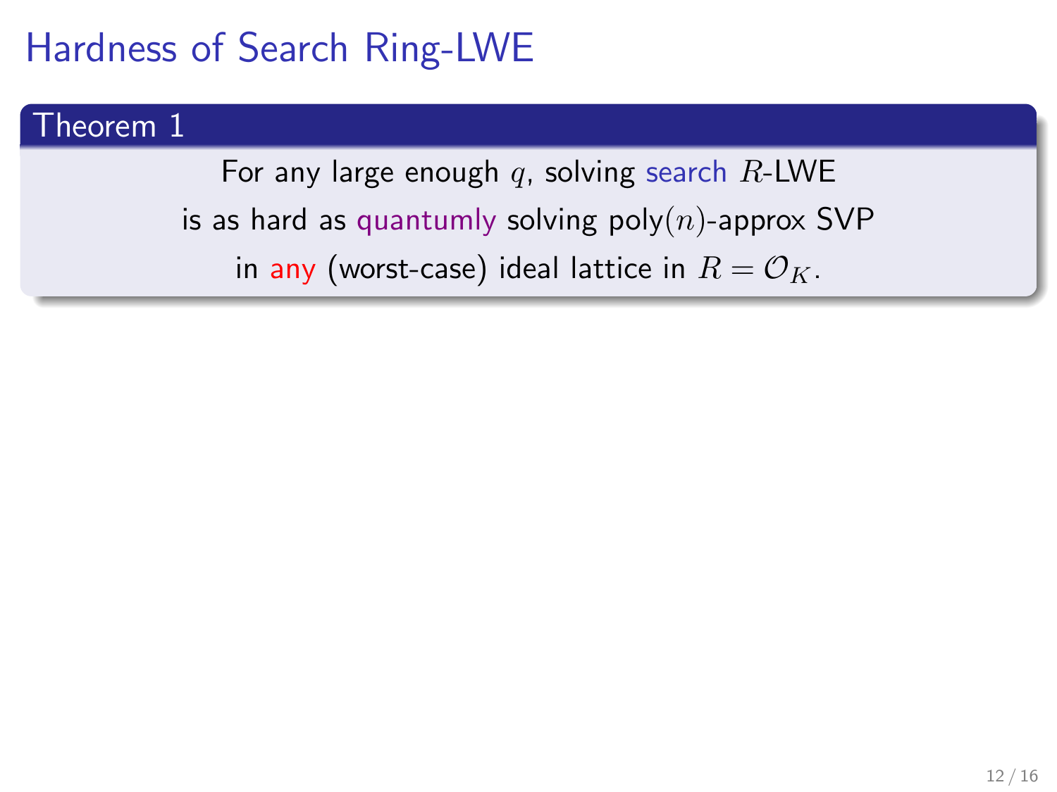# Hardness of Search Ring-LWE

**Theorem 1**

For any large enough $q$, solving search $R$-LWE
is as hard as quantumly solving poly$(n)$-approx SVP
in any (worst-case) ideal lattice in $R = \mathcal{O}_K$.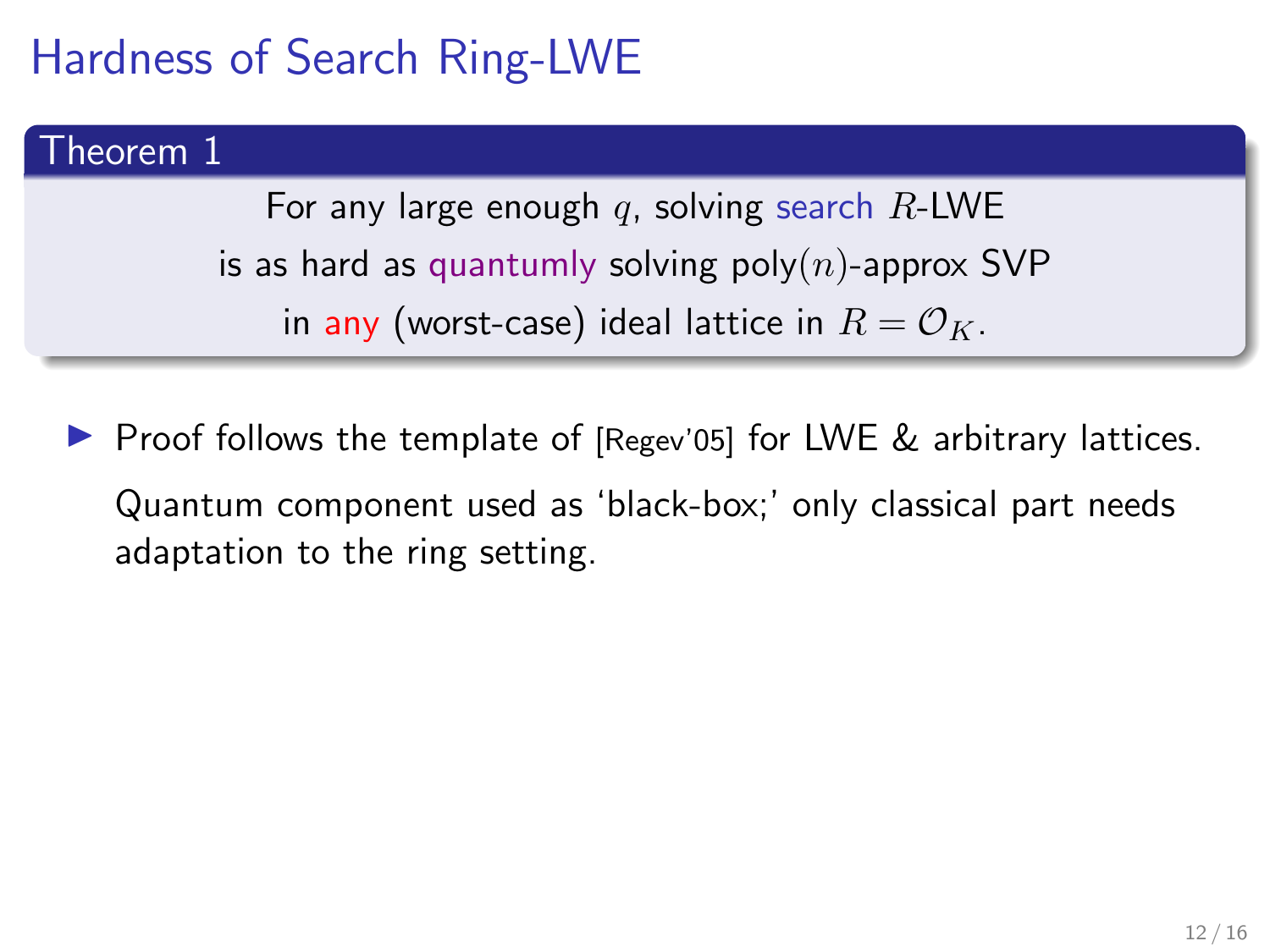# Hardness of Search Ring-LWE

**Theorem 1**

For any large enough $q$, solving search $R$-LWE is as hard as quantumly solving poly$(n)$-approx SVP in any (worst-case) ideal lattice in $R = \mathcal{O}_K$.

- Proof follows the template of [Regev'05] for LWE & arbitrary lattices.

  Quantum component used as 'black-box;' only classical part needs adaptation to the ring setting.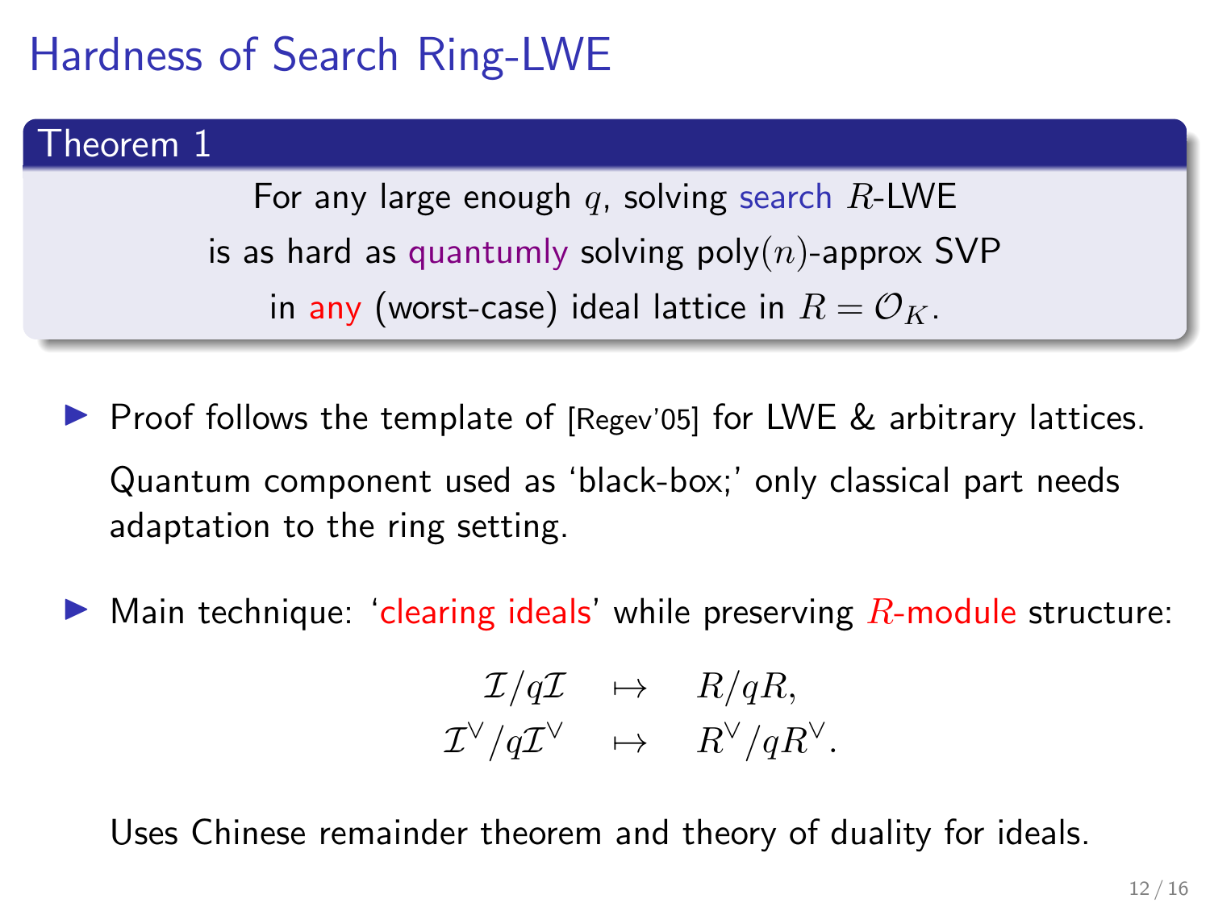# Hardness of Search Ring-LWE

**Theorem 1**

For any large enough $q$, solving search $R$-LWE is as hard as quantumly solving poly$(n)$-approx SVP in any (worst-case) ideal lattice in $R = \mathcal{O}_K$.

- Proof follows the template of [Regev'05] for LWE & arbitrary lattices.

  Quantum component used as 'black-box;' only classical part needs adaptation to the ring setting.

- Main technique: 'clearing ideals' while preserving $R$-module structure:

$$
\begin{aligned}
\mathcal{I}/q\mathcal{I} &\quad\mapsto\quad R/qR, \\
\mathcal{I}^\vee/q\mathcal{I}^\vee &\quad\mapsto\quad R^\vee/qR^\vee.
\end{aligned}
$$

  Uses Chinese remainder theorem and theory of duality for ideals.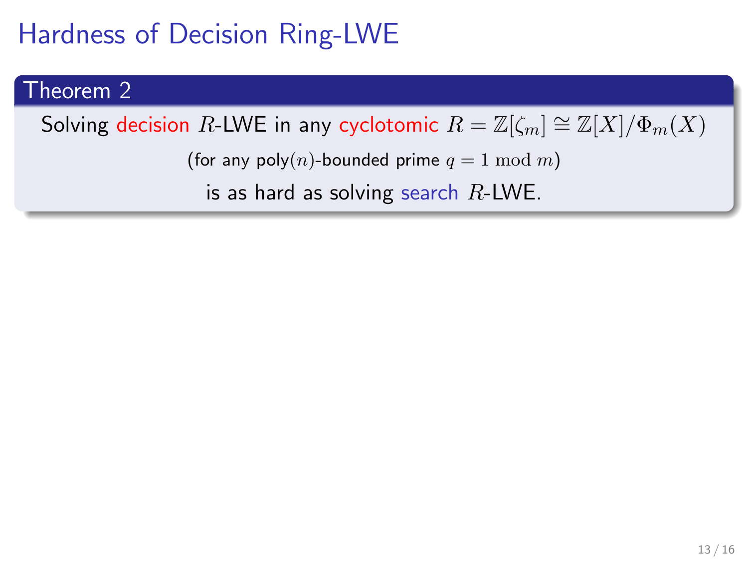# Hardness of Decision Ring-LWE

**Theorem 2**

Solving decision $R$-LWE in any cyclotomic $R = \mathbb{Z}[\zeta_m] \cong \mathbb{Z}[X]/\Phi_m(X)$

(for any poly($n$)-bounded prime $q = 1 \bmod m$)

is as hard as solving search $R$-LWE.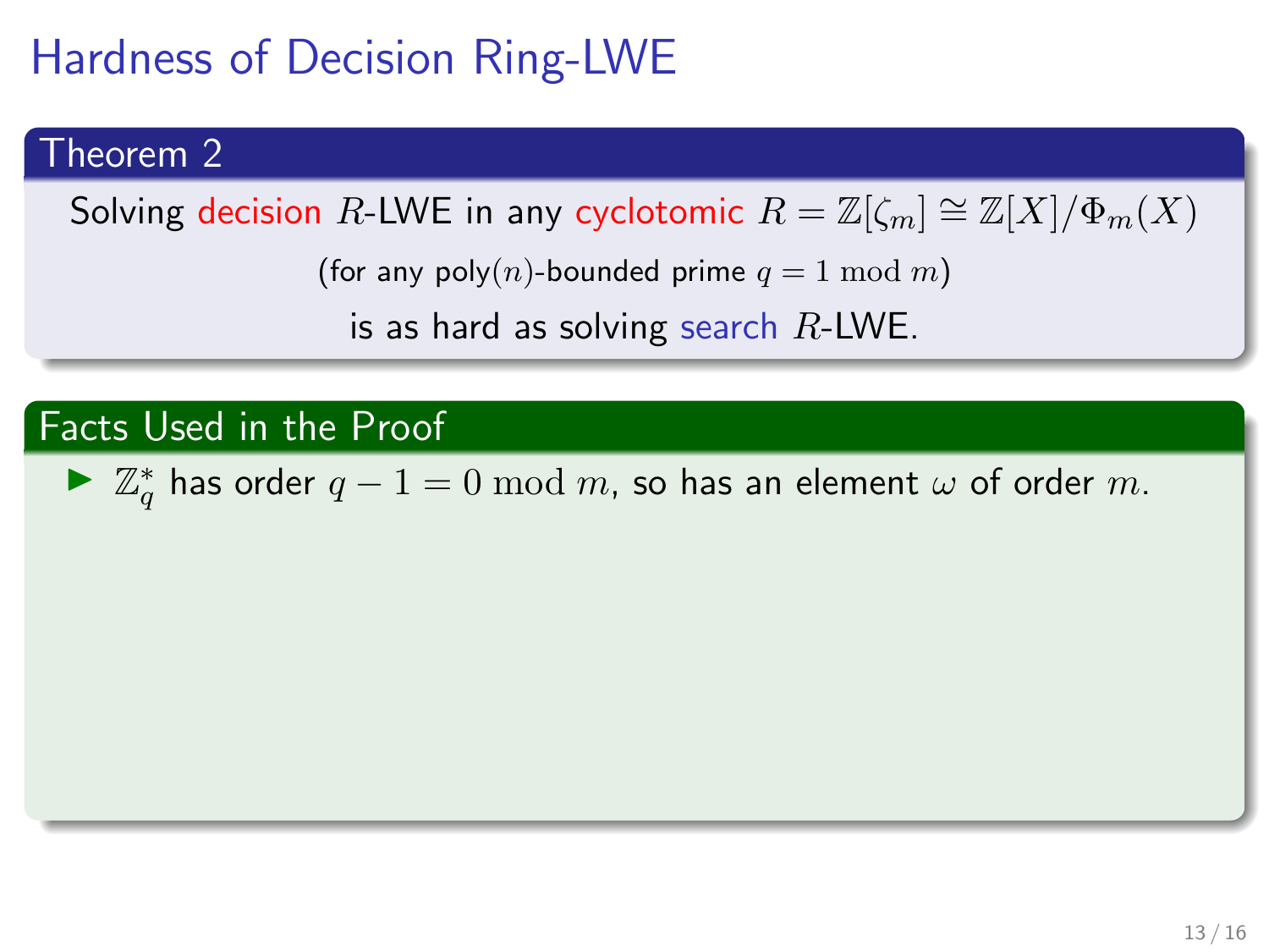# Hardness of Decision Ring-LWE

## Theorem 2

Solving decision $R$-LWE in any cyclotomic $R = \mathbb{Z}[\zeta_m] \cong \mathbb{Z}[X]/\Phi_m(X)$

(for any poly$(n)$-bounded prime $q = 1 \bmod m$)

is as hard as solving search $R$-LWE.

## Facts Used in the Proof

- $\mathbb{Z}_q^*$ has order $q - 1 = 0 \bmod m$, so has an element $\omega$ of order $m$.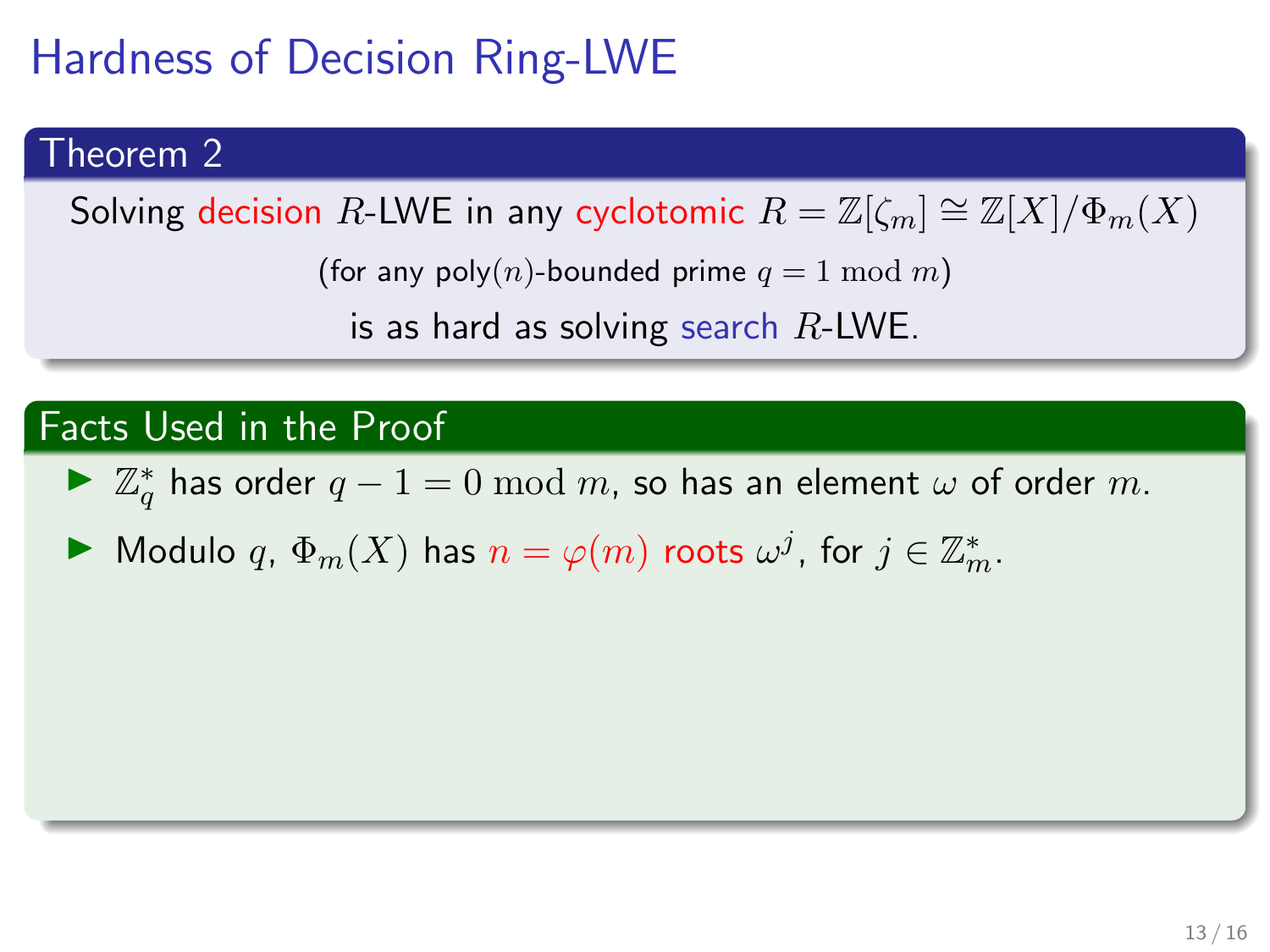# Hardness of Decision Ring-LWE

### Theorem 2

Solving decision $R$-LWE in any cyclotomic $R = \mathbb{Z}[\zeta_m] \cong \mathbb{Z}[X]/\Phi_m(X)$

(for any poly($n$)-bounded prime $q = 1 \bmod m$)

is as hard as solving search $R$-LWE.

### Facts Used in the Proof

- $\mathbb{Z}_q^*$ has order $q - 1 = 0 \bmod m$, so has an element $\omega$ of order $m$.
- Modulo $q$, $\Phi_m(X)$ has $n = \varphi(m)$ roots $\omega^j$, for $j \in \mathbb{Z}_m^*$.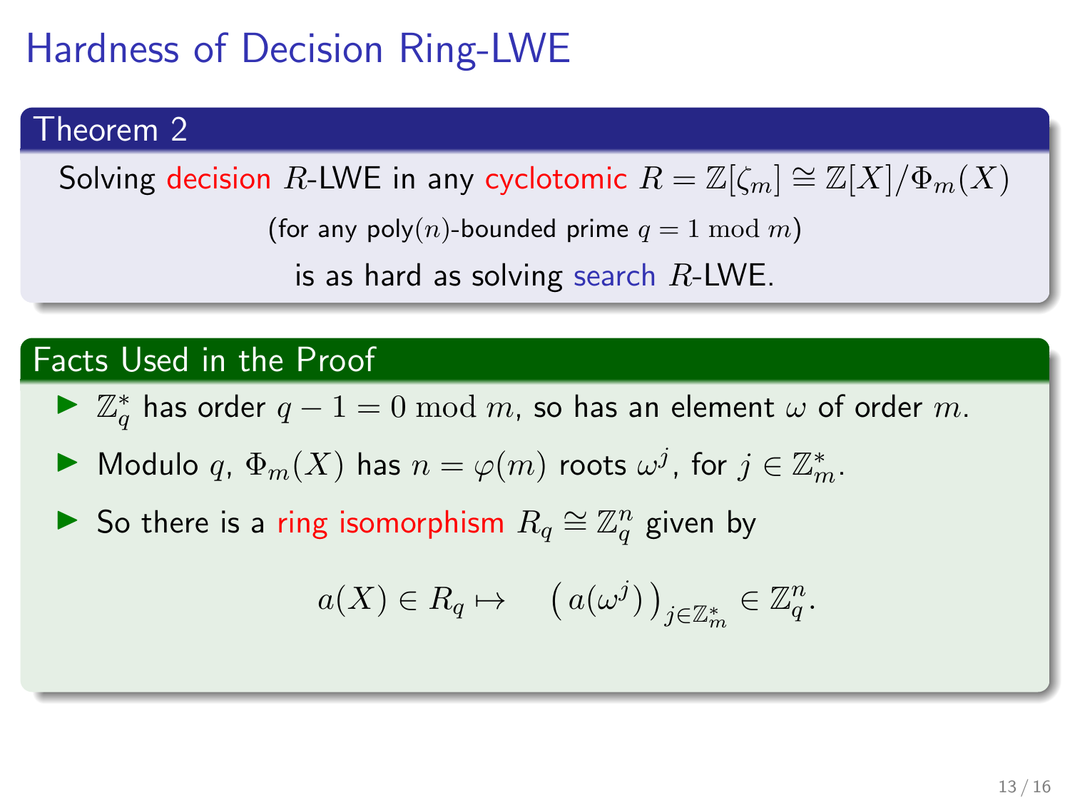# Hardness of Decision Ring-LWE

## Theorem 2

Solving decision $R$-LWE in any cyclotomic $R = \mathbb{Z}[\zeta_m] \cong \mathbb{Z}[X]/\Phi_m(X)$

(for any poly($n$)-bounded prime $q = 1 \bmod m$)

is as hard as solving search $R$-LWE.

## Facts Used in the Proof

- $\mathbb{Z}_q^*$ has order $q - 1 = 0 \bmod m$, so has an element $\omega$ of order $m$.
- Modulo $q$, $\Phi_m(X)$ has $n = \varphi(m)$ roots $\omega^j$, for $j \in \mathbb{Z}_m^*$.
- So there is a ring isomorphism $R_q \cong \mathbb{Z}_q^n$ given by

$$a(X) \in R_q \mapsto \quad \left( a(\omega^j) \right)_{j \in \mathbb{Z}_m^*} \in \mathbb{Z}_q^n.$$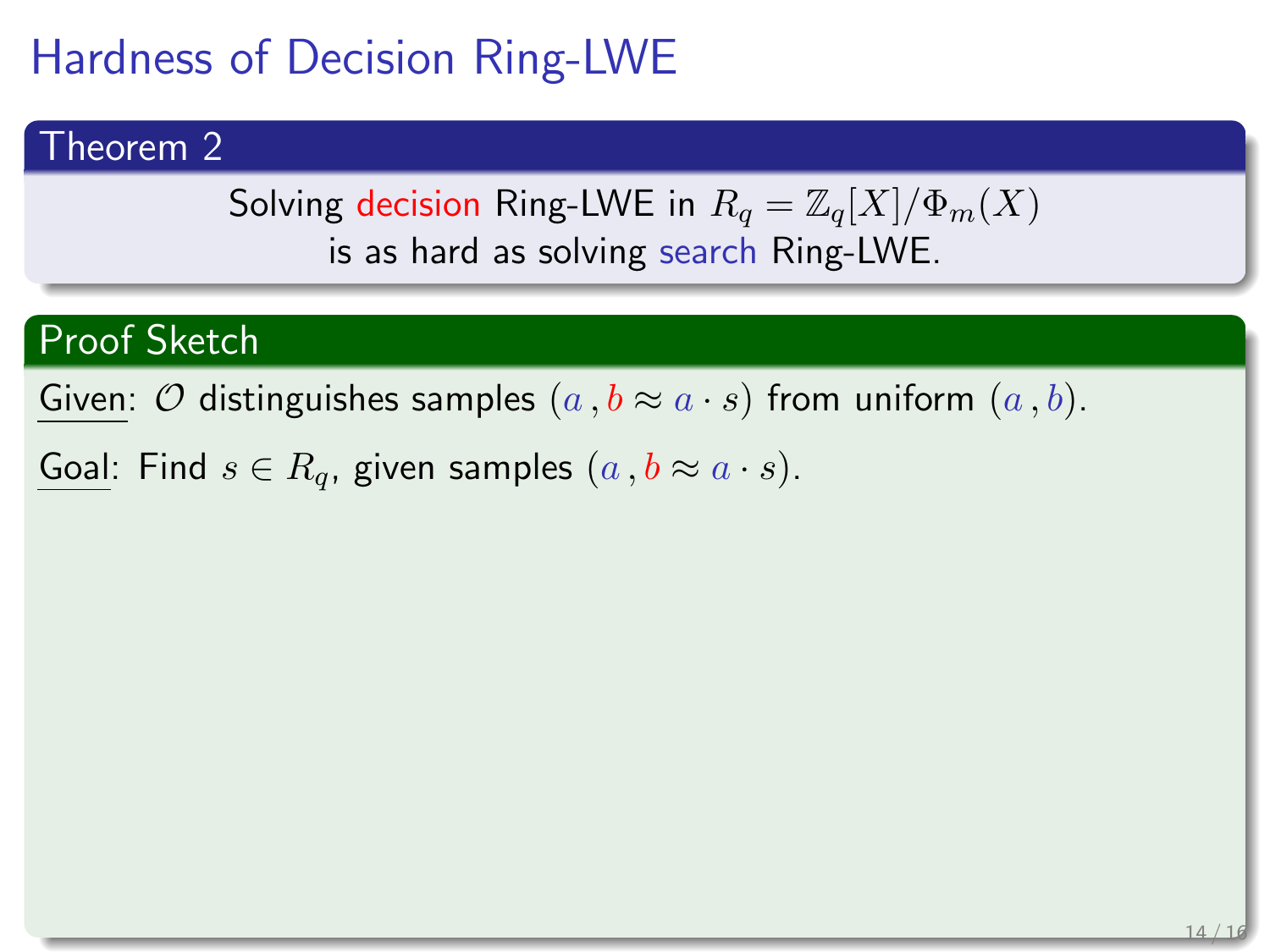# Hardness of Decision Ring-LWE

## Theorem 2

Solving decision Ring-LWE in $R_q = \mathbb{Z}_q[X]/\Phi_m(X)$ is as hard as solving search Ring-LWE.

## Proof Sketch

Given: $\mathcal{O}$ distinguishes samples $(a, b \approx a \cdot s)$ from uniform $(a, b)$.

Goal: Find $s \in R_q$, given samples $(a, b \approx a \cdot s)$.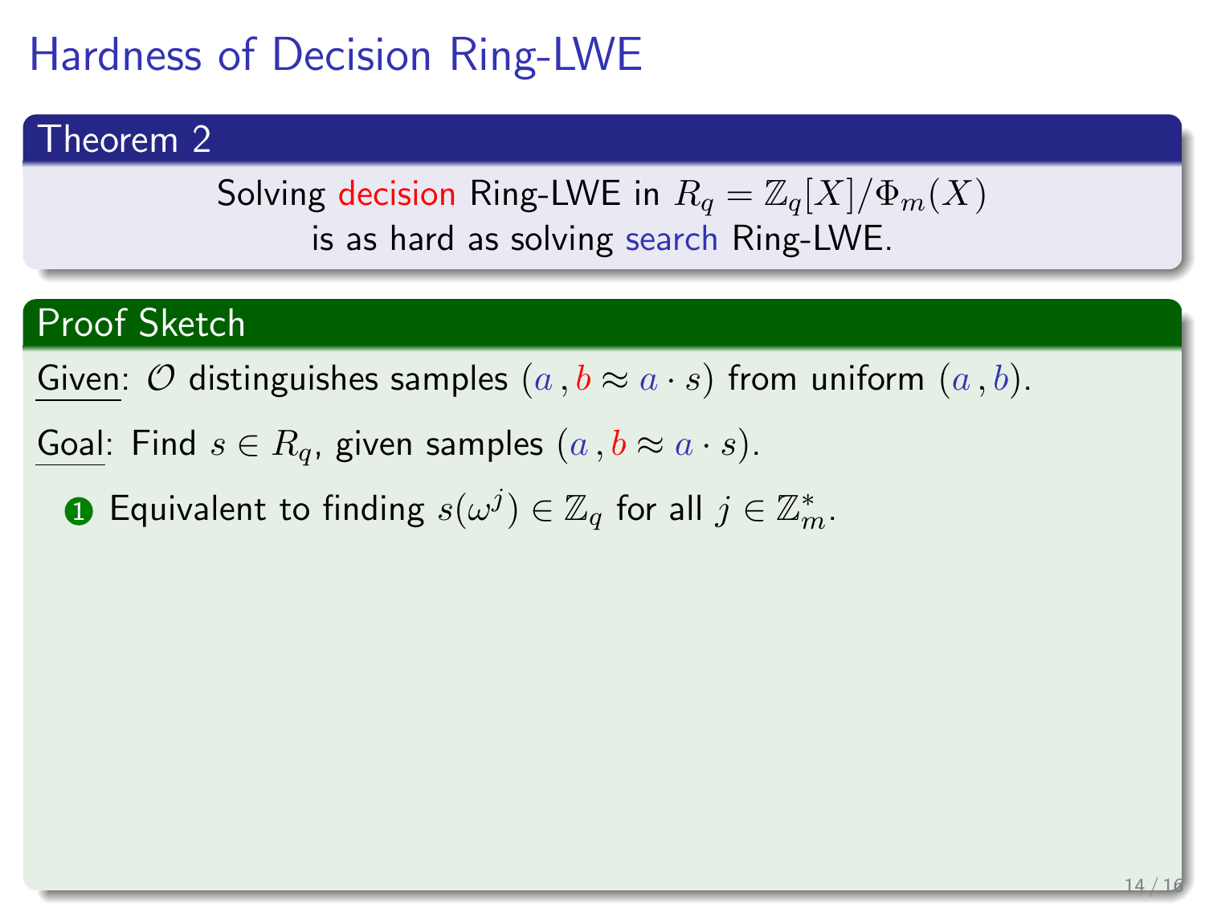# Hardness of Decision Ring-LWE

## Theorem 2

Solving decision Ring-LWE in $R_q = \mathbb{Z}_q[X]/\Phi_m(X)$ is as hard as solving search Ring-LWE.

## Proof Sketch

Given: $\mathcal{O}$ distinguishes samples $(a, b \approx a \cdot s)$ from uniform $(a, b)$.

Goal: Find $s \in R_q$, given samples $(a, b \approx a \cdot s)$.

1. Equivalent to finding $s(\omega^j) \in \mathbb{Z}_q$ for all $j \in \mathbb{Z}_m^*$.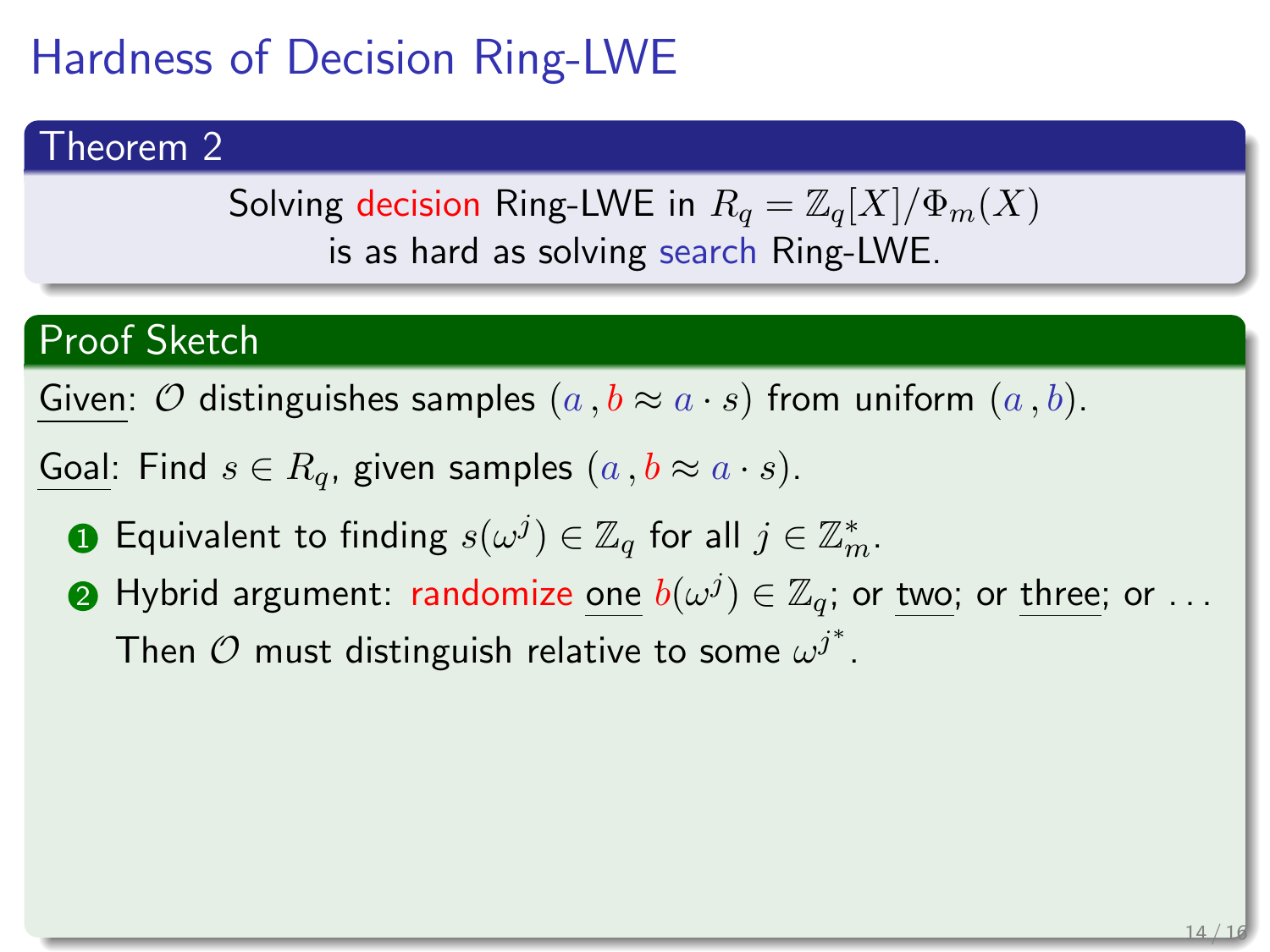# Hardness of Decision Ring-LWE

## Theorem 2

Solving decision Ring-LWE in $R_q = \mathbb{Z}_q[X]/\Phi_m(X)$ is as hard as solving search Ring-LWE.

## Proof Sketch

Given: $\mathcal{O}$ distinguishes samples $(a, b \approx a \cdot s)$ from uniform $(a, b)$.

Goal: Find $s \in R_q$, given samples $(a, b \approx a \cdot s)$.

1. Equivalent to finding $s(\omega^j) \in \mathbb{Z}_q$ for all $j \in \mathbb{Z}_m^*$.
2. Hybrid argument: randomize one $b(\omega^j) \in \mathbb{Z}_q$; or two; or three; or ...
   Then $\mathcal{O}$ must distinguish relative to some $\omega^{j^*}$.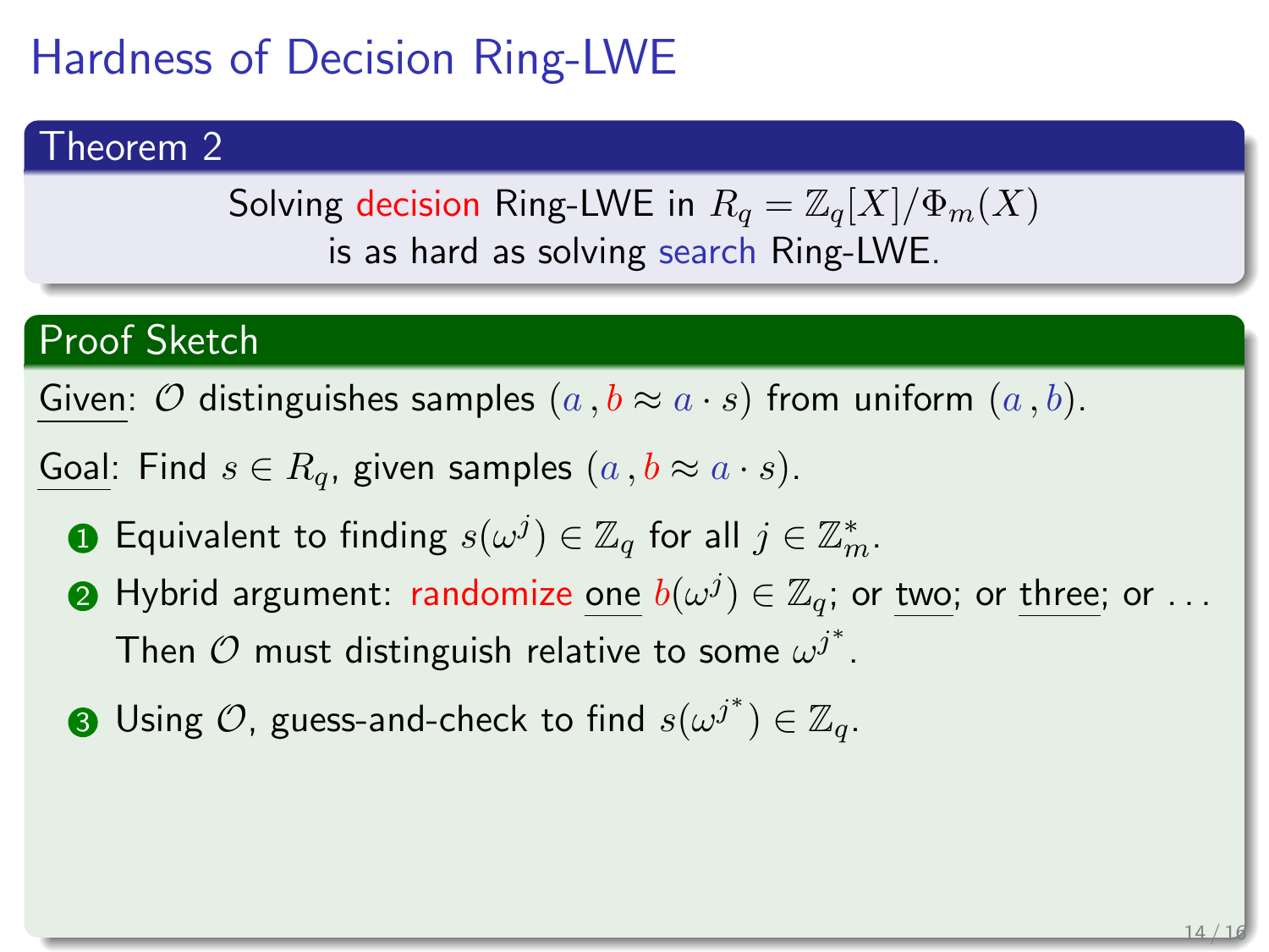# Hardness of Decision Ring-LWE

## Theorem 2

Solving decision Ring-LWE in $R_q = \mathbb{Z}_q[X]/\Phi_m(X)$ is as hard as solving search Ring-LWE.

## Proof Sketch

Given: $\mathcal{O}$ distinguishes samples $(a, b \approx a \cdot s)$ from uniform $(a, b)$.

Goal: Find $s \in R_q$, given samples $(a, b \approx a \cdot s)$.

1. Equivalent to finding $s(\omega^j) \in \mathbb{Z}_q$ for all $j \in \mathbb{Z}_m^*$.
2. Hybrid argument: randomize one $b(\omega^j) \in \mathbb{Z}_q$; or two; or three; or ...
   Then $\mathcal{O}$ must distinguish relative to some $\omega^{j^*}$.
3. Using $\mathcal{O}$, guess-and-check to find $s(\omega^{j^*}) \in \mathbb{Z}_q$.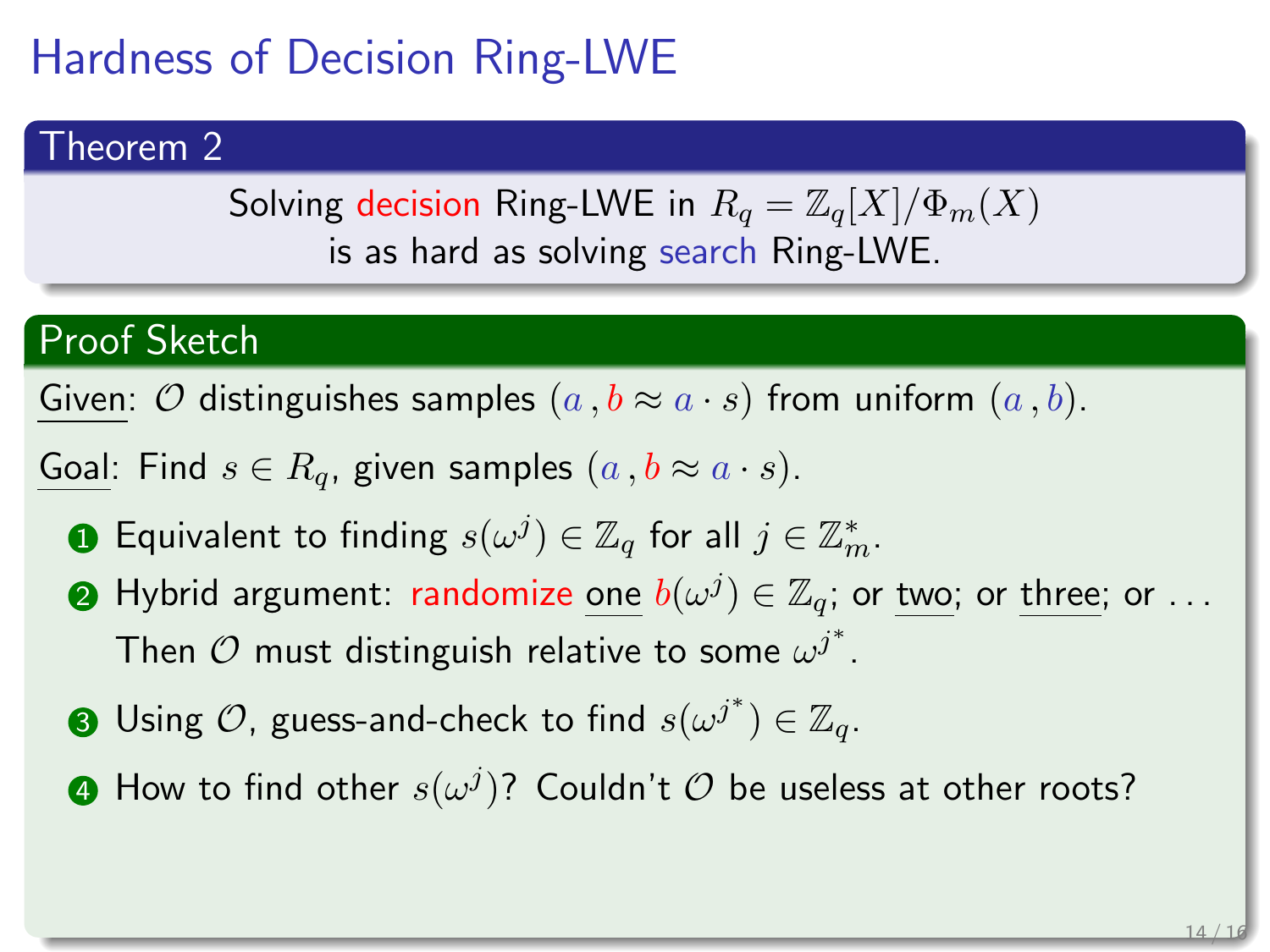# Hardness of Decision Ring-LWE

## Theorem 2

Solving decision Ring-LWE in $R_q = \mathbb{Z}_q[X]/\Phi_m(X)$ is as hard as solving search Ring-LWE.

## Proof Sketch

Given: $\mathcal{O}$ distinguishes samples $(a, b \approx a \cdot s)$ from uniform $(a, b)$.

Goal: Find $s \in R_q$, given samples $(a, b \approx a \cdot s)$.

1. Equivalent to finding $s(\omega^j) \in \mathbb{Z}_q$ for all $j \in \mathbb{Z}_m^*$.
2. Hybrid argument: randomize one $b(\omega^j) \in \mathbb{Z}_q$; or two; or three; or ... Then $\mathcal{O}$ must distinguish relative to some $\omega^{j^*}$.
3. Using $\mathcal{O}$, guess-and-check to find $s(\omega^{j^*}) \in \mathbb{Z}_q$.
4. How to find other $s(\omega^j)$? Couldn't $\mathcal{O}$ be useless at other roots?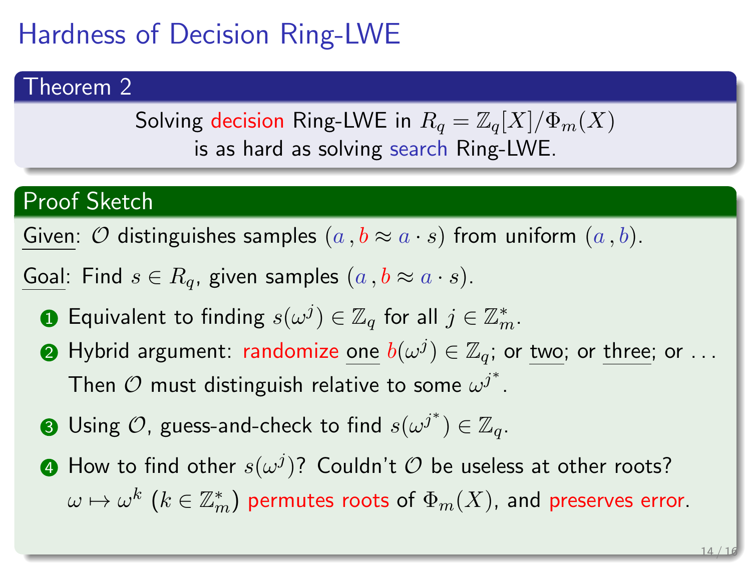# Hardness of Decision Ring-LWE

## Theorem 2

Solving decision Ring-LWE in $R_q = \mathbb{Z}_q[X]/\Phi_m(X)$ is as hard as solving search Ring-LWE.

## Proof Sketch

Given: $\mathcal{O}$ distinguishes samples $(a, b \approx a \cdot s)$ from uniform $(a, b)$.

Goal: Find $s \in R_q$, given samples $(a, b \approx a \cdot s)$.

1. Equivalent to finding $s(\omega^j) \in \mathbb{Z}_q$ for all $j \in \mathbb{Z}_m^*$.
2. Hybrid argument: randomize one $b(\omega^j) \in \mathbb{Z}_q$; or two; or three; or ...
   Then $\mathcal{O}$ must distinguish relative to some $\omega^{j^*}$.
3. Using $\mathcal{O}$, guess-and-check to find $s(\omega^{j^*}) \in \mathbb{Z}_q$.
4. How to find other $s(\omega^j)$? Couldn't $\mathcal{O}$ be useless at other roots?
   $\omega \mapsto \omega^k$ ($k \in \mathbb{Z}_m^*$) permutes roots of $\Phi_m(X)$, and preserves error.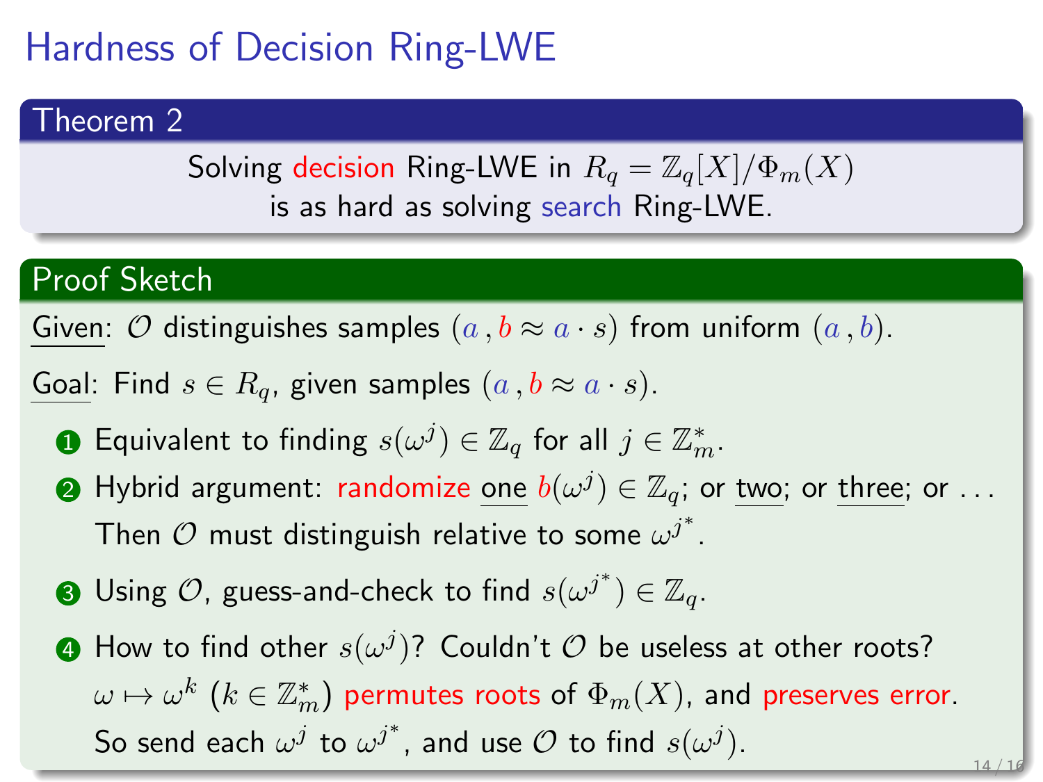# Hardness of Decision Ring-LWE

## Theorem 2

Solving decision Ring-LWE in $R_q = \mathbb{Z}_q[X]/\Phi_m(X)$ is as hard as solving search Ring-LWE.

## Proof Sketch

Given: $\mathcal{O}$ distinguishes samples $(a\,, b \approx a \cdot s)$ from uniform $(a\,, b)$.

Goal: Find $s \in R_q$, given samples $(a\,, b \approx a \cdot s)$.

1. Equivalent to finding $s(\omega^j) \in \mathbb{Z}_q$ for all $j \in \mathbb{Z}_m^*$.
2. Hybrid argument: randomize one $b(\omega^j) \in \mathbb{Z}_q$; or two; or three; or ...
   Then $\mathcal{O}$ must distinguish relative to some $\omega^{j^*}$.
3. Using $\mathcal{O}$, guess-and-check to find $s(\omega^{j^*}) \in \mathbb{Z}_q$.
4. How to find other $s(\omega^j)$? Couldn't $\mathcal{O}$ be useless at other roots?
   $\omega \mapsto \omega^k$ ($k \in \mathbb{Z}_m^*$) permutes roots of $\Phi_m(X)$, and preserves error.
   So send each $\omega^j$ to $\omega^{j^*}$, and use $\mathcal{O}$ to find $s(\omega^j)$.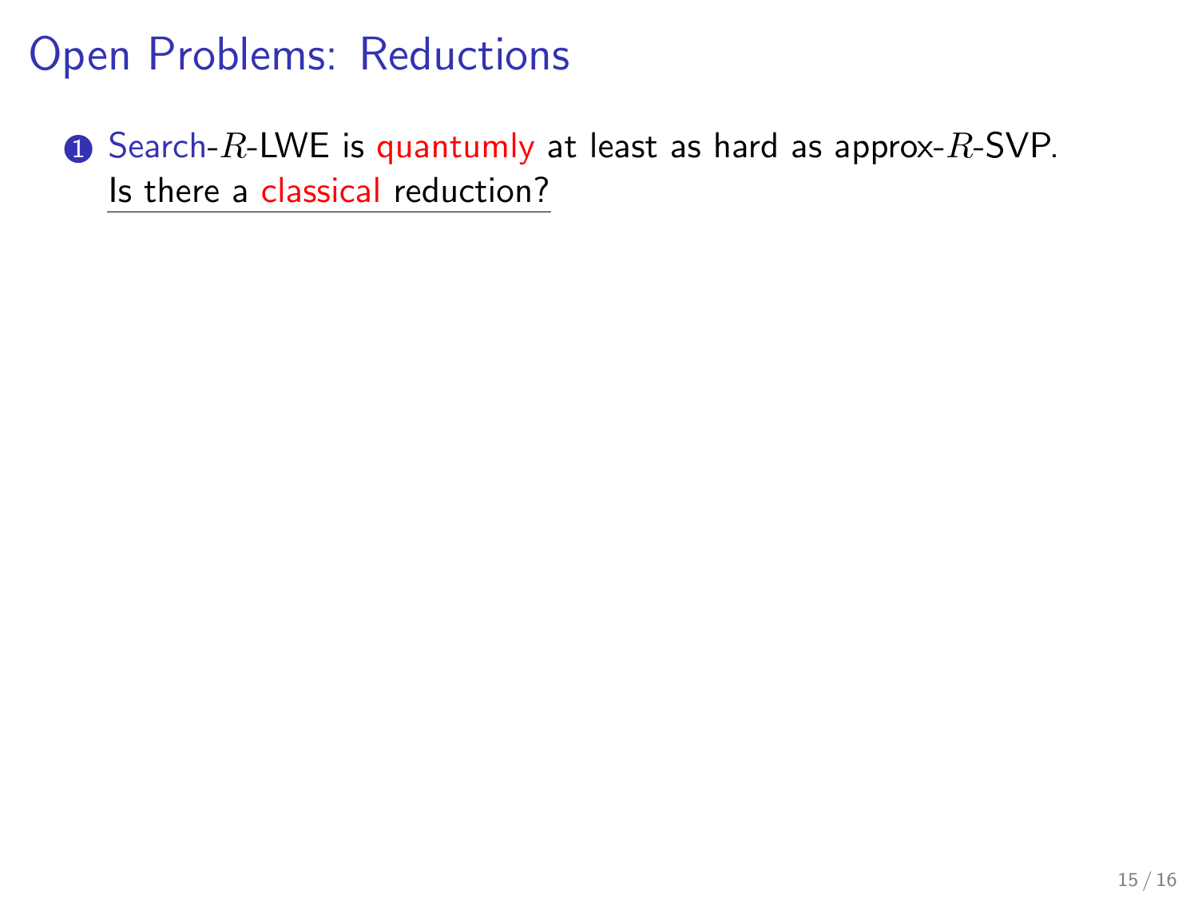# Open Problems: Reductions

1. Search-$R$-LWE is quantumly at least as hard as approx-$R$-SVP.
   Is there a classical reduction?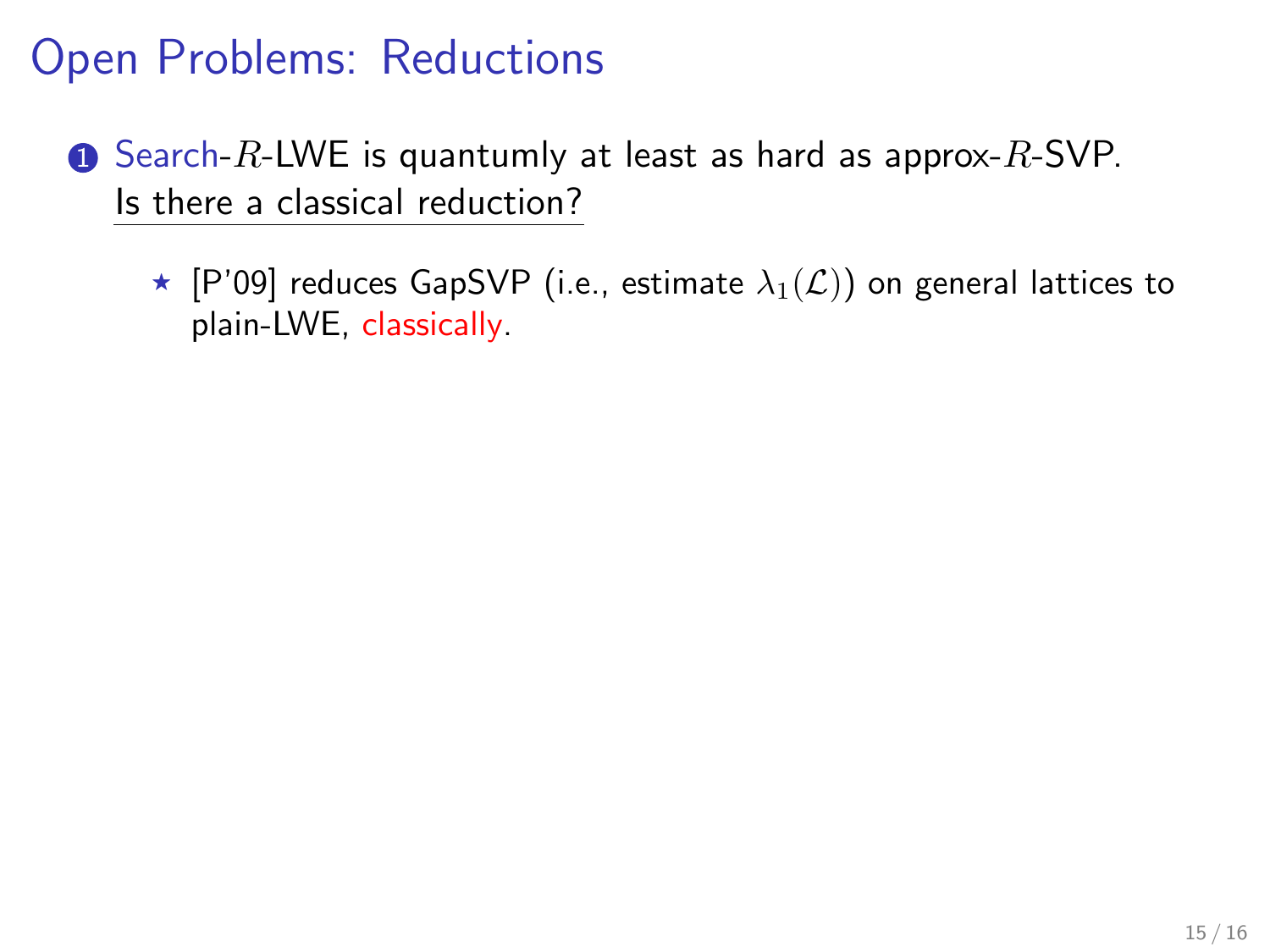# Open Problems: Reductions

1. Search-$R$-LWE is quantumly at least as hard as approx-$R$-SVP.
   Is there a classical reduction?

   * [P'09] reduces GapSVP (i.e., estimate $\lambda_1(\mathcal{L})$) on general lattices to plain-LWE, classically.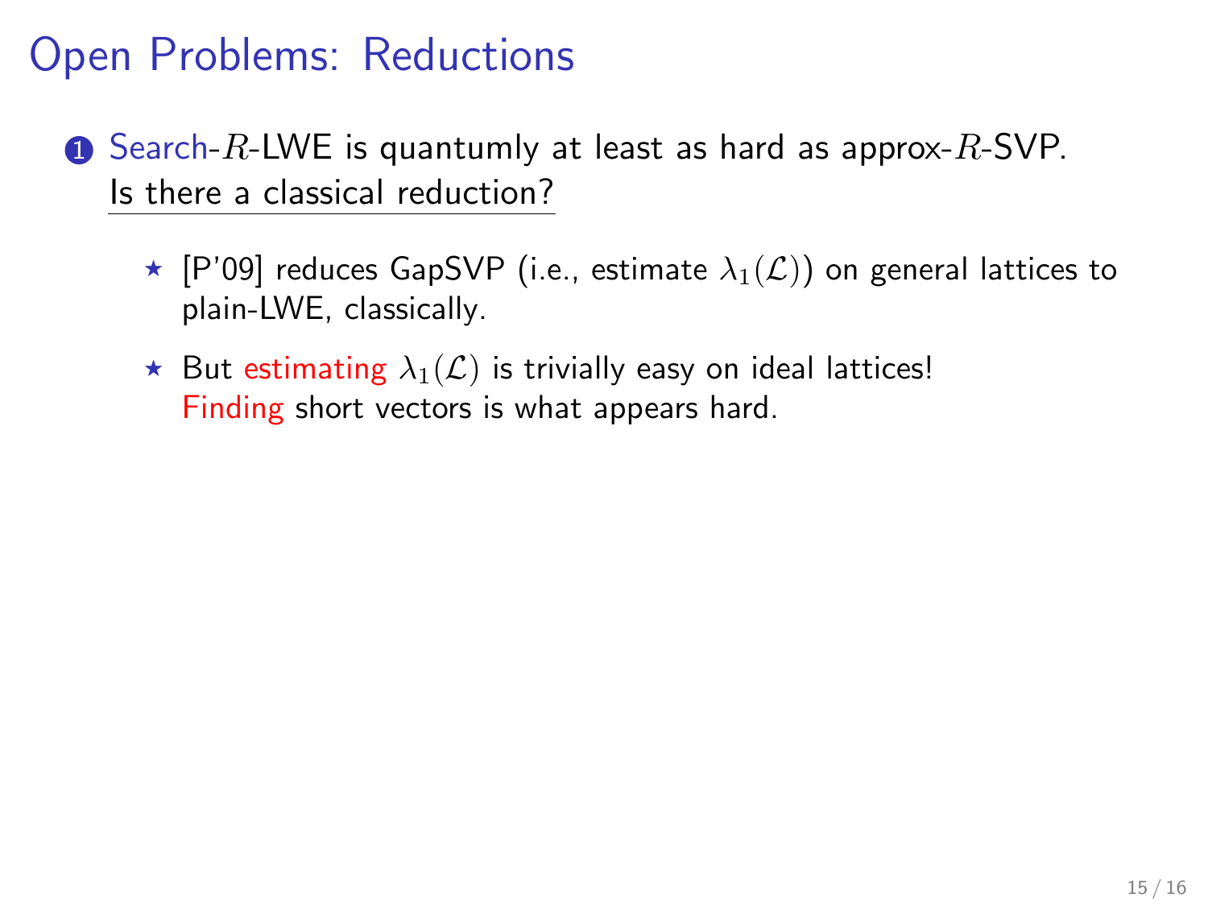# Open Problems: Reductions

1. Search-$R$-LWE is quantumly at least as hard as approx-$R$-SVP.
   Is there a classical reduction?

   ⋆ [P'09] reduces GapSVP (i.e., estimate $\lambda_1(\mathcal{L})$) on general lattices to plain-LWE, classically.

   ⋆ But estimating $\lambda_1(\mathcal{L})$ is trivially easy on ideal lattices!
   Finding short vectors is what appears hard.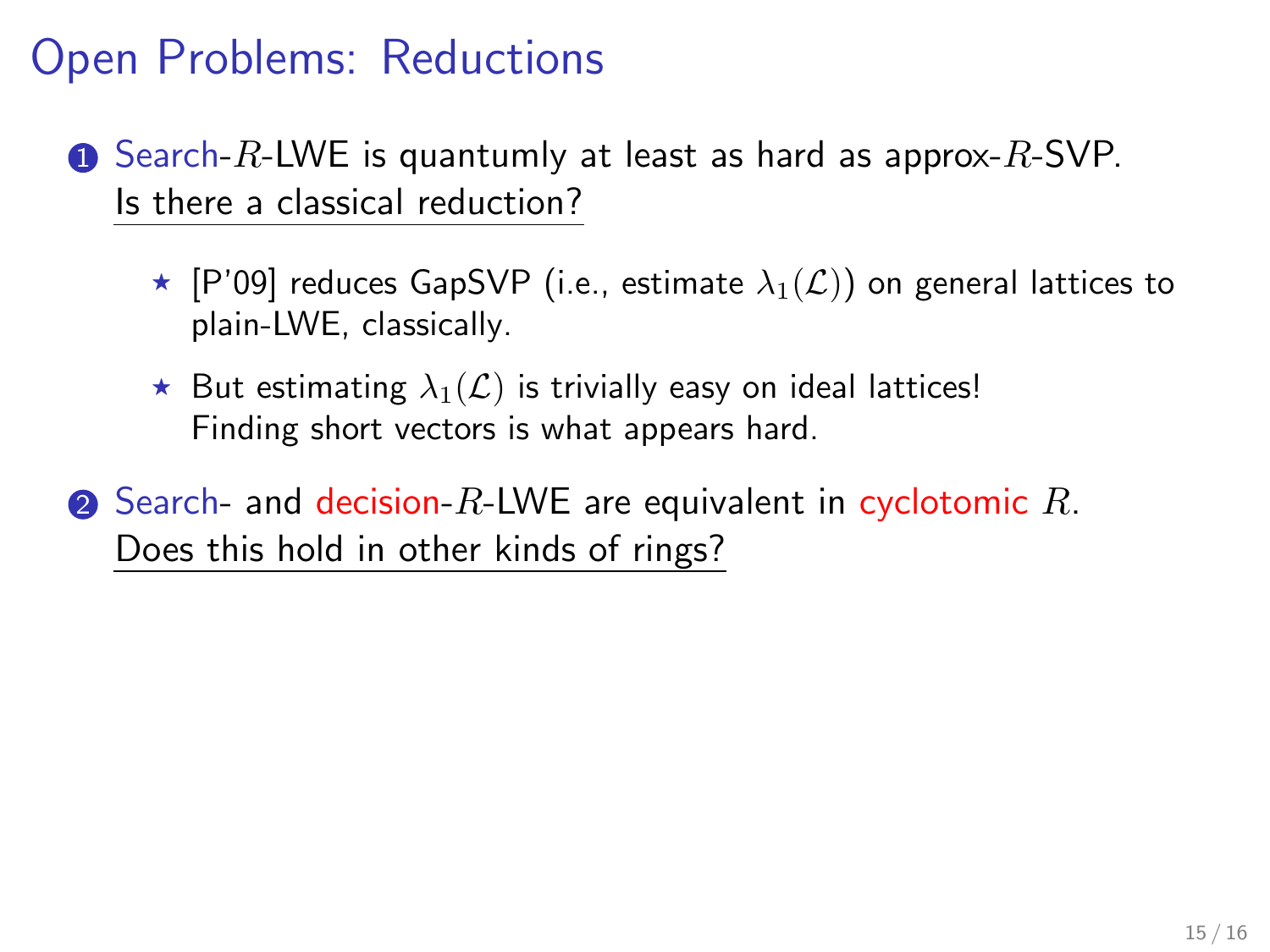# Open Problems: Reductions

1. Search-$R$-LWE is quantumly at least as hard as approx-$R$-SVP. Is there a classical reduction?

   - ⋆ [P'09] reduces GapSVP (i.e., estimate $\lambda_1(\mathcal{L})$) on general lattices to plain-LWE, classically.
   - ⋆ But estimating $\lambda_1(\mathcal{L})$ is trivially easy on ideal lattices! Finding short vectors is what appears hard.

2. Search- and decision-$R$-LWE are equivalent in cyclotomic $R$. Does this hold in other kinds of rings?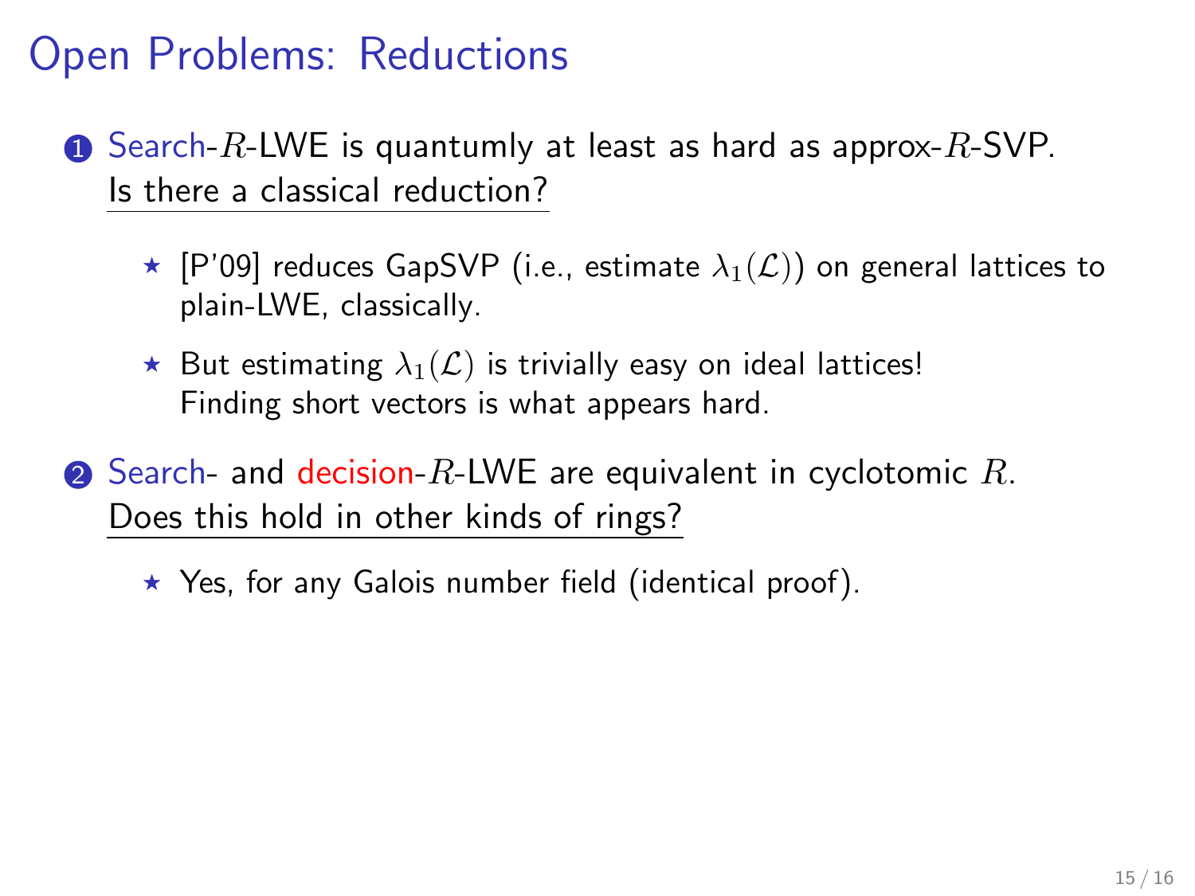# Open Problems: Reductions

1. Search-$R$-LWE is quantumly at least as hard as approx-$R$-SVP.
   Is there a classical reduction?

   ⋆ [P'09] reduces GapSVP (i.e., estimate $\lambda_1(\mathcal{L})$) on general lattices to plain-LWE, classically.

   ⋆ But estimating $\lambda_1(\mathcal{L})$ is trivially easy on ideal lattices!
   Finding short vectors is what appears hard.

2. Search- and decision-$R$-LWE are equivalent in cyclotomic $R$.
   Does this hold in other kinds of rings?

   ⋆ Yes, for any Galois number field (identical proof).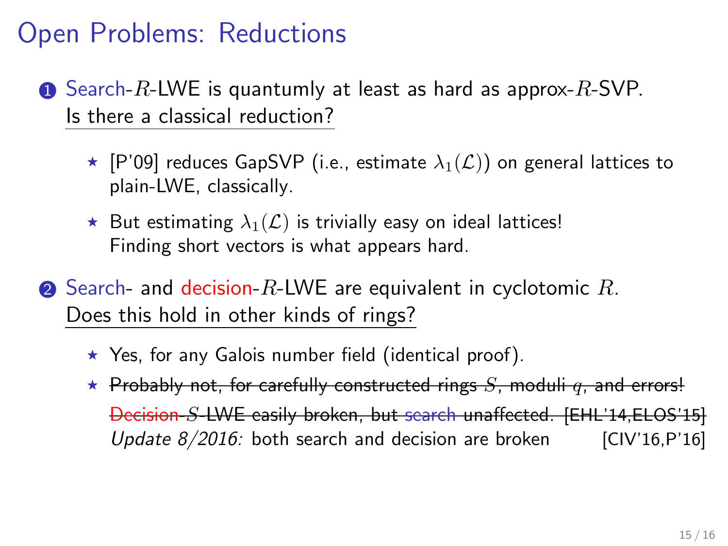# Open Problems: Reductions

1. Search-$R$-LWE is quantumly at least as hard as approx-$R$-SVP.
   Is there a classical reduction?

   - ⋆ [P'09] reduces GapSVP (i.e., estimate $\lambda_1(\mathcal{L})$) on general lattices to plain-LWE, classically.
   - ⋆ But estimating $\lambda_1(\mathcal{L})$ is trivially easy on ideal lattices!
     Finding short vectors is what appears hard.

2. Search- and decision-$R$-LWE are equivalent in cyclotomic $R$.
   Does this hold in other kinds of rings?

   - ⋆ Yes, for any Galois number field (identical proof).
   - ⋆ ~~Probably not, for carefully constructed rings $S$, moduli $q$, and errors!~~
     ~~Decision-$S$-LWE easily broken, but search unaffected. [EHL'14,ELOS'15]~~
     *Update 8/2016:* both search and decision are broken [CIV'16,P'16]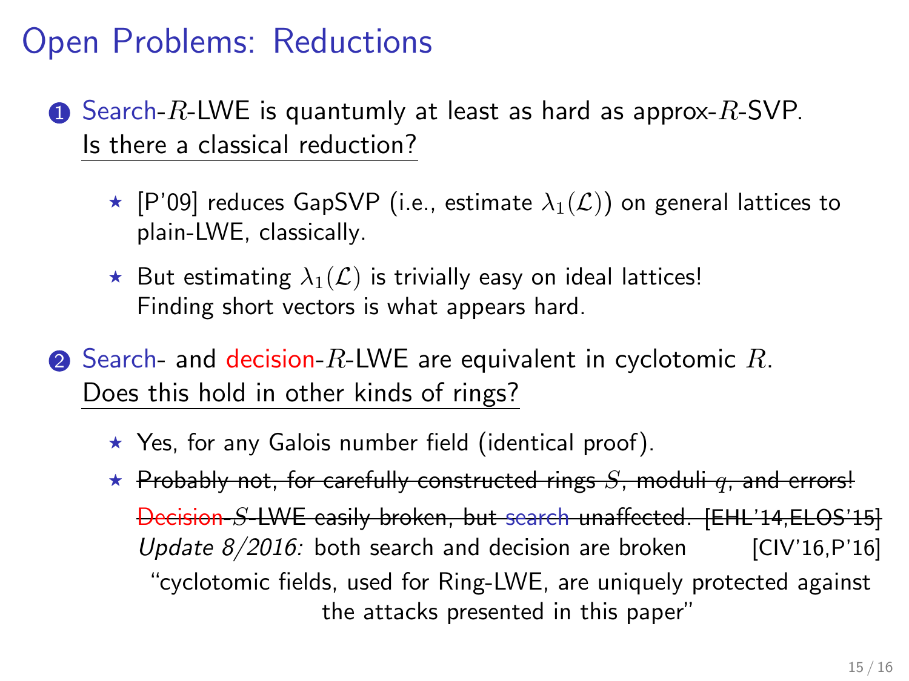# Open Problems: Reductions

1. Search-$R$-LWE is quantumly at least as hard as approx-$R$-SVP.
   Is there a classical reduction?

   - ⋆ [P'09] reduces GapSVP (i.e., estimate $\lambda_1(\mathcal{L})$) on general lattices to plain-LWE, classically.
   - ⋆ But estimating $\lambda_1(\mathcal{L})$ is trivially easy on ideal lattices! Finding short vectors is what appears hard.

2. Search- and decision-$R$-LWE are equivalent in cyclotomic $R$.
   Does this hold in other kinds of rings?

   - ⋆ Yes, for any Galois number field (identical proof).
   - ⋆ ~~Probably not, for carefully constructed rings $S$, moduli $q$, and errors!~~
     ~~Decision-$S$-LWE easily broken, but search unaffected. [EHL'14,ELOS'15]~~
     *Update 8/2016:* both search and decision are broken [CIV'16,P'16]
     "cyclotomic fields, used for Ring-LWE, are uniquely protected against the attacks presented in this paper"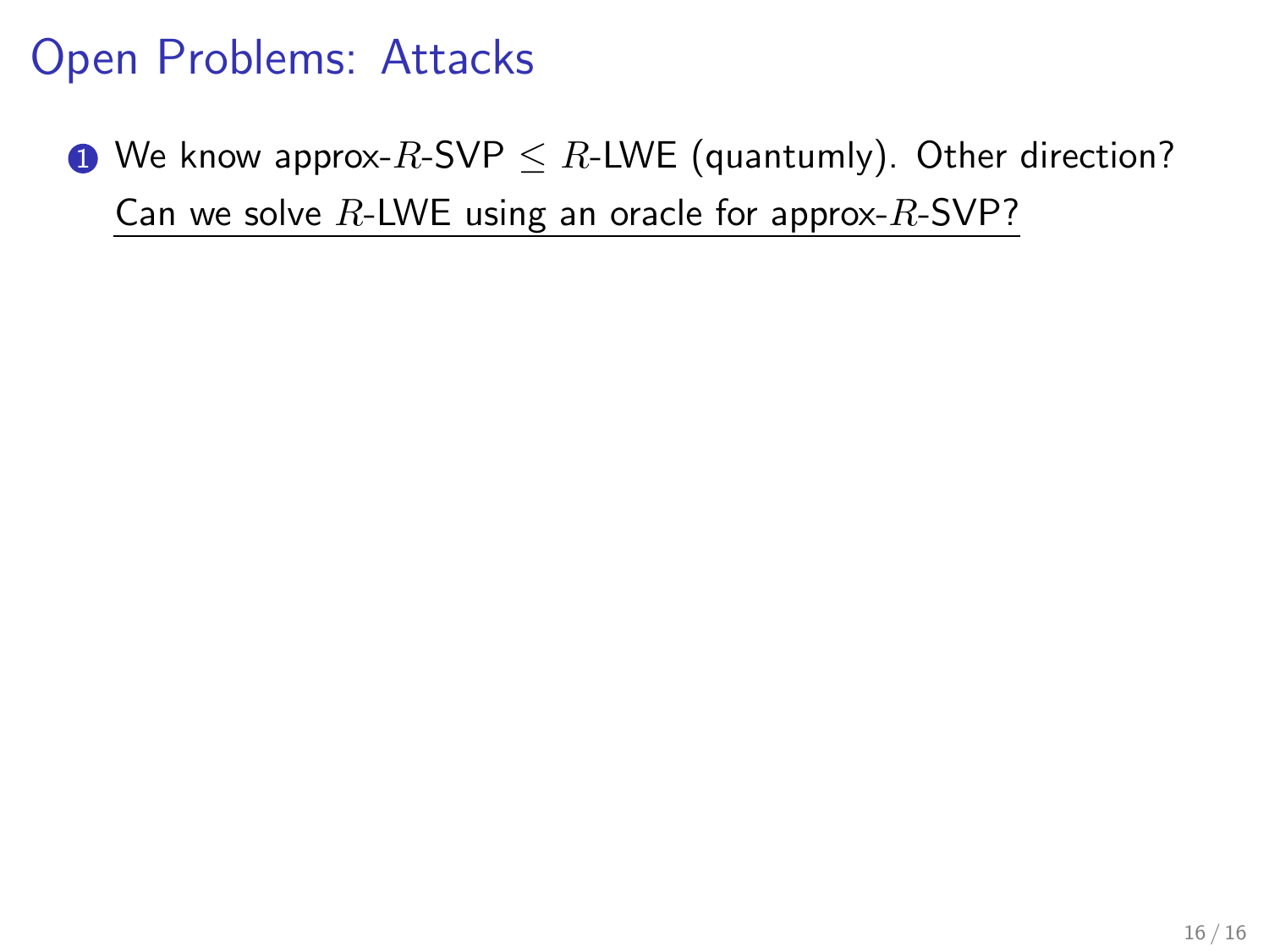# Open Problems: Attacks

1. We know approx-$R$-SVP $\leq$ $R$-LWE (quantumly). Other direction?
   Can we solve $R$-LWE using an oracle for approx-$R$-SVP?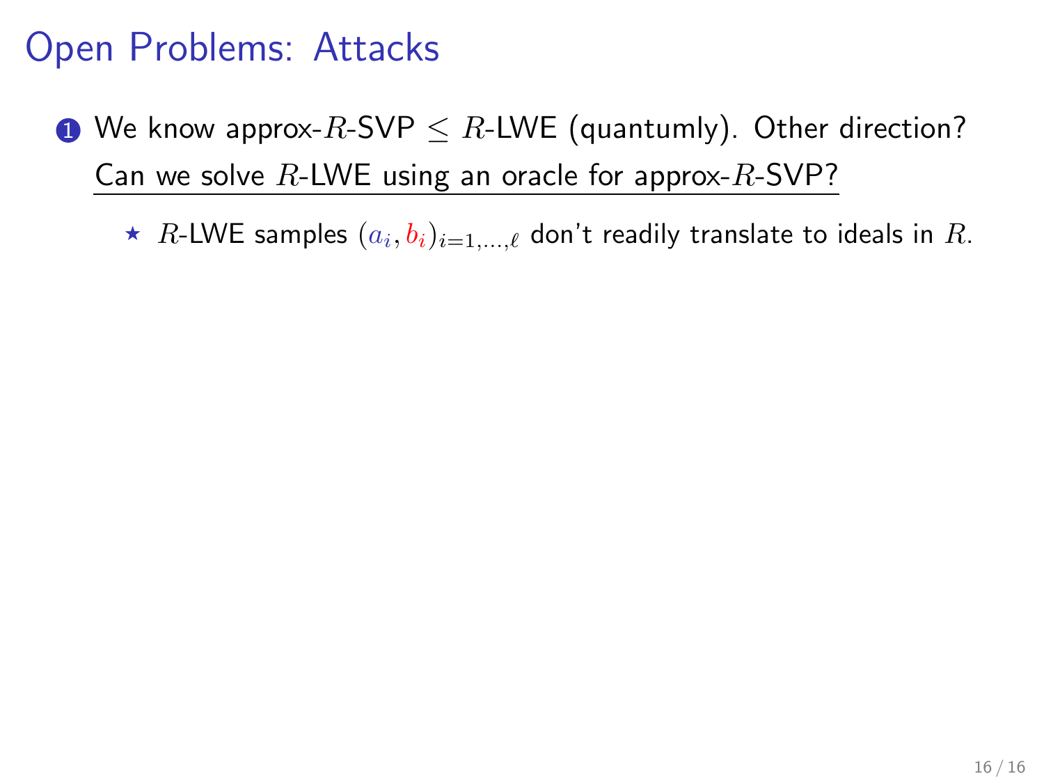# Open Problems: Attacks

1. We know approx-$R$-SVP $\leq$ $R$-LWE (quantumly). Other direction?
   Can we solve $R$-LWE using an oracle for approx-$R$-SVP?

   - $R$-LWE samples $(a_i, b_i)_{i=1,\ldots,\ell}$ don't readily translate to ideals in $R$.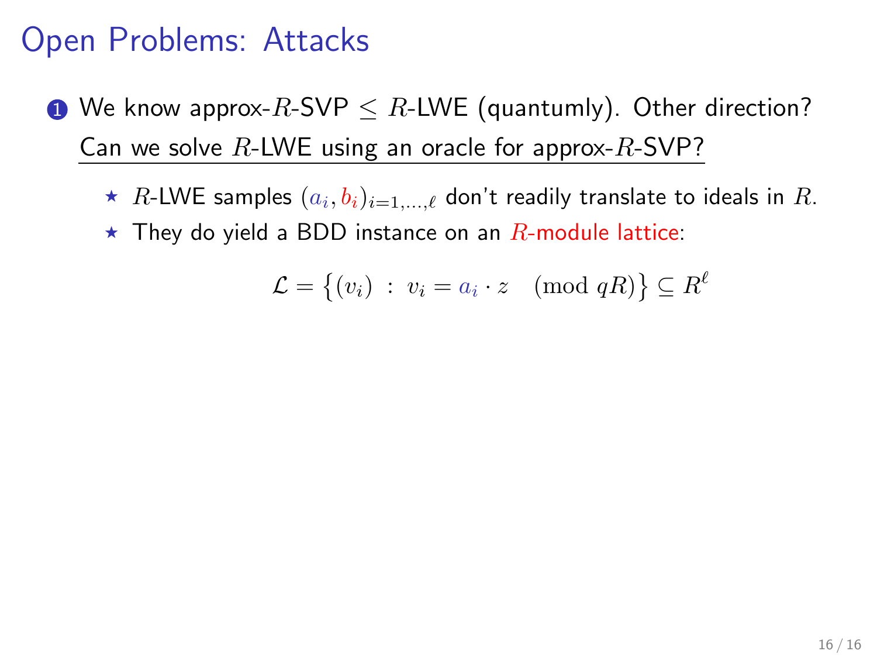# Open Problems: Attacks

1. We know approx-$R$-SVP $\leq$ $R$-LWE (quantumly). Other direction?
   Can we solve $R$-LWE using an oracle for approx-$R$-SVP?

   - ⋆ $R$-LWE samples $(a_i, b_i)_{i=1,\ldots,\ell}$ don't readily translate to ideals in $R$.
   - ⋆ They do yield a BDD instance on an $R$-module lattice:

$$\mathcal{L} = \big\{(v_i) \ : \ v_i = a_i \cdot z \pmod{qR}\big\} \subseteq R^\ell$$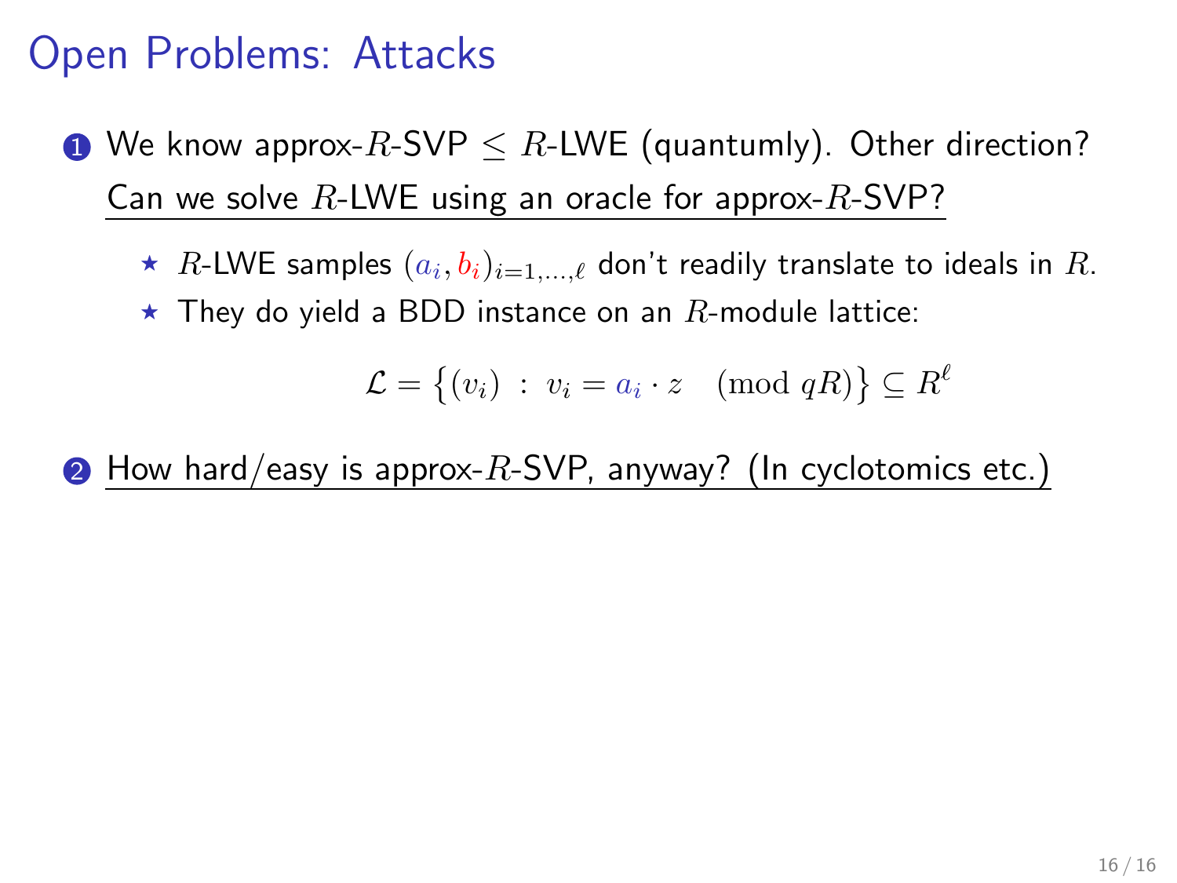# Open Problems: Attacks

1. We know approx-$R$-SVP $\leq$ $R$-LWE (quantumly). Other direction?
   Can we solve $R$-LWE using an oracle for approx-$R$-SVP?

   * $R$-LWE samples $(a_i, b_i)_{i=1,\ldots,\ell}$ don't readily translate to ideals in $R$.
   * They do yield a BDD instance on an $R$-module lattice:

   $$\mathcal{L} = \{(v_i) \; : \; v_i = a_i \cdot z \pmod{qR}\} \subseteq R^\ell$$

2. How hard/easy is approx-$R$-SVP, anyway? (In cyclotomics etc.)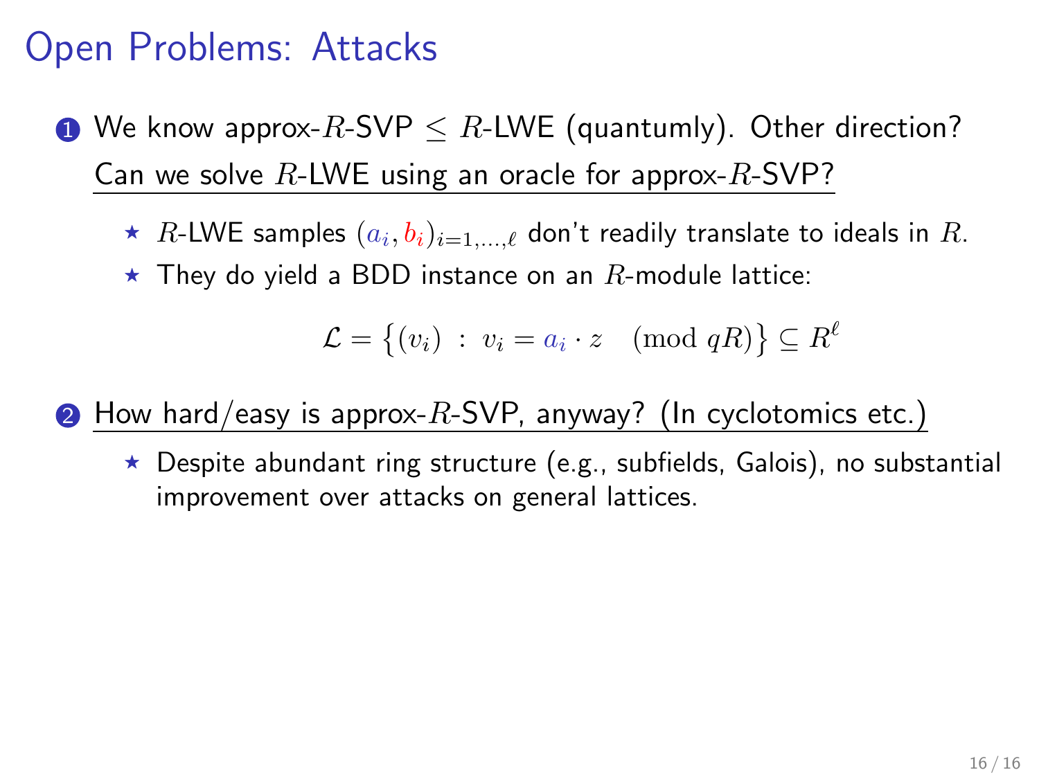# Open Problems: Attacks

1. We know approx-$R$-SVP $\leq$ $R$-LWE (quantumly). Other direction?
   Can we solve $R$-LWE using an oracle for approx-$R$-SVP?

   - $R$-LWE samples $(a_i, b_i)_{i=1,\ldots,\ell}$ don't readily translate to ideals in $R$.
   - They do yield a BDD instance on an $R$-module lattice:

   $$\mathcal{L} = \{(v_i) \,:\, v_i = a_i \cdot z \pmod{qR}\} \subseteq R^\ell$$

2. How hard/easy is approx-$R$-SVP, anyway? (In cyclotomics etc.)

   - Despite abundant ring structure (e.g., subfields, Galois), no substantial improvement over attacks on general lattices.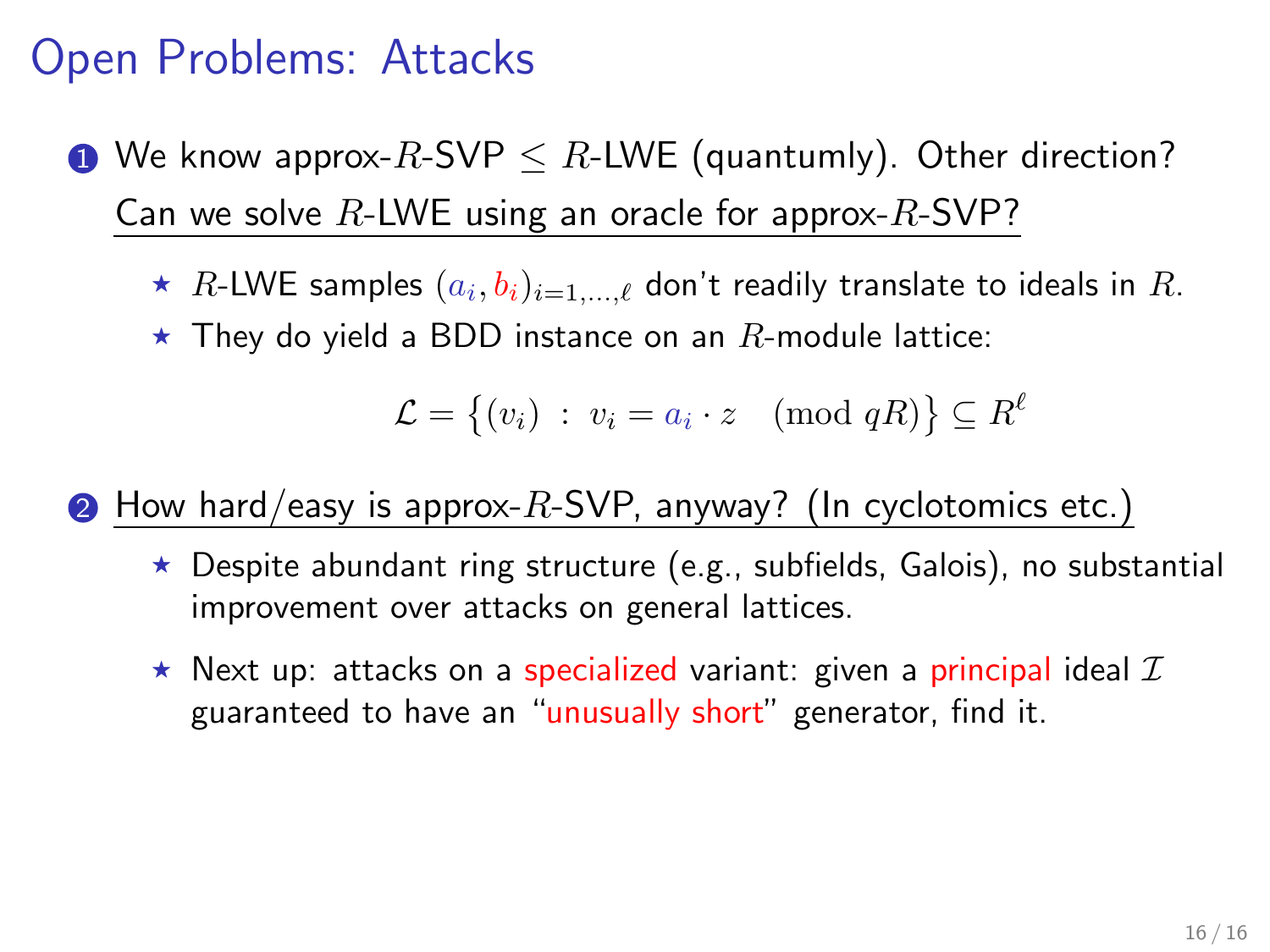# Open Problems: Attacks

1. We know approx-$R$-SVP $\leq$ $R$-LWE (quantumly). Other direction? Can we solve $R$-LWE using an oracle for approx-$R$-SVP?

   - ⋆ $R$-LWE samples $(a_i, b_i)_{i=1,\ldots,\ell}$ don't readily translate to ideals in $R$.
   - ⋆ They do yield a BDD instance on an $R$-module lattice:

   $$\mathcal{L} = \big\{(v_i) \,:\, v_i = a_i \cdot z \pmod{qR}\big\} \subseteq R^\ell$$

2. How hard/easy is approx-$R$-SVP, anyway? (In cyclotomics etc.)

   - ⋆ Despite abundant ring structure (e.g., subfields, Galois), no substantial improvement over attacks on general lattices.
   - ⋆ Next up: attacks on a specialized variant: given a principal ideal $\mathcal{I}$ guaranteed to have an "unusually short" generator, find it.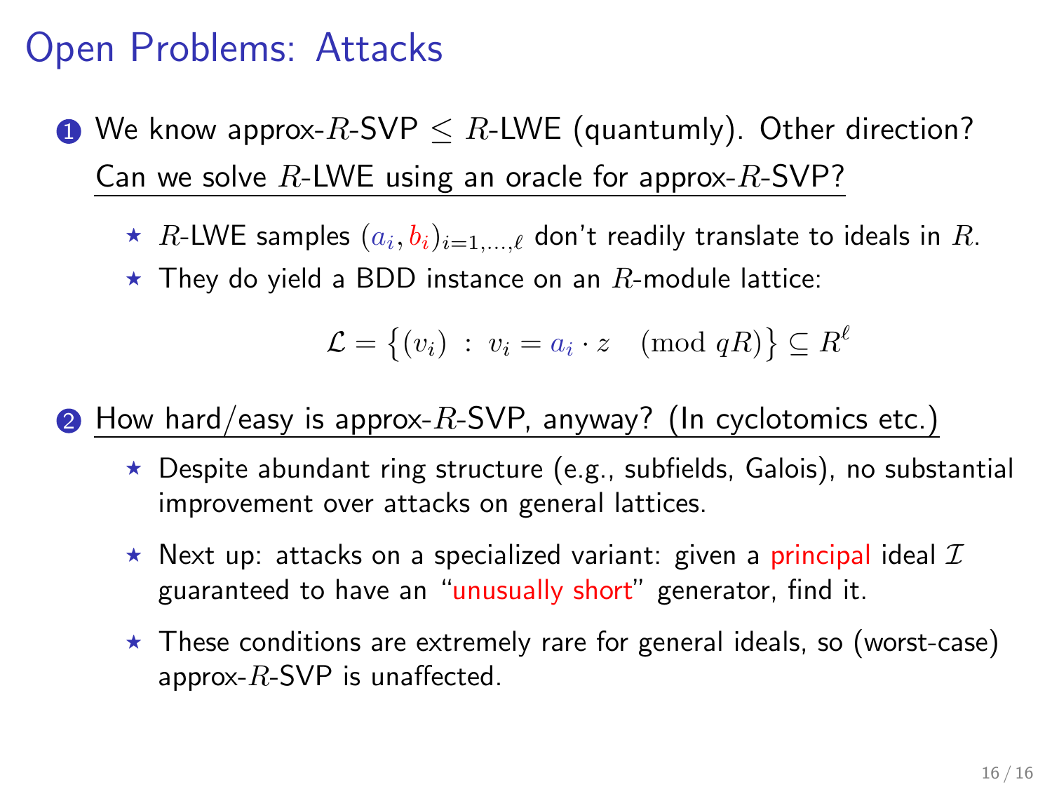# Open Problems: Attacks

1. We know approx-$R$-SVP $\leq$ $R$-LWE (quantumly). Other direction?
   Can we solve $R$-LWE using an oracle for approx-$R$-SVP?

   - ⋆ $R$-LWE samples $(a_i, b_i)_{i=1,\ldots,\ell}$ don't readily translate to ideals in $R$.
   - ⋆ They do yield a BDD instance on an $R$-module lattice:

   $$\mathcal{L} = \{(v_i) \,:\, v_i = a_i \cdot z \pmod{qR}\} \subseteq R^\ell$$

2. How hard/easy is approx-$R$-SVP, anyway? (In cyclotomics etc.)

   - ⋆ Despite abundant ring structure (e.g., subfields, Galois), no substantial improvement over attacks on general lattices.
   - ⋆ Next up: attacks on a specialized variant: given a principal ideal $\mathcal{I}$ guaranteed to have an "unusually short" generator, find it.
   - ⋆ These conditions are extremely rare for general ideals, so (worst-case) approx-$R$-SVP is unaffected.